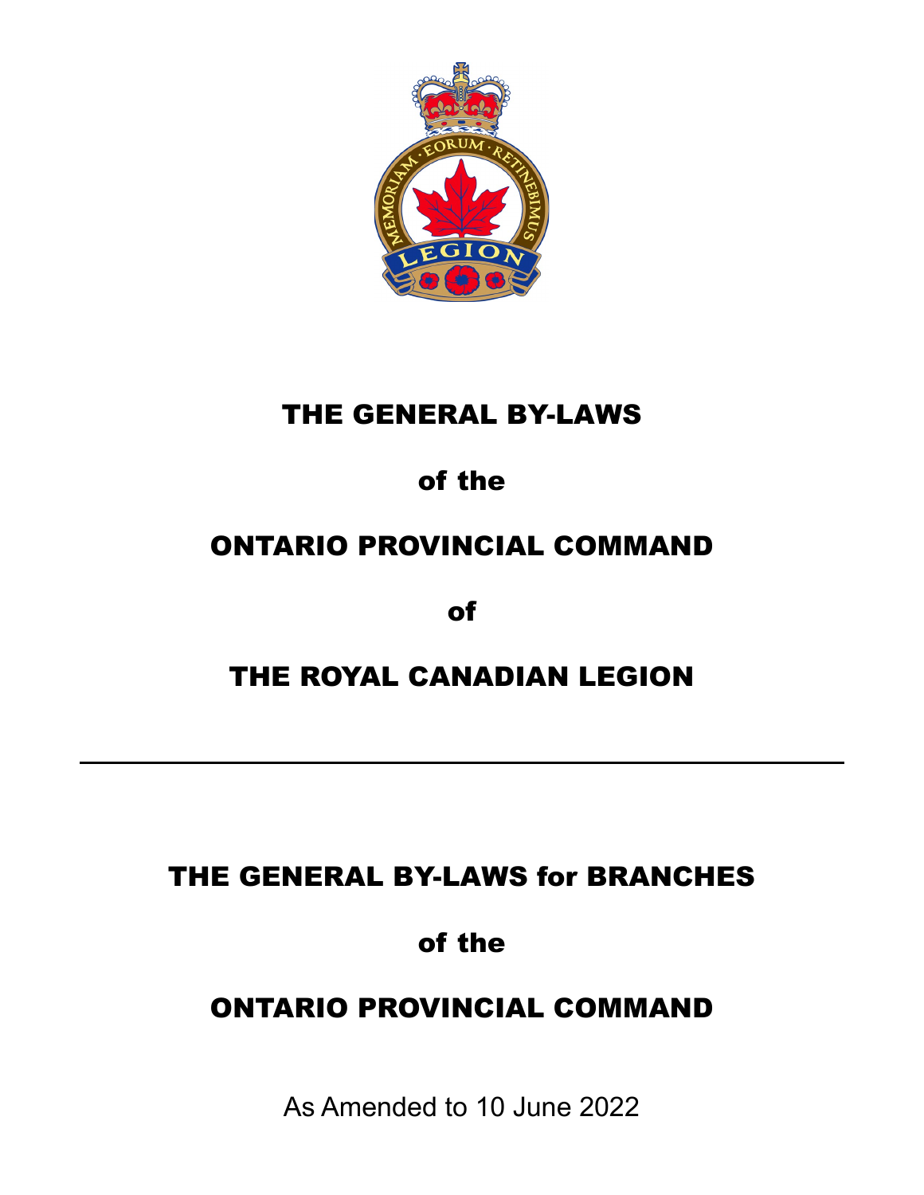# THE GENERAL BY-LAWS

# of the

# ONTARIO PROVINCIAL COMMAND

# of

# THE ROYAL CANADIAN LEGION

---

# THE GENERAL BY-LAWS for BRANCHES

# of the

# ONTARIO PROVINCIAL COMMAND

As Amended to 10 June 2022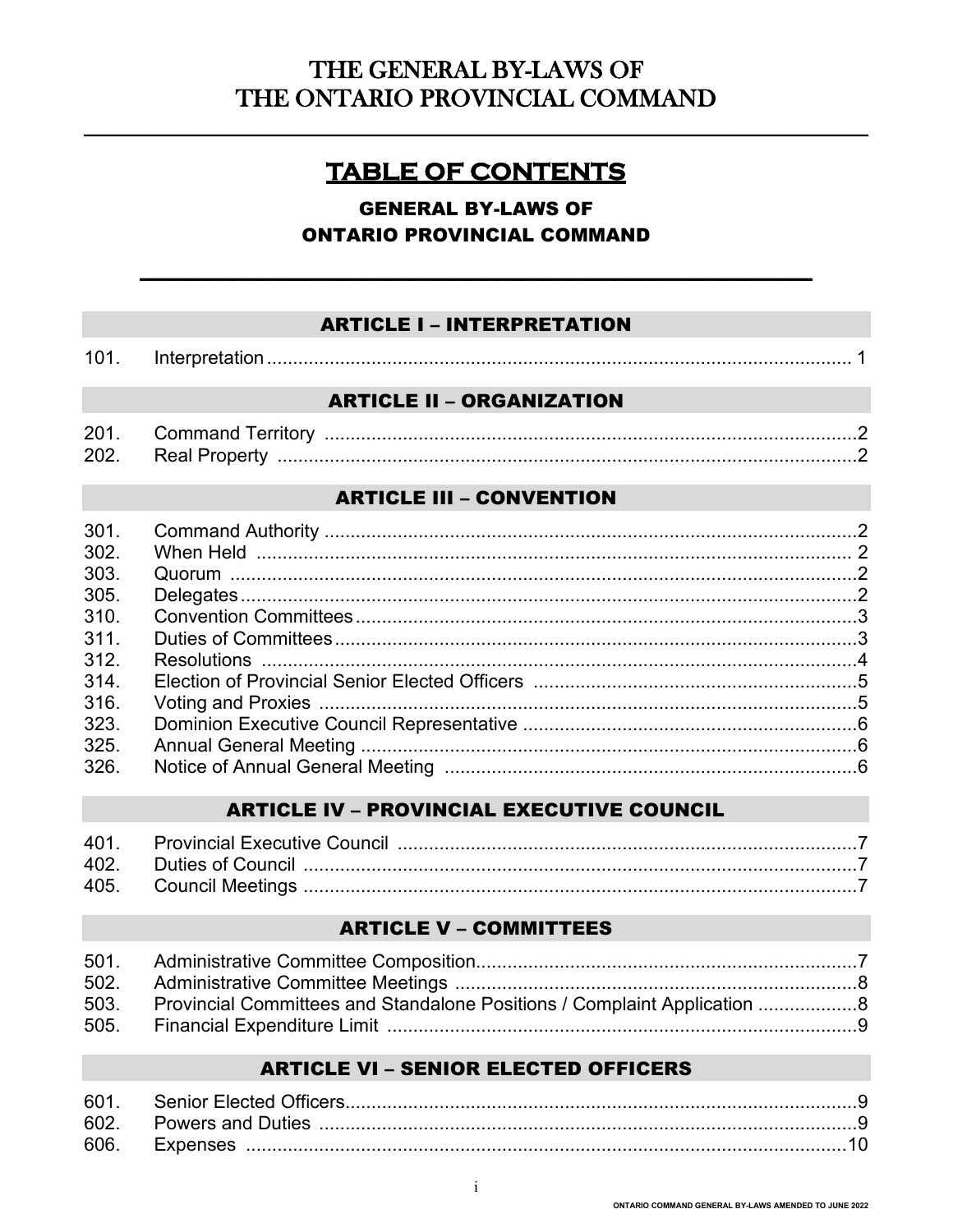# THE GENERAL BY-LAWS OF THE ONTARIO PROVINCIAL COMMAND

## TABLE OF CONTENTS

### GENERAL BY-LAWS OF ONTARIO PROVINCIAL COMMAND

### ARTICLE I – INTERPRETATION

| | | |
|---|---|---|
| 101. | Interpretation | 1 |

### ARTICLE II – ORGANIZATION

| | | |
|---|---|---|
| 201. | Command Territory | 2 |
| 202. | Real Property | 2 |

### ARTICLE III – CONVENTION

| | | |
|---|---|---|
| 301. | Command Authority | 2 |
| 302. | When Held | 2 |
| 303. | Quorum | 2 |
| 305. | Delegates | 2 |
| 310. | Convention Committees | 3 |
| 311. | Duties of Committees | 3 |
| 312. | Resolutions | 4 |
| 314. | Election of Provincial Senior Elected Officers | 5 |
| 316. | Voting and Proxies | 5 |
| 323. | Dominion Executive Council Representative | 6 |
| 325. | Annual General Meeting | 6 |
| 326. | Notice of Annual General Meeting | 6 |

### ARTICLE IV – PROVINCIAL EXECUTIVE COUNCIL

| | | |
|---|---|---|
| 401. | Provincial Executive Council | 7 |
| 402. | Duties of Council | 7 |
| 405. | Council Meetings | 7 |

### ARTICLE V – COMMITTEES

| | | |
|---|---|---|
| 501. | Administrative Committee Composition | 7 |
| 502. | Administrative Committee Meetings | 8 |
| 503. | Provincial Committees and Standalone Positions / Complaint Application | 8 |
| 505. | Financial Expenditure Limit | 9 |

### ARTICLE VI – SENIOR ELECTED OFFICERS

| | | |
|---|---|---|
| 601. | Senior Elected Officers | 9 |
| 602. | Powers and Duties | 9 |
| 606. | Expenses | 10 |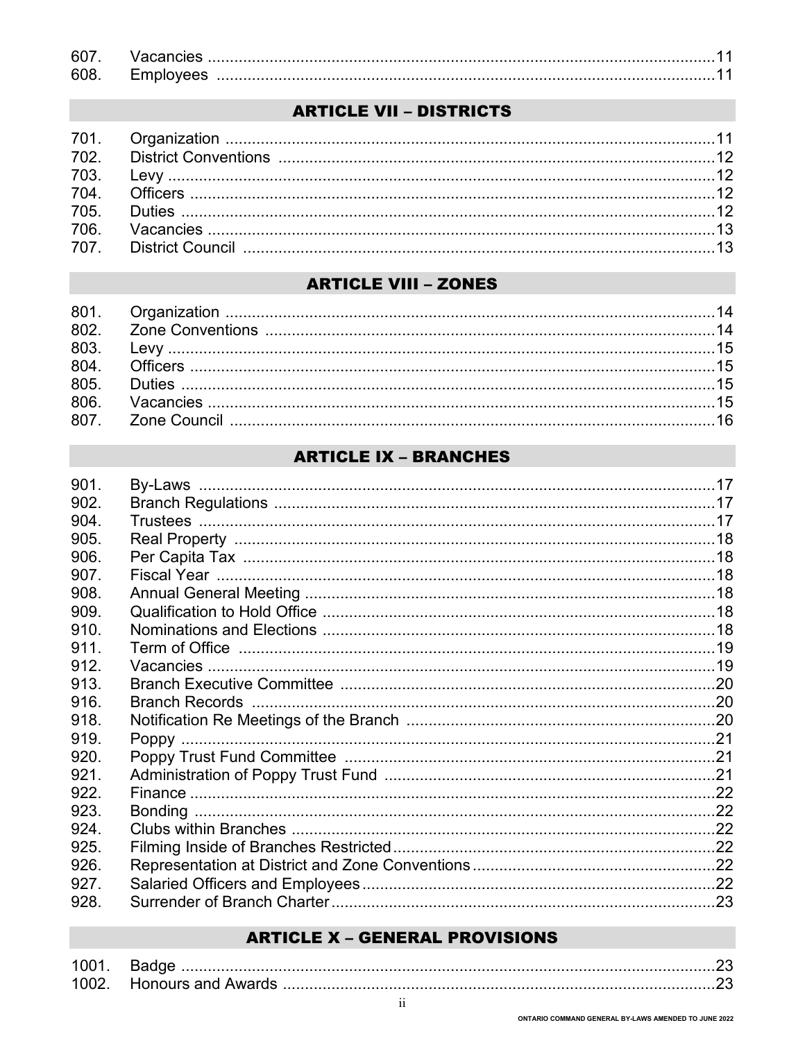| | | |
|---|---|---|
| 607. | Vacancies | 11 |
| 608. | Employees | 11 |

## ARTICLE VII – DISTRICTS

| | | |
|---|---|---|
| 701. | Organization | 11 |
| 702. | District Conventions | 12 |
| 703. | Levy | 12 |
| 704. | Officers | 12 |
| 705. | Duties | 12 |
| 706. | Vacancies | 13 |
| 707. | District Council | 13 |

## ARTICLE VIII – ZONES

| | | |
|---|---|---|
| 801. | Organization | 14 |
| 802. | Zone Conventions | 14 |
| 803. | Levy | 15 |
| 804. | Officers | 15 |
| 805. | Duties | 15 |
| 806. | Vacancies | 15 |
| 807. | Zone Council | 16 |

## ARTICLE IX – BRANCHES

| | | |
|---|---|---|
| 901. | By-Laws | 17 |
| 902. | Branch Regulations | 17 |
| 904. | Trustees | 17 |
| 905. | Real Property | 18 |
| 906. | Per Capita Tax | 18 |
| 907. | Fiscal Year | 18 |
| 908. | Annual General Meeting | 18 |
| 909. | Qualification to Hold Office | 18 |
| 910. | Nominations and Elections | 18 |
| 911. | Term of Office | 19 |
| 912. | Vacancies | 19 |
| 913. | Branch Executive Committee | 20 |
| 916. | Branch Records | 20 |
| 918. | Notification Re Meetings of the Branch | 20 |
| 919. | Poppy | 21 |
| 920. | Poppy Trust Fund Committee | 21 |
| 921. | Administration of Poppy Trust Fund | 21 |
| 922. | Finance | 22 |
| 923. | Bonding | 22 |
| 924. | Clubs within Branches | 22 |
| 925. | Filming Inside of Branches Restricted | 22 |
| 926. | Representation at District and Zone Conventions | 22 |
| 927. | Salaried Officers and Employees | 22 |
| 928. | Surrender of Branch Charter | 23 |

## ARTICLE X – GENERAL PROVISIONS

| | | |
|---|---|---|
| 1001. | Badge | 23 |
| 1002. | Honours and Awards | 23 |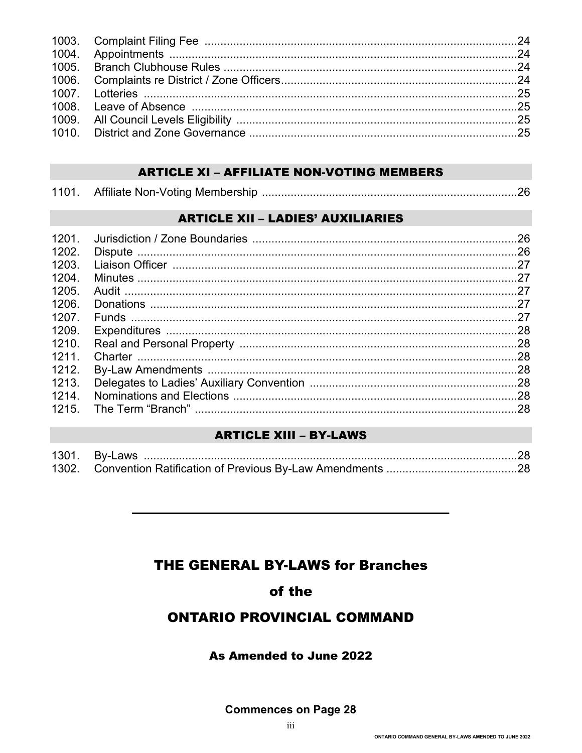| | | |
|---|---|---|
| 1003. | Complaint Filing Fee | 24 |
| 1004. | Appointments | 24 |
| 1005. | Branch Clubhouse Rules | 24 |
| 1006. | Complaints re District / Zone Officers | 24 |
| 1007. | Lotteries | 25 |
| 1008. | Leave of Absence | 25 |
| 1009. | All Council Levels Eligibility | 25 |
| 1010. | District and Zone Governance | 25 |

## ARTICLE XI – AFFILIATE NON-VOTING MEMBERS

| | | |
|---|---|---|
| 1101. | Affiliate Non-Voting Membership | 26 |

## ARTICLE XII – LADIES' AUXILIARIES

| | | |
|---|---|---|
| 1201. | Jurisdiction / Zone Boundaries | 26 |
| 1202. | Dispute | 26 |
| 1203. | Liaison Officer | 27 |
| 1204. | Minutes | 27 |
| 1205. | Audit | 27 |
| 1206. | Donations | 27 |
| 1207. | Funds | 27 |
| 1209. | Expenditures | 28 |
| 1210. | Real and Personal Property | 28 |
| 1211. | Charter | 28 |
| 1212. | By-Law Amendments | 28 |
| 1213. | Delegates to Ladies' Auxiliary Convention | 28 |
| 1214. | Nominations and Elections | 28 |
| 1215. | The Term "Branch" | 28 |

## ARTICLE XIII – BY-LAWS

| | | |
|---|---|---|
| 1301. | By-Laws | 28 |
| 1302. | Convention Ratification of Previous By-Law Amendments | 28 |

---

# THE GENERAL BY-LAWS for Branches

# of the

# ONTARIO PROVINCIAL COMMAND

### As Amended to June 2022

**Commences on Page 28**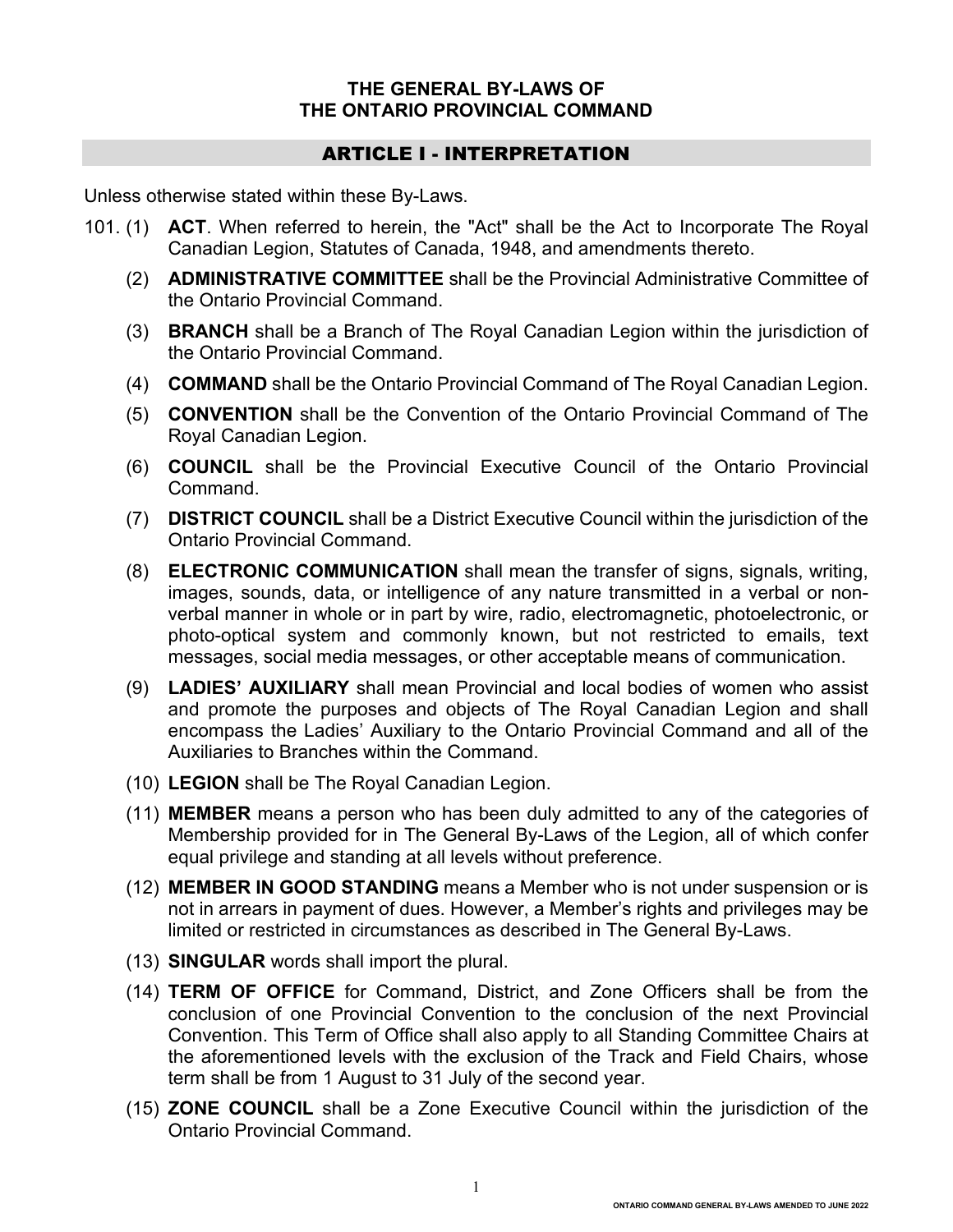# THE GENERAL BY-LAWS OF THE ONTARIO PROVINCIAL COMMAND

## ARTICLE I - INTERPRETATION

Unless otherwise stated within these By-Laws.

101. (1) **ACT**. When referred to herein, the "Act" shall be the Act to Incorporate The Royal Canadian Legion, Statutes of Canada, 1948, and amendments thereto.

(2) **ADMINISTRATIVE COMMITTEE** shall be the Provincial Administrative Committee of the Ontario Provincial Command.

(3) **BRANCH** shall be a Branch of The Royal Canadian Legion within the jurisdiction of the Ontario Provincial Command.

(4) **COMMAND** shall be the Ontario Provincial Command of The Royal Canadian Legion.

(5) **CONVENTION** shall be the Convention of the Ontario Provincial Command of The Royal Canadian Legion.

(6) **COUNCIL** shall be the Provincial Executive Council of the Ontario Provincial Command.

(7) **DISTRICT COUNCIL** shall be a District Executive Council within the jurisdiction of the Ontario Provincial Command.

(8) **ELECTRONIC COMMUNICATION** shall mean the transfer of signs, signals, writing, images, sounds, data, or intelligence of any nature transmitted in a verbal or non-verbal manner in whole or in part by wire, radio, electromagnetic, photoelectronic, or photo-optical system and commonly known, but not restricted to emails, text messages, social media messages, or other acceptable means of communication.

(9) **LADIES' AUXILIARY** shall mean Provincial and local bodies of women who assist and promote the purposes and objects of The Royal Canadian Legion and shall encompass the Ladies' Auxiliary to the Ontario Provincial Command and all of the Auxiliaries to Branches within the Command.

(10) **LEGION** shall be The Royal Canadian Legion.

(11) **MEMBER** means a person who has been duly admitted to any of the categories of Membership provided for in The General By-Laws of the Legion, all of which confer equal privilege and standing at all levels without preference.

(12) **MEMBER IN GOOD STANDING** means a Member who is not under suspension or is not in arrears in payment of dues. However, a Member's rights and privileges may be limited or restricted in circumstances as described in The General By-Laws.

(13) **SINGULAR** words shall import the plural.

(14) **TERM OF OFFICE** for Command, District, and Zone Officers shall be from the conclusion of one Provincial Convention to the conclusion of the next Provincial Convention. This Term of Office shall also apply to all Standing Committee Chairs at the aforementioned levels with the exclusion of the Track and Field Chairs, whose term shall be from 1 August to 31 July of the second year.

(15) **ZONE COUNCIL** shall be a Zone Executive Council within the jurisdiction of the Ontario Provincial Command.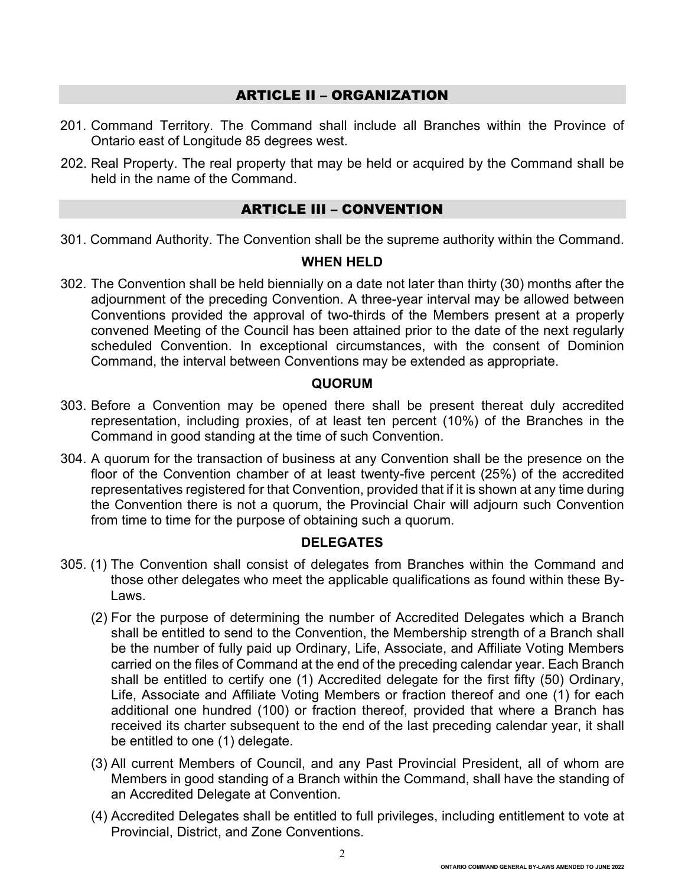## ARTICLE II – ORGANIZATION

201. Command Territory. The Command shall include all Branches within the Province of Ontario east of Longitude 85 degrees west.

202. Real Property. The real property that may be held or acquired by the Command shall be held in the name of the Command.

## ARTICLE III – CONVENTION

301. Command Authority. The Convention shall be the supreme authority within the Command.

### WHEN HELD

302. The Convention shall be held biennially on a date not later than thirty (30) months after the adjournment of the preceding Convention. A three-year interval may be allowed between Conventions provided the approval of two-thirds of the Members present at a properly convened Meeting of the Council has been attained prior to the date of the next regularly scheduled Convention. In exceptional circumstances, with the consent of Dominion Command, the interval between Conventions may be extended as appropriate.

### QUORUM

303. Before a Convention may be opened there shall be present thereat duly accredited representation, including proxies, of at least ten percent (10%) of the Branches in the Command in good standing at the time of such Convention.

304. A quorum for the transaction of business at any Convention shall be the presence on the floor of the Convention chamber of at least twenty-five percent (25%) of the accredited representatives registered for that Convention, provided that if it is shown at any time during the Convention there is not a quorum, the Provincial Chair will adjourn such Convention from time to time for the purpose of obtaining such a quorum.

### DELEGATES

305. (1) The Convention shall consist of delegates from Branches within the Command and those other delegates who meet the applicable qualifications as found within these By-Laws.

(2) For the purpose of determining the number of Accredited Delegates which a Branch shall be entitled to send to the Convention, the Membership strength of a Branch shall be the number of fully paid up Ordinary, Life, Associate, and Affiliate Voting Members carried on the files of Command at the end of the preceding calendar year. Each Branch shall be entitled to certify one (1) Accredited delegate for the first fifty (50) Ordinary, Life, Associate and Affiliate Voting Members or fraction thereof and one (1) for each additional one hundred (100) or fraction thereof, provided that where a Branch has received its charter subsequent to the end of the last preceding calendar year, it shall be entitled to one (1) delegate.

(3) All current Members of Council, and any Past Provincial President, all of whom are Members in good standing of a Branch within the Command, shall have the standing of an Accredited Delegate at Convention.

(4) Accredited Delegates shall be entitled to full privileges, including entitlement to vote at Provincial, District, and Zone Conventions.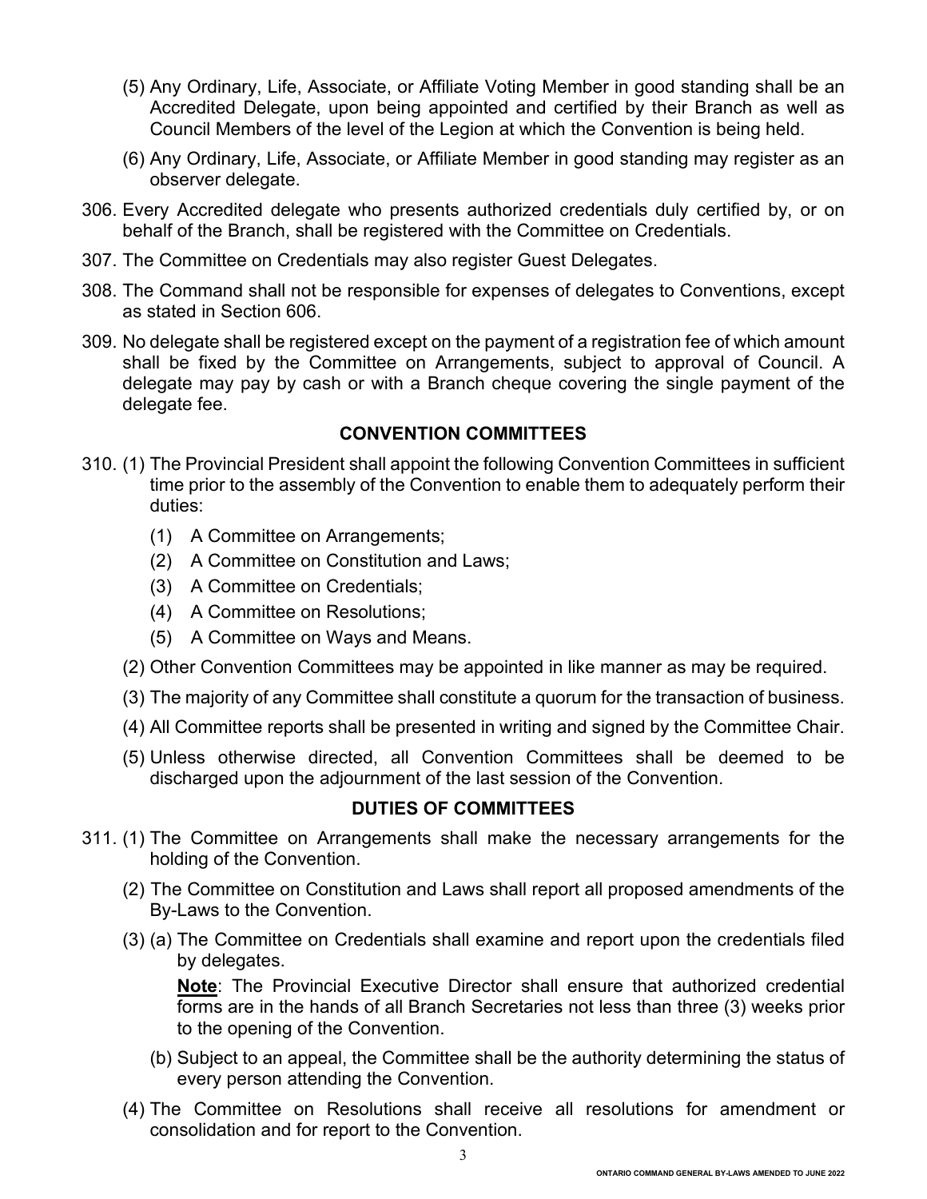(5) Any Ordinary, Life, Associate, or Affiliate Voting Member in good standing shall be an Accredited Delegate, upon being appointed and certified by their Branch as well as Council Members of the level of the Legion at which the Convention is being held.

(6) Any Ordinary, Life, Associate, or Affiliate Member in good standing may register as an observer delegate.

306. Every Accredited delegate who presents authorized credentials duly certified by, or on behalf of the Branch, shall be registered with the Committee on Credentials.

307. The Committee on Credentials may also register Guest Delegates.

308. The Command shall not be responsible for expenses of delegates to Conventions, except as stated in Section 606.

309. No delegate shall be registered except on the payment of a registration fee of which amount shall be fixed by the Committee on Arrangements, subject to approval of Council. A delegate may pay by cash or with a Branch cheque covering the single payment of the delegate fee.

## CONVENTION COMMITTEES

310. (1) The Provincial President shall appoint the following Convention Committees in sufficient time prior to the assembly of the Convention to enable them to adequately perform their duties:

   (1) A Committee on Arrangements;
   (2) A Committee on Constitution and Laws;
   (3) A Committee on Credentials;
   (4) A Committee on Resolutions;
   (5) A Committee on Ways and Means.

(2) Other Convention Committees may be appointed in like manner as may be required.

(3) The majority of any Committee shall constitute a quorum for the transaction of business.

(4) All Committee reports shall be presented in writing and signed by the Committee Chair.

(5) Unless otherwise directed, all Convention Committees shall be deemed to be discharged upon the adjournment of the last session of the Convention.

## DUTIES OF COMMITTEES

311. (1) The Committee on Arrangements shall make the necessary arrangements for the holding of the Convention.

(2) The Committee on Constitution and Laws shall report all proposed amendments of the By-Laws to the Convention.

(3) (a) The Committee on Credentials shall examine and report upon the credentials filed by delegates.

**Note**: The Provincial Executive Director shall ensure that authorized credential forms are in the hands of all Branch Secretaries not less than three (3) weeks prior to the opening of the Convention.

(b) Subject to an appeal, the Committee shall be the authority determining the status of every person attending the Convention.

(4) The Committee on Resolutions shall receive all resolutions for amendment or consolidation and for report to the Convention.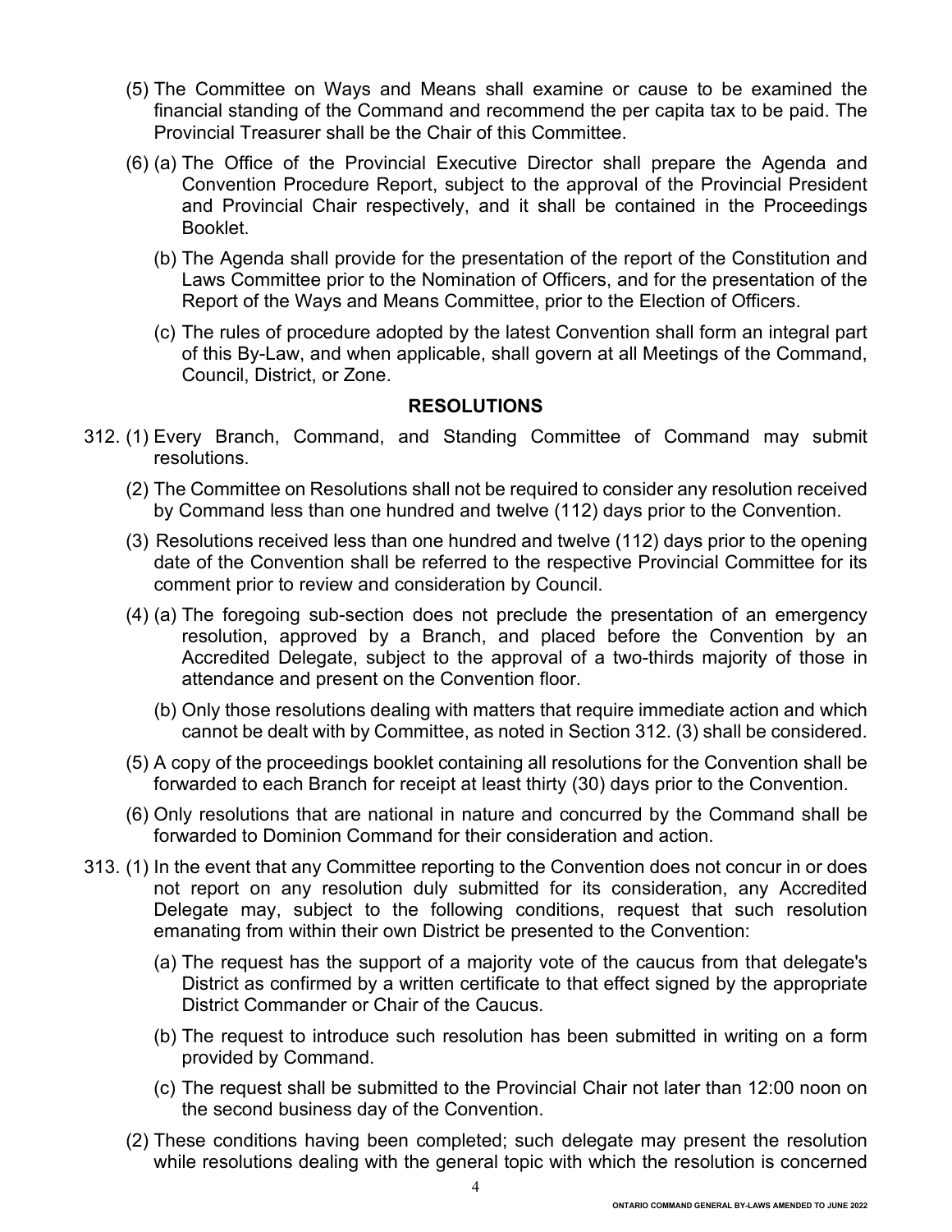(5) The Committee on Ways and Means shall examine or cause to be examined the financial standing of the Command and recommend the per capita tax to be paid. The Provincial Treasurer shall be the Chair of this Committee.

(6) (a) The Office of the Provincial Executive Director shall prepare the Agenda and Convention Procedure Report, subject to the approval of the Provincial President and Provincial Chair respectively, and it shall be contained in the Proceedings Booklet.

(b) The Agenda shall provide for the presentation of the report of the Constitution and Laws Committee prior to the Nomination of Officers, and for the presentation of the Report of the Ways and Means Committee, prior to the Election of Officers.

(c) The rules of procedure adopted by the latest Convention shall form an integral part of this By-Law, and when applicable, shall govern at all Meetings of the Command, Council, District, or Zone.

## RESOLUTIONS

312. (1) Every Branch, Command, and Standing Committee of Command may submit resolutions.

(2) The Committee on Resolutions shall not be required to consider any resolution received by Command less than one hundred and twelve (112) days prior to the Convention.

(3) Resolutions received less than one hundred and twelve (112) days prior to the opening date of the Convention shall be referred to the respective Provincial Committee for its comment prior to review and consideration by Council.

(4) (a) The foregoing sub-section does not preclude the presentation of an emergency resolution, approved by a Branch, and placed before the Convention by an Accredited Delegate, subject to the approval of a two-thirds majority of those in attendance and present on the Convention floor.

(b) Only those resolutions dealing with matters that require immediate action and which cannot be dealt with by Committee, as noted in Section 312. (3) shall be considered.

(5) A copy of the proceedings booklet containing all resolutions for the Convention shall be forwarded to each Branch for receipt at least thirty (30) days prior to the Convention.

(6) Only resolutions that are national in nature and concurred by the Command shall be forwarded to Dominion Command for their consideration and action.

313. (1) In the event that any Committee reporting to the Convention does not concur in or does not report on any resolution duly submitted for its consideration, any Accredited Delegate may, subject to the following conditions, request that such resolution emanating from within their own District be presented to the Convention:

(a) The request has the support of a majority vote of the caucus from that delegate's District as confirmed by a written certificate to that effect signed by the appropriate District Commander or Chair of the Caucus.

(b) The request to introduce such resolution has been submitted in writing on a form provided by Command.

(c) The request shall be submitted to the Provincial Chair not later than 12:00 noon on the second business day of the Convention.

(2) These conditions having been completed; such delegate may present the resolution while resolutions dealing with the general topic with which the resolution is concerned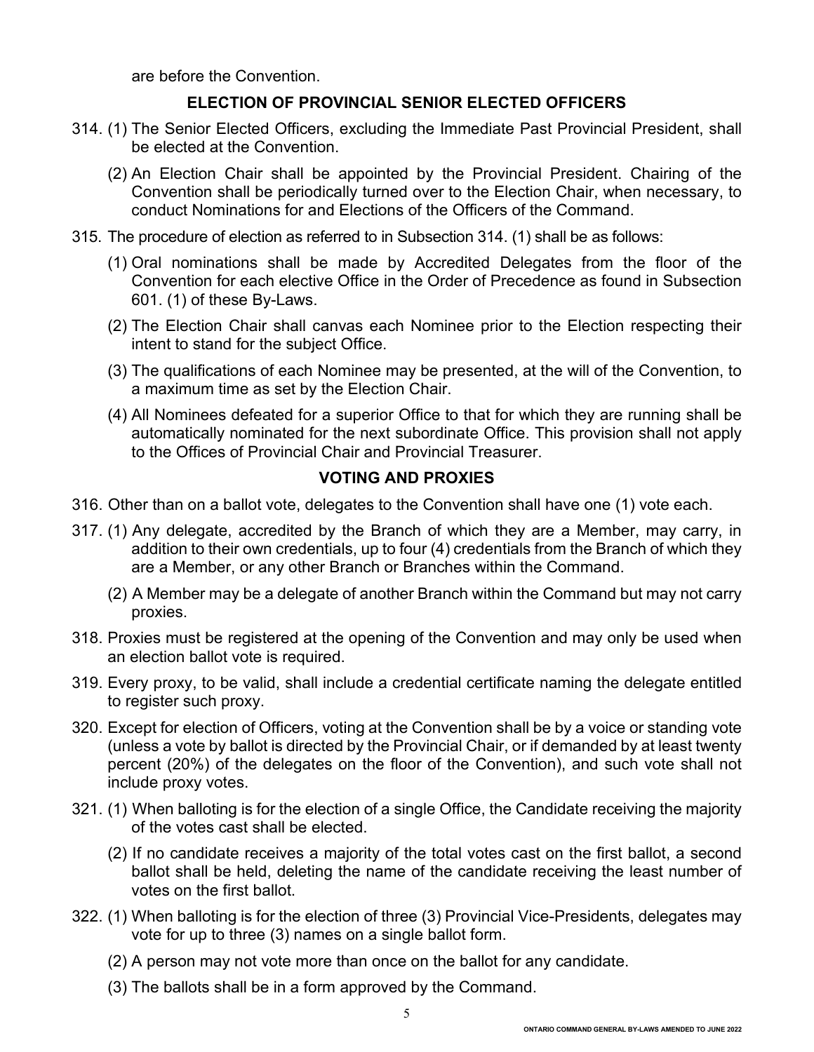are before the Convention.

## ELECTION OF PROVINCIAL SENIOR ELECTED OFFICERS

314. (1) The Senior Elected Officers, excluding the Immediate Past Provincial President, shall be elected at the Convention.

(2) An Election Chair shall be appointed by the Provincial President. Chairing of the Convention shall be periodically turned over to the Election Chair, when necessary, to conduct Nominations for and Elections of the Officers of the Command.

315. The procedure of election as referred to in Subsection 314. (1) shall be as follows:

(1) Oral nominations shall be made by Accredited Delegates from the floor of the Convention for each elective Office in the Order of Precedence as found in Subsection 601. (1) of these By-Laws.

(2) The Election Chair shall canvas each Nominee prior to the Election respecting their intent to stand for the subject Office.

(3) The qualifications of each Nominee may be presented, at the will of the Convention, to a maximum time as set by the Election Chair.

(4) All Nominees defeated for a superior Office to that for which they are running shall be automatically nominated for the next subordinate Office. This provision shall not apply to the Offices of Provincial Chair and Provincial Treasurer.

## VOTING AND PROXIES

316. Other than on a ballot vote, delegates to the Convention shall have one (1) vote each.

317. (1) Any delegate, accredited by the Branch of which they are a Member, may carry, in addition to their own credentials, up to four (4) credentials from the Branch of which they are a Member, or any other Branch or Branches within the Command.

(2) A Member may be a delegate of another Branch within the Command but may not carry proxies.

318. Proxies must be registered at the opening of the Convention and may only be used when an election ballot vote is required.

319. Every proxy, to be valid, shall include a credential certificate naming the delegate entitled to register such proxy.

320. Except for election of Officers, voting at the Convention shall be by a voice or standing vote (unless a vote by ballot is directed by the Provincial Chair, or if demanded by at least twenty percent (20%) of the delegates on the floor of the Convention), and such vote shall not include proxy votes.

321. (1) When balloting is for the election of a single Office, the Candidate receiving the majority of the votes cast shall be elected.

(2) If no candidate receives a majority of the total votes cast on the first ballot, a second ballot shall be held, deleting the name of the candidate receiving the least number of votes on the first ballot.

322. (1) When balloting is for the election of three (3) Provincial Vice-Presidents, delegates may vote for up to three (3) names on a single ballot form.

(2) A person may not vote more than once on the ballot for any candidate.

(3) The ballots shall be in a form approved by the Command.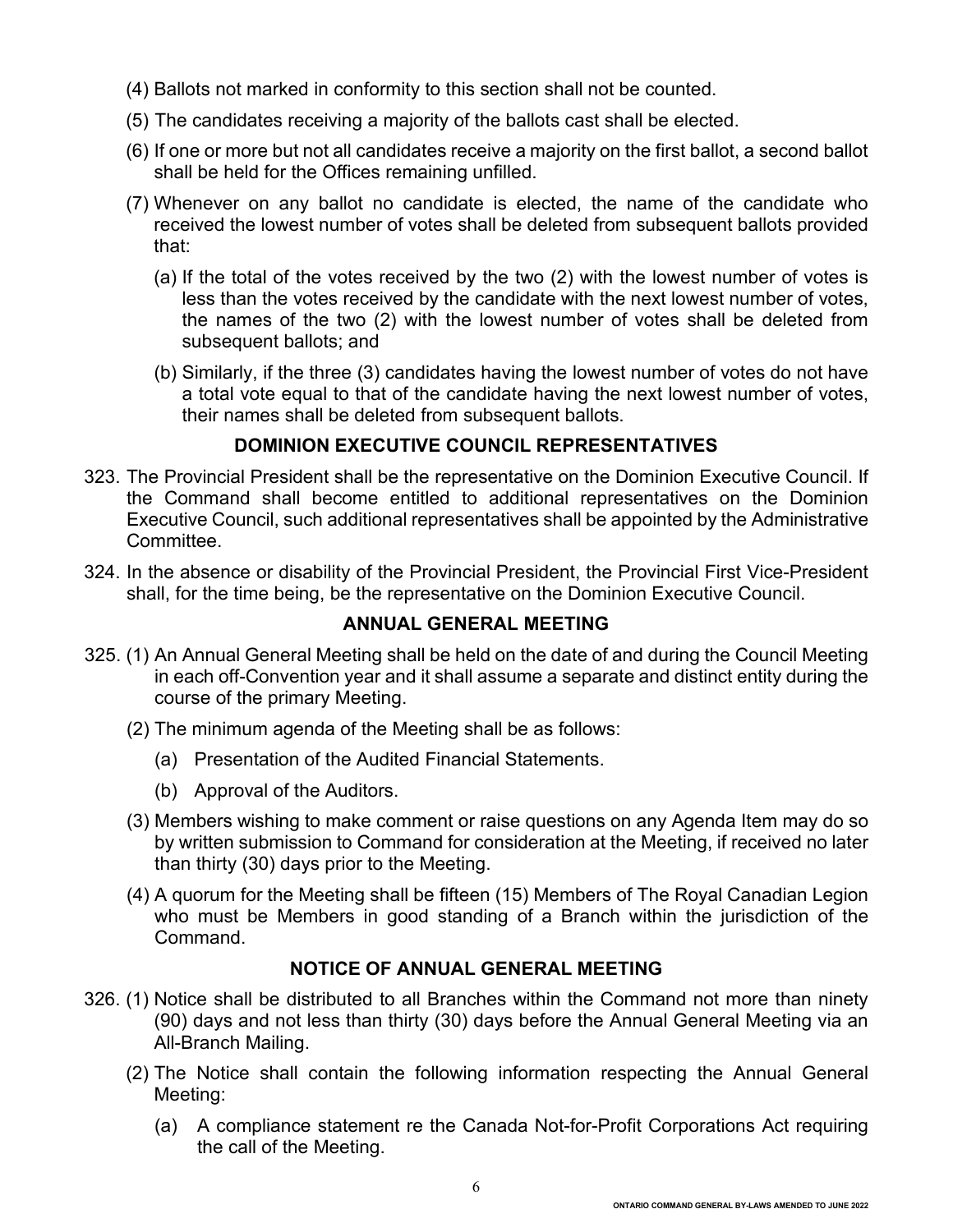(4) Ballots not marked in conformity to this section shall not be counted.

(5) The candidates receiving a majority of the ballots cast shall be elected.

(6) If one or more but not all candidates receive a majority on the first ballot, a second ballot shall be held for the Offices remaining unfilled.

(7) Whenever on any ballot no candidate is elected, the name of the candidate who received the lowest number of votes shall be deleted from subsequent ballots provided that:

(a) If the total of the votes received by the two (2) with the lowest number of votes is less than the votes received by the candidate with the next lowest number of votes, the names of the two (2) with the lowest number of votes shall be deleted from subsequent ballots; and

(b) Similarly, if the three (3) candidates having the lowest number of votes do not have a total vote equal to that of the candidate having the next lowest number of votes, their names shall be deleted from subsequent ballots.

## DOMINION EXECUTIVE COUNCIL REPRESENTATIVES

323. The Provincial President shall be the representative on the Dominion Executive Council. If the Command shall become entitled to additional representatives on the Dominion Executive Council, such additional representatives shall be appointed by the Administrative Committee.

324. In the absence or disability of the Provincial President, the Provincial First Vice-President shall, for the time being, be the representative on the Dominion Executive Council.

## ANNUAL GENERAL MEETING

325. (1) An Annual General Meeting shall be held on the date of and during the Council Meeting in each off-Convention year and it shall assume a separate and distinct entity during the course of the primary Meeting.

(2) The minimum agenda of the Meeting shall be as follows:

(a) Presentation of the Audited Financial Statements.

(b) Approval of the Auditors.

(3) Members wishing to make comment or raise questions on any Agenda Item may do so by written submission to Command for consideration at the Meeting, if received no later than thirty (30) days prior to the Meeting.

(4) A quorum for the Meeting shall be fifteen (15) Members of The Royal Canadian Legion who must be Members in good standing of a Branch within the jurisdiction of the Command.

## NOTICE OF ANNUAL GENERAL MEETING

326. (1) Notice shall be distributed to all Branches within the Command not more than ninety (90) days and not less than thirty (30) days before the Annual General Meeting via an All-Branch Mailing.

(2) The Notice shall contain the following information respecting the Annual General Meeting:

(a) A compliance statement re the Canada Not-for-Profit Corporations Act requiring the call of the Meeting.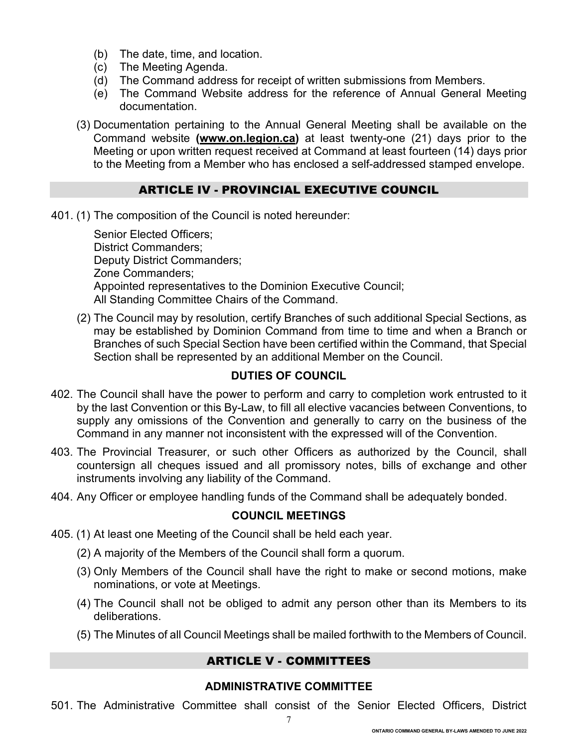(b) The date, time, and location.
(c) The Meeting Agenda.
(d) The Command address for receipt of written submissions from Members.
(e) The Command Website address for the reference of Annual General Meeting documentation.

(3) Documentation pertaining to the Annual General Meeting shall be available on the Command website **(www.on.legion.ca)** at least twenty-one (21) days prior to the Meeting or upon written request received at Command at least fourteen (14) days prior to the Meeting from a Member who has enclosed a self-addressed stamped envelope.

## ARTICLE IV - PROVINCIAL EXECUTIVE COUNCIL

401. (1) The composition of the Council is noted hereunder:

Senior Elected Officers;
District Commanders;
Deputy District Commanders;
Zone Commanders;
Appointed representatives to the Dominion Executive Council;
All Standing Committee Chairs of the Command.

(2) The Council may by resolution, certify Branches of such additional Special Sections, as may be established by Dominion Command from time to time and when a Branch or Branches of such Special Section have been certified within the Command, that Special Section shall be represented by an additional Member on the Council.

### DUTIES OF COUNCIL

402. The Council shall have the power to perform and carry to completion work entrusted to it by the last Convention or this By-Law, to fill all elective vacancies between Conventions, to supply any omissions of the Convention and generally to carry on the business of the Command in any manner not inconsistent with the expressed will of the Convention.

403. The Provincial Treasurer, or such other Officers as authorized by the Council, shall countersign all cheques issued and all promissory notes, bills of exchange and other instruments involving any liability of the Command.

404. Any Officer or employee handling funds of the Command shall be adequately bonded.

### COUNCIL MEETINGS

405. (1) At least one Meeting of the Council shall be held each year.

(2) A majority of the Members of the Council shall form a quorum.

(3) Only Members of the Council shall have the right to make or second motions, make nominations, or vote at Meetings.

(4) The Council shall not be obliged to admit any person other than its Members to its deliberations.

(5) The Minutes of all Council Meetings shall be mailed forthwith to the Members of Council.

## ARTICLE V - COMMITTEES

### ADMINISTRATIVE COMMITTEE

501. The Administrative Committee shall consist of the Senior Elected Officers, District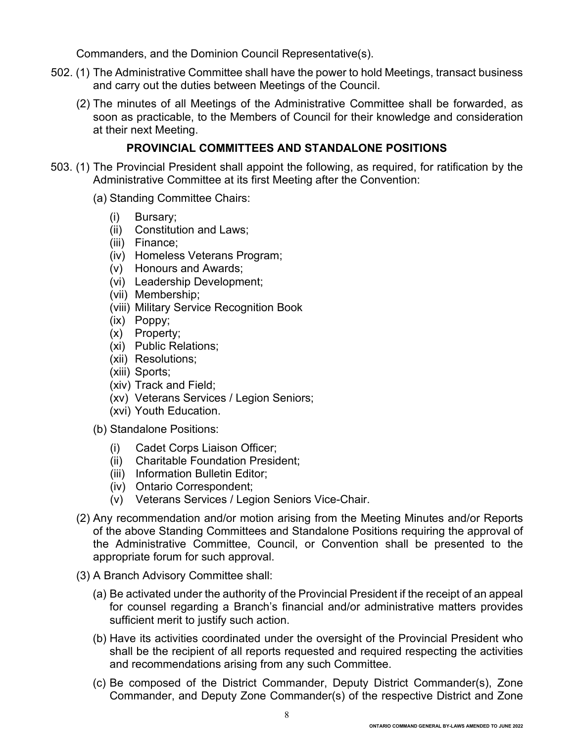Commanders, and the Dominion Council Representative(s).

502. (1) The Administrative Committee shall have the power to hold Meetings, transact business and carry out the duties between Meetings of the Council.

(2) The minutes of all Meetings of the Administrative Committee shall be forwarded, as soon as practicable, to the Members of Council for their knowledge and consideration at their next Meeting.

## PROVINCIAL COMMITTEES AND STANDALONE POSITIONS

503. (1) The Provincial President shall appoint the following, as required, for ratification by the Administrative Committee at its first Meeting after the Convention:

(a) Standing Committee Chairs:

- (i) Bursary;
- (ii) Constitution and Laws;
- (iii) Finance;
- (iv) Homeless Veterans Program;
- (v) Honours and Awards;
- (vi) Leadership Development;
- (vii) Membership;
- (viii) Military Service Recognition Book
- (ix) Poppy;
- (x) Property;
- (xi) Public Relations;
- (xii) Resolutions;
- (xiii) Sports;
- (xiv) Track and Field;
- (xv) Veterans Services / Legion Seniors;
- (xvi) Youth Education.

(b) Standalone Positions:

- (i) Cadet Corps Liaison Officer;
- (ii) Charitable Foundation President;
- (iii) Information Bulletin Editor;
- (iv) Ontario Correspondent;
- (v) Veterans Services / Legion Seniors Vice-Chair.

(2) Any recommendation and/or motion arising from the Meeting Minutes and/or Reports of the above Standing Committees and Standalone Positions requiring the approval of the Administrative Committee, Council, or Convention shall be presented to the appropriate forum for such approval.

(3) A Branch Advisory Committee shall:

(a) Be activated under the authority of the Provincial President if the receipt of an appeal for counsel regarding a Branch's financial and/or administrative matters provides sufficient merit to justify such action.

(b) Have its activities coordinated under the oversight of the Provincial President who shall be the recipient of all reports requested and required respecting the activities and recommendations arising from any such Committee.

(c) Be composed of the District Commander, Deputy District Commander(s), Zone Commander, and Deputy Zone Commander(s) of the respective District and Zone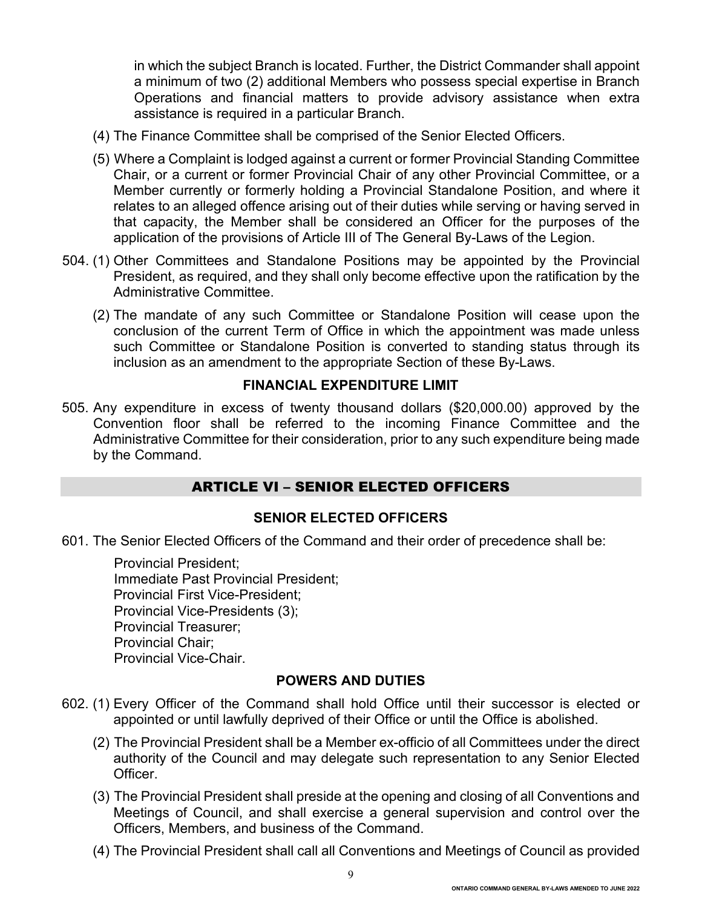in which the subject Branch is located. Further, the District Commander shall appoint a minimum of two (2) additional Members who possess special expertise in Branch Operations and financial matters to provide advisory assistance when extra assistance is required in a particular Branch.

(4) The Finance Committee shall be comprised of the Senior Elected Officers.

(5) Where a Complaint is lodged against a current or former Provincial Standing Committee Chair, or a current or former Provincial Chair of any other Provincial Committee, or a Member currently or formerly holding a Provincial Standalone Position, and where it relates to an alleged offence arising out of their duties while serving or having served in that capacity, the Member shall be considered an Officer for the purposes of the application of the provisions of Article III of The General By-Laws of the Legion.

504. (1) Other Committees and Standalone Positions may be appointed by the Provincial President, as required, and they shall only become effective upon the ratification by the Administrative Committee.

(2) The mandate of any such Committee or Standalone Position will cease upon the conclusion of the current Term of Office in which the appointment was made unless such Committee or Standalone Position is converted to standing status through its inclusion as an amendment to the appropriate Section of these By-Laws.

### FINANCIAL EXPENDITURE LIMIT

505. Any expenditure in excess of twenty thousand dollars ($20,000.00) approved by the Convention floor shall be referred to the incoming Finance Committee and the Administrative Committee for their consideration, prior to any such expenditure being made by the Command.

## ARTICLE VI – SENIOR ELECTED OFFICERS

### SENIOR ELECTED OFFICERS

601. The Senior Elected Officers of the Command and their order of precedence shall be:

Provincial President;
Immediate Past Provincial President;
Provincial First Vice-President;
Provincial Vice-Presidents (3);
Provincial Treasurer;
Provincial Chair;
Provincial Vice-Chair.

### POWERS AND DUTIES

602. (1) Every Officer of the Command shall hold Office until their successor is elected or appointed or until lawfully deprived of their Office or until the Office is abolished.

(2) The Provincial President shall be a Member ex-officio of all Committees under the direct authority of the Council and may delegate such representation to any Senior Elected Officer.

(3) The Provincial President shall preside at the opening and closing of all Conventions and Meetings of Council, and shall exercise a general supervision and control over the Officers, Members, and business of the Command.

(4) The Provincial President shall call all Conventions and Meetings of Council as provided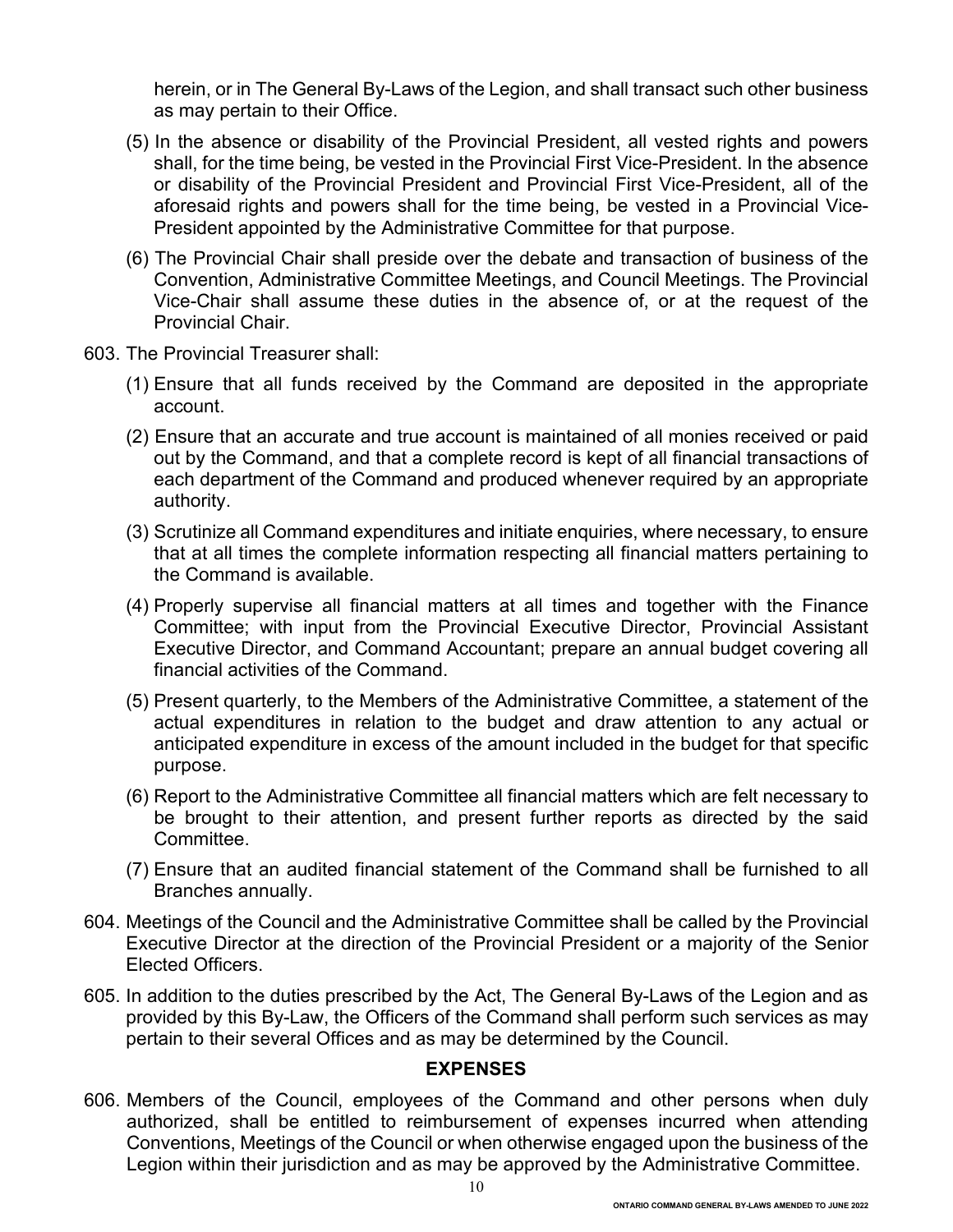herein, or in The General By-Laws of the Legion, and shall transact such other business as may pertain to their Office.

(5) In the absence or disability of the Provincial President, all vested rights and powers shall, for the time being, be vested in the Provincial First Vice-President. In the absence or disability of the Provincial President and Provincial First Vice-President, all of the aforesaid rights and powers shall for the time being, be vested in a Provincial Vice-President appointed by the Administrative Committee for that purpose.

(6) The Provincial Chair shall preside over the debate and transaction of business of the Convention, Administrative Committee Meetings, and Council Meetings. The Provincial Vice-Chair shall assume these duties in the absence of, or at the request of the Provincial Chair.

603. The Provincial Treasurer shall:

(1) Ensure that all funds received by the Command are deposited in the appropriate account.

(2) Ensure that an accurate and true account is maintained of all monies received or paid out by the Command, and that a complete record is kept of all financial transactions of each department of the Command and produced whenever required by an appropriate authority.

(3) Scrutinize all Command expenditures and initiate enquiries, where necessary, to ensure that at all times the complete information respecting all financial matters pertaining to the Command is available.

(4) Properly supervise all financial matters at all times and together with the Finance Committee; with input from the Provincial Executive Director, Provincial Assistant Executive Director, and Command Accountant; prepare an annual budget covering all financial activities of the Command.

(5) Present quarterly, to the Members of the Administrative Committee, a statement of the actual expenditures in relation to the budget and draw attention to any actual or anticipated expenditure in excess of the amount included in the budget for that specific purpose.

(6) Report to the Administrative Committee all financial matters which are felt necessary to be brought to their attention, and present further reports as directed by the said Committee.

(7) Ensure that an audited financial statement of the Command shall be furnished to all Branches annually.

604. Meetings of the Council and the Administrative Committee shall be called by the Provincial Executive Director at the direction of the Provincial President or a majority of the Senior Elected Officers.

605. In addition to the duties prescribed by the Act, The General By-Laws of the Legion and as provided by this By-Law, the Officers of the Command shall perform such services as may pertain to their several Offices and as may be determined by the Council.

## EXPENSES

606. Members of the Council, employees of the Command and other persons when duly authorized, shall be entitled to reimbursement of expenses incurred when attending Conventions, Meetings of the Council or when otherwise engaged upon the business of the Legion within their jurisdiction and as may be approved by the Administrative Committee.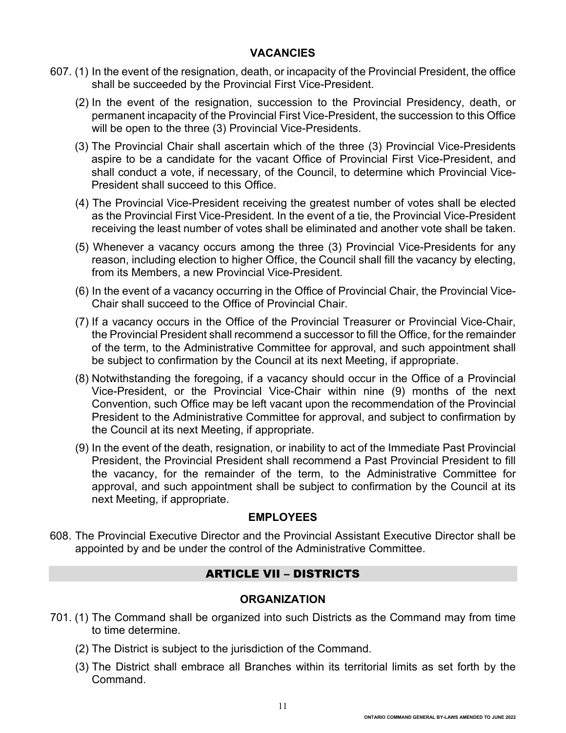### VACANCIES

607. (1) In the event of the resignation, death, or incapacity of the Provincial President, the office shall be succeeded by the Provincial First Vice-President.

(2) In the event of the resignation, succession to the Provincial Presidency, death, or permanent incapacity of the Provincial First Vice-President, the succession to this Office will be open to the three (3) Provincial Vice-Presidents.

(3) The Provincial Chair shall ascertain which of the three (3) Provincial Vice-Presidents aspire to be a candidate for the vacant Office of Provincial First Vice-President, and shall conduct a vote, if necessary, of the Council, to determine which Provincial Vice-President shall succeed to this Office.

(4) The Provincial Vice-President receiving the greatest number of votes shall be elected as the Provincial First Vice-President. In the event of a tie, the Provincial Vice-President receiving the least number of votes shall be eliminated and another vote shall be taken.

(5) Whenever a vacancy occurs among the three (3) Provincial Vice-Presidents for any reason, including election to higher Office, the Council shall fill the vacancy by electing, from its Members, a new Provincial Vice-President.

(6) In the event of a vacancy occurring in the Office of Provincial Chair, the Provincial Vice-Chair shall succeed to the Office of Provincial Chair.

(7) If a vacancy occurs in the Office of the Provincial Treasurer or Provincial Vice-Chair, the Provincial President shall recommend a successor to fill the Office, for the remainder of the term, to the Administrative Committee for approval, and such appointment shall be subject to confirmation by the Council at its next Meeting, if appropriate.

(8) Notwithstanding the foregoing, if a vacancy should occur in the Office of a Provincial Vice-President, or the Provincial Vice-Chair within nine (9) months of the next Convention, such Office may be left vacant upon the recommendation of the Provincial President to the Administrative Committee for approval, and subject to confirmation by the Council at its next Meeting, if appropriate.

(9) In the event of the death, resignation, or inability to act of the Immediate Past Provincial President, the Provincial President shall recommend a Past Provincial President to fill the vacancy, for the remainder of the term, to the Administrative Committee for approval, and such appointment shall be subject to confirmation by the Council at its next Meeting, if appropriate.

### EMPLOYEES

608. The Provincial Executive Director and the Provincial Assistant Executive Director shall be appointed by and be under the control of the Administrative Committee.

## ARTICLE VII – DISTRICTS

### ORGANIZATION

701. (1) The Command shall be organized into such Districts as the Command may from time to time determine.

(2) The District is subject to the jurisdiction of the Command.

(3) The District shall embrace all Branches within its territorial limits as set forth by the Command.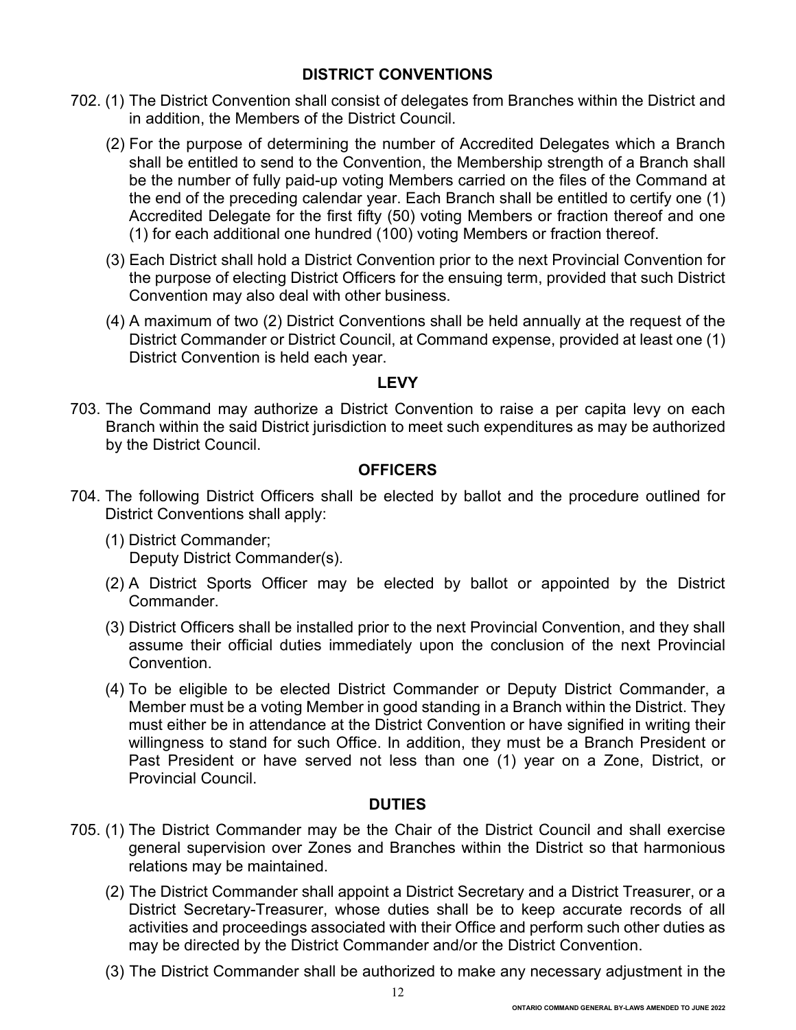## DISTRICT CONVENTIONS

702. (1) The District Convention shall consist of delegates from Branches within the District and in addition, the Members of the District Council.

(2) For the purpose of determining the number of Accredited Delegates which a Branch shall be entitled to send to the Convention, the Membership strength of a Branch shall be the number of fully paid-up voting Members carried on the files of the Command at the end of the preceding calendar year. Each Branch shall be entitled to certify one (1) Accredited Delegate for the first fifty (50) voting Members or fraction thereof and one (1) for each additional one hundred (100) voting Members or fraction thereof.

(3) Each District shall hold a District Convention prior to the next Provincial Convention for the purpose of electing District Officers for the ensuing term, provided that such District Convention may also deal with other business.

(4) A maximum of two (2) District Conventions shall be held annually at the request of the District Commander or District Council, at Command expense, provided at least one (1) District Convention is held each year.

## LEVY

703. The Command may authorize a District Convention to raise a per capita levy on each Branch within the said District jurisdiction to meet such expenditures as may be authorized by the District Council.

## OFFICERS

704. The following District Officers shall be elected by ballot and the procedure outlined for District Conventions shall apply:

(1) District Commander;
Deputy District Commander(s).

(2) A District Sports Officer may be elected by ballot or appointed by the District Commander.

(3) District Officers shall be installed prior to the next Provincial Convention, and they shall assume their official duties immediately upon the conclusion of the next Provincial Convention.

(4) To be eligible to be elected District Commander or Deputy District Commander, a Member must be a voting Member in good standing in a Branch within the District. They must either be in attendance at the District Convention or have signified in writing their willingness to stand for such Office. In addition, they must be a Branch President or Past President or have served not less than one (1) year on a Zone, District, or Provincial Council.

## DUTIES

705. (1) The District Commander may be the Chair of the District Council and shall exercise general supervision over Zones and Branches within the District so that harmonious relations may be maintained.

(2) The District Commander shall appoint a District Secretary and a District Treasurer, or a District Secretary-Treasurer, whose duties shall be to keep accurate records of all activities and proceedings associated with their Office and perform such other duties as may be directed by the District Commander and/or the District Convention.

(3) The District Commander shall be authorized to make any necessary adjustment in the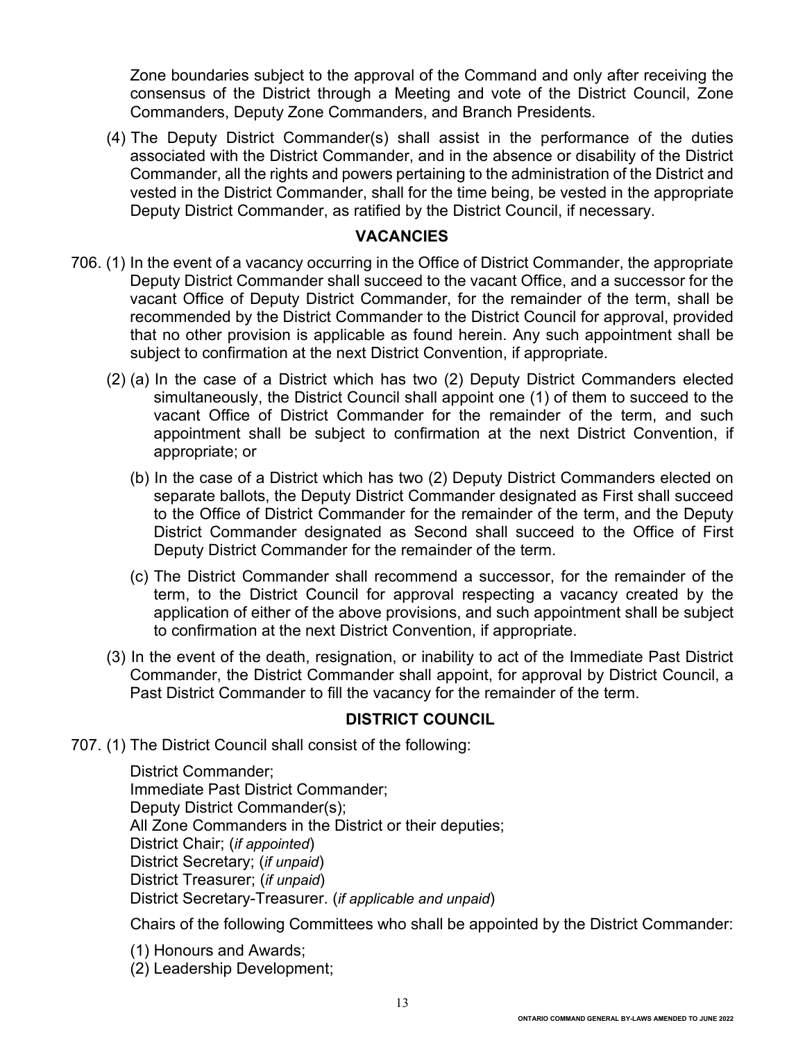Zone boundaries subject to the approval of the Command and only after receiving the consensus of the District through a Meeting and vote of the District Council, Zone Commanders, Deputy Zone Commanders, and Branch Presidents.

(4) The Deputy District Commander(s) shall assist in the performance of the duties associated with the District Commander, and in the absence or disability of the District Commander, all the rights and powers pertaining to the administration of the District and vested in the District Commander, shall for the time being, be vested in the appropriate Deputy District Commander, as ratified by the District Council, if necessary.

## VACANCIES

706. (1) In the event of a vacancy occurring in the Office of District Commander, the appropriate Deputy District Commander shall succeed to the vacant Office, and a successor for the vacant Office of Deputy District Commander, for the remainder of the term, shall be recommended by the District Commander to the District Council for approval, provided that no other provision is applicable as found herein. Any such appointment shall be subject to confirmation at the next District Convention, if appropriate.

(2) (a) In the case of a District which has two (2) Deputy District Commanders elected simultaneously, the District Council shall appoint one (1) of them to succeed to the vacant Office of District Commander for the remainder of the term, and such appointment shall be subject to confirmation at the next District Convention, if appropriate; or

(b) In the case of a District which has two (2) Deputy District Commanders elected on separate ballots, the Deputy District Commander designated as First shall succeed to the Office of District Commander for the remainder of the term, and the Deputy District Commander designated as Second shall succeed to the Office of First Deputy District Commander for the remainder of the term.

(c) The District Commander shall recommend a successor, for the remainder of the term, to the District Council for approval respecting a vacancy created by the application of either of the above provisions, and such appointment shall be subject to confirmation at the next District Convention, if appropriate.

(3) In the event of the death, resignation, or inability to act of the Immediate Past District Commander, the District Commander shall appoint, for approval by District Council, a Past District Commander to fill the vacancy for the remainder of the term.

## DISTRICT COUNCIL

707. (1) The District Council shall consist of the following:

District Commander;
Immediate Past District Commander;
Deputy District Commander(s);
All Zone Commanders in the District or their deputies;
District Chair; (*if appointed*)
District Secretary; (*if unpaid*)
District Treasurer; (*if unpaid*)
District Secretary-Treasurer. (*if applicable and unpaid*)

Chairs of the following Committees who shall be appointed by the District Commander:

(1) Honours and Awards;
(2) Leadership Development;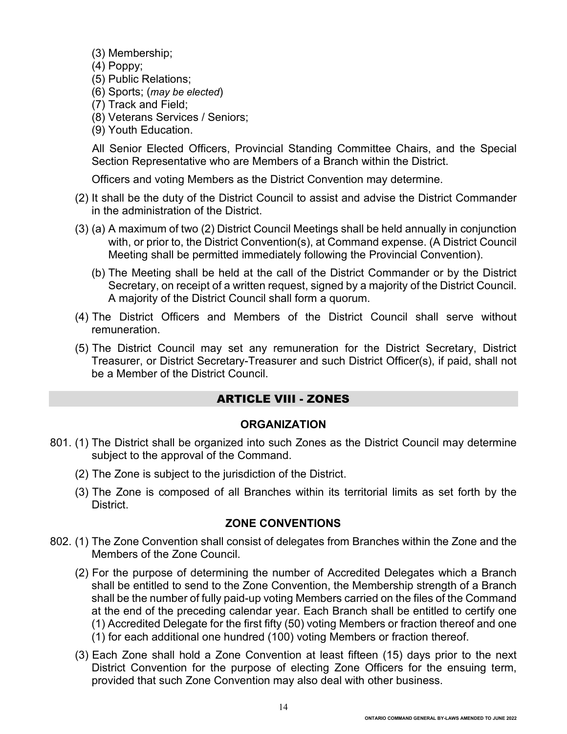(3) Membership;
(4) Poppy;
(5) Public Relations;
(6) Sports; (*may be elected*)
(7) Track and Field;
(8) Veterans Services / Seniors;
(9) Youth Education.

All Senior Elected Officers, Provincial Standing Committee Chairs, and the Special Section Representative who are Members of a Branch within the District.

Officers and voting Members as the District Convention may determine.

(2) It shall be the duty of the District Council to assist and advise the District Commander in the administration of the District.

(3) (a) A maximum of two (2) District Council Meetings shall be held annually in conjunction with, or prior to, the District Convention(s), at Command expense. (A District Council Meeting shall be permitted immediately following the Provincial Convention).

(b) The Meeting shall be held at the call of the District Commander or by the District Secretary, on receipt of a written request, signed by a majority of the District Council. A majority of the District Council shall form a quorum.

(4) The District Officers and Members of the District Council shall serve without remuneration.

(5) The District Council may set any remuneration for the District Secretary, District Treasurer, or District Secretary-Treasurer and such District Officer(s), if paid, shall not be a Member of the District Council.

## ARTICLE VIII - ZONES

### ORGANIZATION

801. (1) The District shall be organized into such Zones as the District Council may determine subject to the approval of the Command.

(2) The Zone is subject to the jurisdiction of the District.

(3) The Zone is composed of all Branches within its territorial limits as set forth by the District.

### ZONE CONVENTIONS

802. (1) The Zone Convention shall consist of delegates from Branches within the Zone and the Members of the Zone Council.

(2) For the purpose of determining the number of Accredited Delegates which a Branch shall be entitled to send to the Zone Convention, the Membership strength of a Branch shall be the number of fully paid-up voting Members carried on the files of the Command at the end of the preceding calendar year. Each Branch shall be entitled to certify one (1) Accredited Delegate for the first fifty (50) voting Members or fraction thereof and one (1) for each additional one hundred (100) voting Members or fraction thereof.

(3) Each Zone shall hold a Zone Convention at least fifteen (15) days prior to the next District Convention for the purpose of electing Zone Officers for the ensuing term, provided that such Zone Convention may also deal with other business.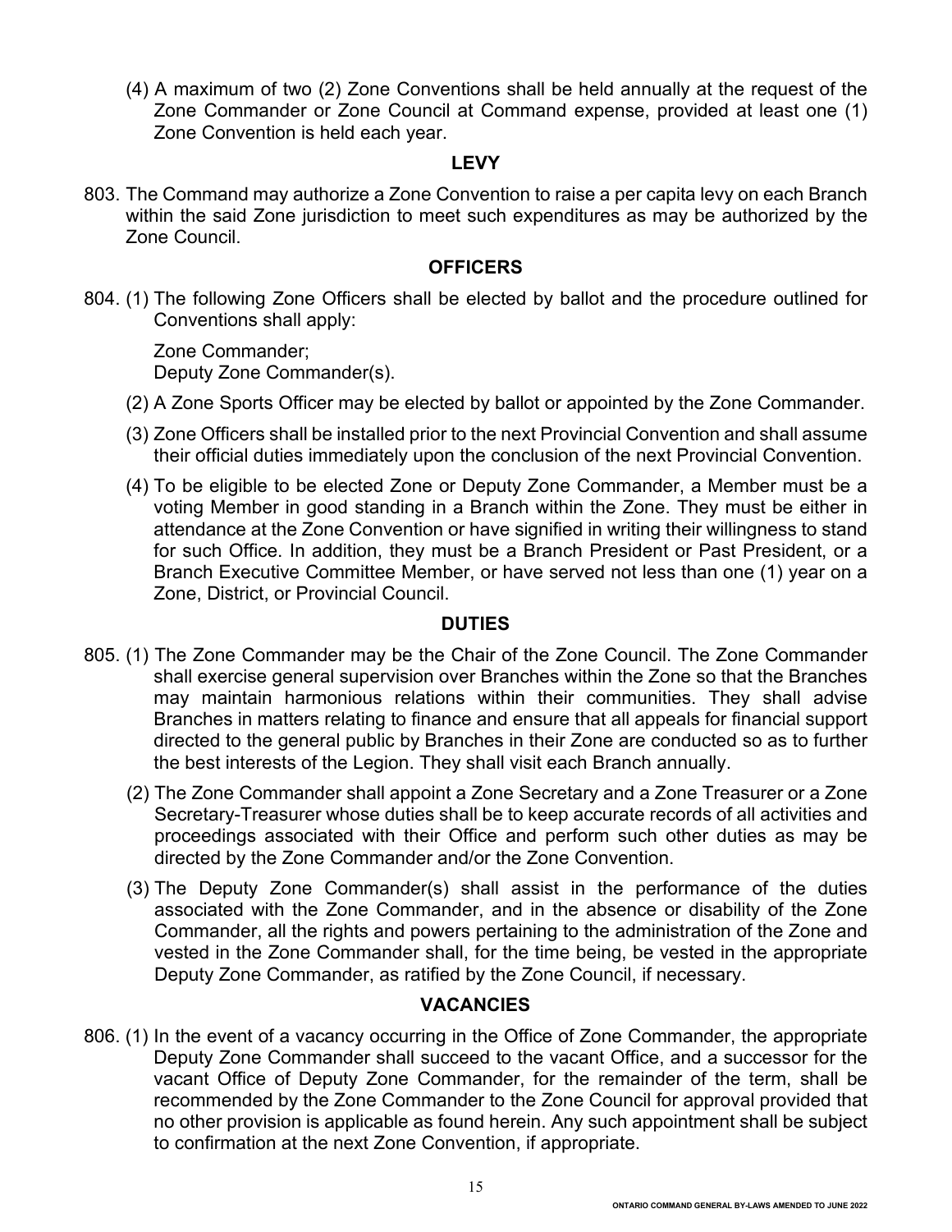(4) A maximum of two (2) Zone Conventions shall be held annually at the request of the Zone Commander or Zone Council at Command expense, provided at least one (1) Zone Convention is held each year.

## LEVY

803. The Command may authorize a Zone Convention to raise a per capita levy on each Branch within the said Zone jurisdiction to meet such expenditures as may be authorized by the Zone Council.

## OFFICERS

804. (1) The following Zone Officers shall be elected by ballot and the procedure outlined for Conventions shall apply:

Zone Commander;
Deputy Zone Commander(s).

(2) A Zone Sports Officer may be elected by ballot or appointed by the Zone Commander.

(3) Zone Officers shall be installed prior to the next Provincial Convention and shall assume their official duties immediately upon the conclusion of the next Provincial Convention.

(4) To be eligible to be elected Zone or Deputy Zone Commander, a Member must be a voting Member in good standing in a Branch within the Zone. They must be either in attendance at the Zone Convention or have signified in writing their willingness to stand for such Office. In addition, they must be a Branch President or Past President, or a Branch Executive Committee Member, or have served not less than one (1) year on a Zone, District, or Provincial Council.

## DUTIES

805. (1) The Zone Commander may be the Chair of the Zone Council. The Zone Commander shall exercise general supervision over Branches within the Zone so that the Branches may maintain harmonious relations within their communities. They shall advise Branches in matters relating to finance and ensure that all appeals for financial support directed to the general public by Branches in their Zone are conducted so as to further the best interests of the Legion. They shall visit each Branch annually.

(2) The Zone Commander shall appoint a Zone Secretary and a Zone Treasurer or a Zone Secretary-Treasurer whose duties shall be to keep accurate records of all activities and proceedings associated with their Office and perform such other duties as may be directed by the Zone Commander and/or the Zone Convention.

(3) The Deputy Zone Commander(s) shall assist in the performance of the duties associated with the Zone Commander, and in the absence or disability of the Zone Commander, all the rights and powers pertaining to the administration of the Zone and vested in the Zone Commander shall, for the time being, be vested in the appropriate Deputy Zone Commander, as ratified by the Zone Council, if necessary.

## VACANCIES

806. (1) In the event of a vacancy occurring in the Office of Zone Commander, the appropriate Deputy Zone Commander shall succeed to the vacant Office, and a successor for the vacant Office of Deputy Zone Commander, for the remainder of the term, shall be recommended by the Zone Commander to the Zone Council for approval provided that no other provision is applicable as found herein. Any such appointment shall be subject to confirmation at the next Zone Convention, if appropriate.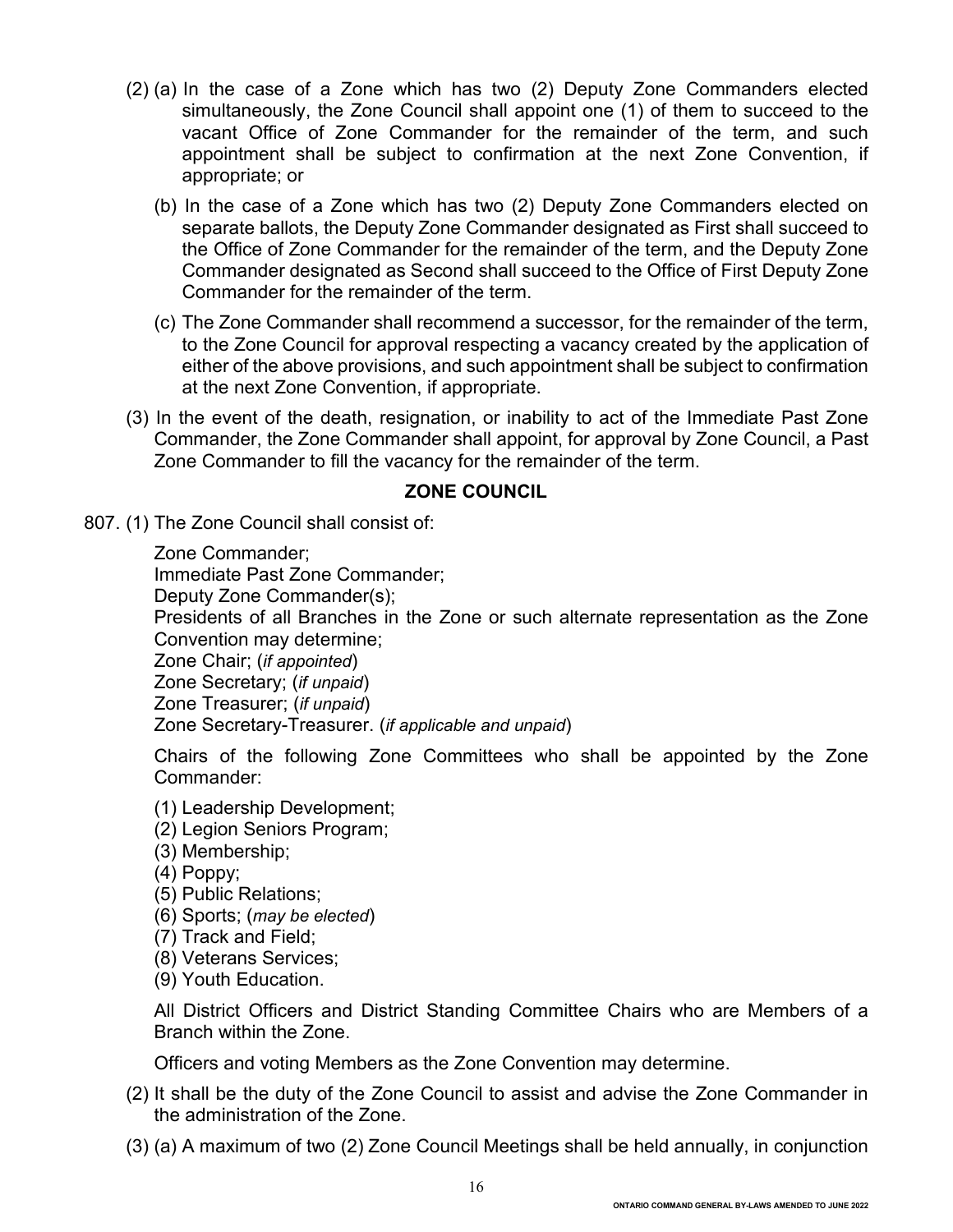(2) (a) In the case of a Zone which has two (2) Deputy Zone Commanders elected simultaneously, the Zone Council shall appoint one (1) of them to succeed to the vacant Office of Zone Commander for the remainder of the term, and such appointment shall be subject to confirmation at the next Zone Convention, if appropriate; or

(b) In the case of a Zone which has two (2) Deputy Zone Commanders elected on separate ballots, the Deputy Zone Commander designated as First shall succeed to the Office of Zone Commander for the remainder of the term, and the Deputy Zone Commander designated as Second shall succeed to the Office of First Deputy Zone Commander for the remainder of the term.

(c) The Zone Commander shall recommend a successor, for the remainder of the term, to the Zone Council for approval respecting a vacancy created by the application of either of the above provisions, and such appointment shall be subject to confirmation at the next Zone Convention, if appropriate.

(3) In the event of the death, resignation, or inability to act of the Immediate Past Zone Commander, the Zone Commander shall appoint, for approval by Zone Council, a Past Zone Commander to fill the vacancy for the remainder of the term.

## ZONE COUNCIL

807. (1) The Zone Council shall consist of:

Zone Commander;
Immediate Past Zone Commander;
Deputy Zone Commander(s);
Presidents of all Branches in the Zone or such alternate representation as the Zone Convention may determine;
Zone Chair; (*if appointed*)
Zone Secretary; (*if unpaid*)
Zone Treasurer; (*if unpaid*)
Zone Secretary-Treasurer. (*if applicable and unpaid*)

Chairs of the following Zone Committees who shall be appointed by the Zone Commander:

(1) Leadership Development;
(2) Legion Seniors Program;
(3) Membership;
(4) Poppy;
(5) Public Relations;
(6) Sports; (*may be elected*)
(7) Track and Field;
(8) Veterans Services;
(9) Youth Education.

All District Officers and District Standing Committee Chairs who are Members of a Branch within the Zone.

Officers and voting Members as the Zone Convention may determine.

(2) It shall be the duty of the Zone Council to assist and advise the Zone Commander in the administration of the Zone.

(3) (a) A maximum of two (2) Zone Council Meetings shall be held annually, in conjunction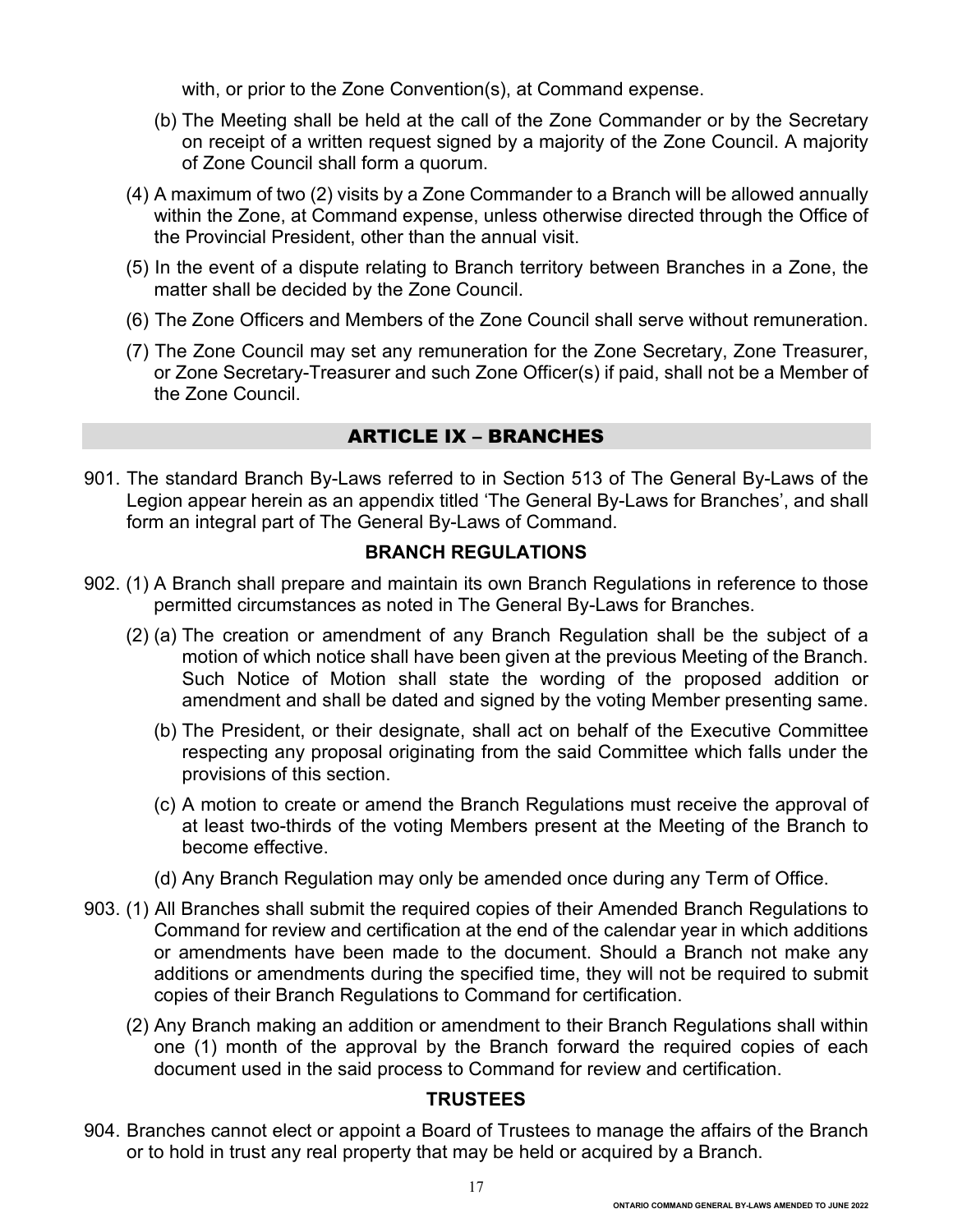with, or prior to the Zone Convention(s), at Command expense.

(b) The Meeting shall be held at the call of the Zone Commander or by the Secretary on receipt of a written request signed by a majority of the Zone Council. A majority of Zone Council shall form a quorum.

(4) A maximum of two (2) visits by a Zone Commander to a Branch will be allowed annually within the Zone, at Command expense, unless otherwise directed through the Office of the Provincial President, other than the annual visit.

(5) In the event of a dispute relating to Branch territory between Branches in a Zone, the matter shall be decided by the Zone Council.

(6) The Zone Officers and Members of the Zone Council shall serve without remuneration.

(7) The Zone Council may set any remuneration for the Zone Secretary, Zone Treasurer, or Zone Secretary-Treasurer and such Zone Officer(s) if paid, shall not be a Member of the Zone Council.

## ARTICLE IX – BRANCHES

901. The standard Branch By-Laws referred to in Section 513 of The General By-Laws of the Legion appear herein as an appendix titled 'The General By-Laws for Branches', and shall form an integral part of The General By-Laws of Command.

### BRANCH REGULATIONS

902. (1) A Branch shall prepare and maintain its own Branch Regulations in reference to those permitted circumstances as noted in The General By-Laws for Branches.

(2) (a) The creation or amendment of any Branch Regulation shall be the subject of a motion of which notice shall have been given at the previous Meeting of the Branch. Such Notice of Motion shall state the wording of the proposed addition or amendment and shall be dated and signed by the voting Member presenting same.

(b) The President, or their designate, shall act on behalf of the Executive Committee respecting any proposal originating from the said Committee which falls under the provisions of this section.

(c) A motion to create or amend the Branch Regulations must receive the approval of at least two-thirds of the voting Members present at the Meeting of the Branch to become effective.

(d) Any Branch Regulation may only be amended once during any Term of Office.

903. (1) All Branches shall submit the required copies of their Amended Branch Regulations to Command for review and certification at the end of the calendar year in which additions or amendments have been made to the document. Should a Branch not make any additions or amendments during the specified time, they will not be required to submit copies of their Branch Regulations to Command for certification.

(2) Any Branch making an addition or amendment to their Branch Regulations shall within one (1) month of the approval by the Branch forward the required copies of each document used in the said process to Command for review and certification.

### TRUSTEES

904. Branches cannot elect or appoint a Board of Trustees to manage the affairs of the Branch or to hold in trust any real property that may be held or acquired by a Branch.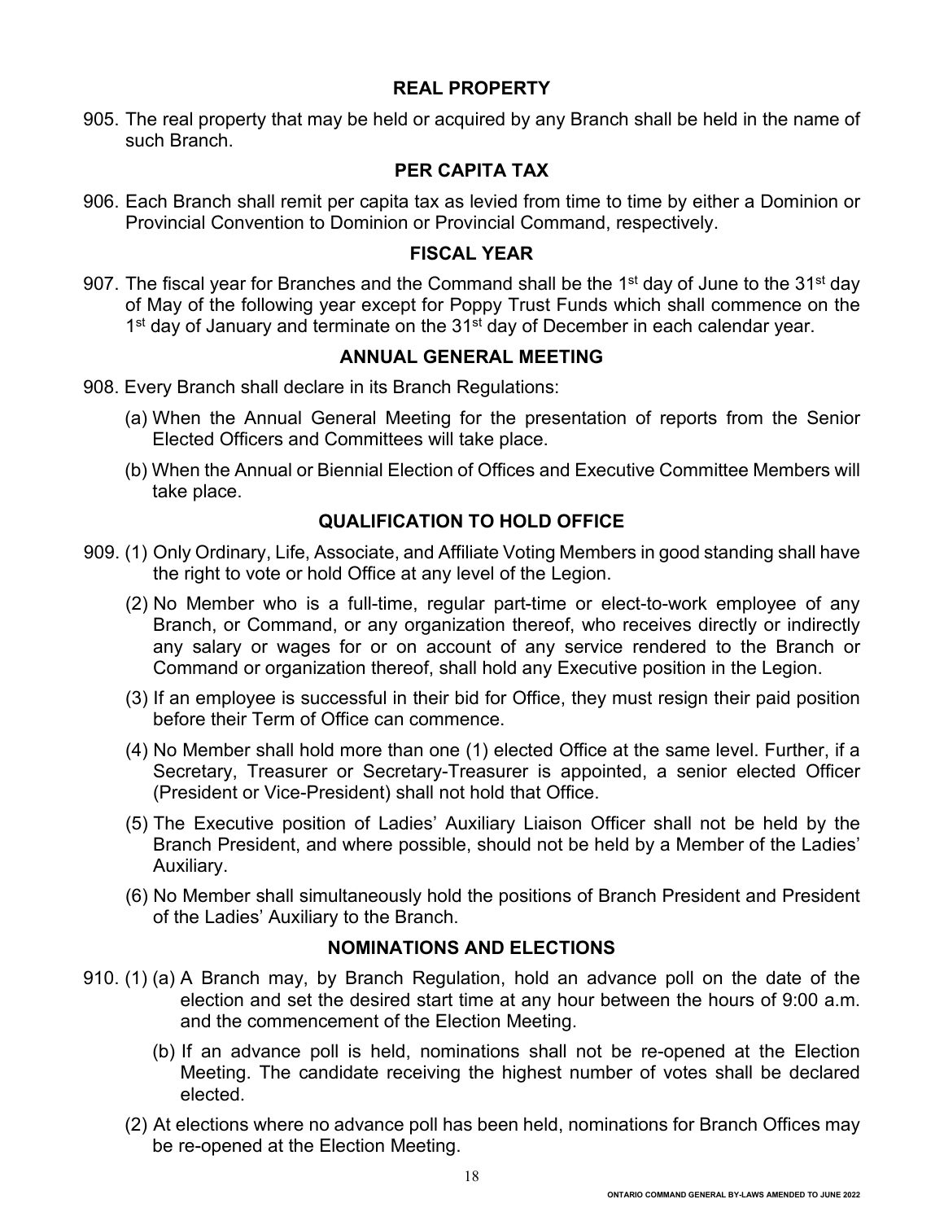## REAL PROPERTY

905. The real property that may be held or acquired by any Branch shall be held in the name of such Branch.

## PER CAPITA TAX

906. Each Branch shall remit per capita tax as levied from time to time by either a Dominion or Provincial Convention to Dominion or Provincial Command, respectively.

## FISCAL YEAR

907. The fiscal year for Branches and the Command shall be the 1st day of June to the 31st day of May of the following year except for Poppy Trust Funds which shall commence on the 1st day of January and terminate on the 31st day of December in each calendar year.

## ANNUAL GENERAL MEETING

908. Every Branch shall declare in its Branch Regulations:

   (a) When the Annual General Meeting for the presentation of reports from the Senior Elected Officers and Committees will take place.

   (b) When the Annual or Biennial Election of Offices and Executive Committee Members will take place.

## QUALIFICATION TO HOLD OFFICE

909. (1) Only Ordinary, Life, Associate, and Affiliate Voting Members in good standing shall have the right to vote or hold Office at any level of the Legion.

   (2) No Member who is a full-time, regular part-time or elect-to-work employee of any Branch, or Command, or any organization thereof, who receives directly or indirectly any salary or wages for or on account of any service rendered to the Branch or Command or organization thereof, shall hold any Executive position in the Legion.

   (3) If an employee is successful in their bid for Office, they must resign their paid position before their Term of Office can commence.

   (4) No Member shall hold more than one (1) elected Office at the same level. Further, if a Secretary, Treasurer or Secretary-Treasurer is appointed, a senior elected Officer (President or Vice-President) shall not hold that Office.

   (5) The Executive position of Ladies' Auxiliary Liaison Officer shall not be held by the Branch President, and where possible, should not be held by a Member of the Ladies' Auxiliary.

   (6) No Member shall simultaneously hold the positions of Branch President and President of the Ladies' Auxiliary to the Branch.

## NOMINATIONS AND ELECTIONS

910. (1) (a) A Branch may, by Branch Regulation, hold an advance poll on the date of the election and set the desired start time at any hour between the hours of 9:00 a.m. and the commencement of the Election Meeting.

   (b) If an advance poll is held, nominations shall not be re-opened at the Election Meeting. The candidate receiving the highest number of votes shall be declared elected.

   (2) At elections where no advance poll has been held, nominations for Branch Offices may be re-opened at the Election Meeting.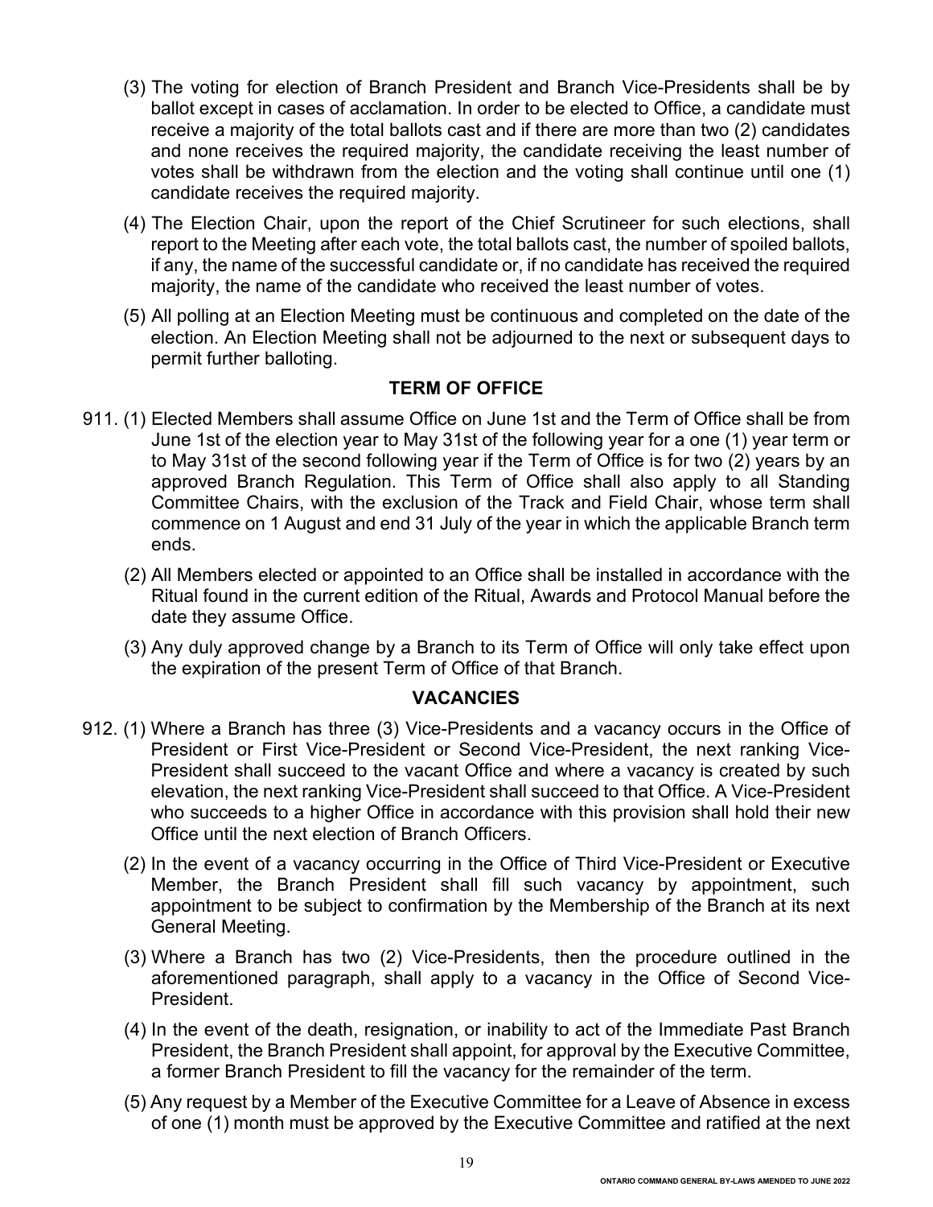(3) The voting for election of Branch President and Branch Vice-Presidents shall be by ballot except in cases of acclamation. In order to be elected to Office, a candidate must receive a majority of the total ballots cast and if there are more than two (2) candidates and none receives the required majority, the candidate receiving the least number of votes shall be withdrawn from the election and the voting shall continue until one (1) candidate receives the required majority.

(4) The Election Chair, upon the report of the Chief Scrutineer for such elections, shall report to the Meeting after each vote, the total ballots cast, the number of spoiled ballots, if any, the name of the successful candidate or, if no candidate has received the required majority, the name of the candidate who received the least number of votes.

(5) All polling at an Election Meeting must be continuous and completed on the date of the election. An Election Meeting shall not be adjourned to the next or subsequent days to permit further balloting.

### TERM OF OFFICE

911. (1) Elected Members shall assume Office on June 1st and the Term of Office shall be from June 1st of the election year to May 31st of the following year for a one (1) year term or to May 31st of the second following year if the Term of Office is for two (2) years by an approved Branch Regulation. This Term of Office shall also apply to all Standing Committee Chairs, with the exclusion of the Track and Field Chair, whose term shall commence on 1 August and end 31 July of the year in which the applicable Branch term ends.

(2) All Members elected or appointed to an Office shall be installed in accordance with the Ritual found in the current edition of the Ritual, Awards and Protocol Manual before the date they assume Office.

(3) Any duly approved change by a Branch to its Term of Office will only take effect upon the expiration of the present Term of Office of that Branch.

### VACANCIES

912. (1) Where a Branch has three (3) Vice-Presidents and a vacancy occurs in the Office of President or First Vice-President or Second Vice-President, the next ranking Vice-President shall succeed to the vacant Office and where a vacancy is created by such elevation, the next ranking Vice-President shall succeed to that Office. A Vice-President who succeeds to a higher Office in accordance with this provision shall hold their new Office until the next election of Branch Officers.

(2) In the event of a vacancy occurring in the Office of Third Vice-President or Executive Member, the Branch President shall fill such vacancy by appointment, such appointment to be subject to confirmation by the Membership of the Branch at its next General Meeting.

(3) Where a Branch has two (2) Vice-Presidents, then the procedure outlined in the aforementioned paragraph, shall apply to a vacancy in the Office of Second Vice-President.

(4) In the event of the death, resignation, or inability to act of the Immediate Past Branch President, the Branch President shall appoint, for approval by the Executive Committee, a former Branch President to fill the vacancy for the remainder of the term.

(5) Any request by a Member of the Executive Committee for a Leave of Absence in excess of one (1) month must be approved by the Executive Committee and ratified at the next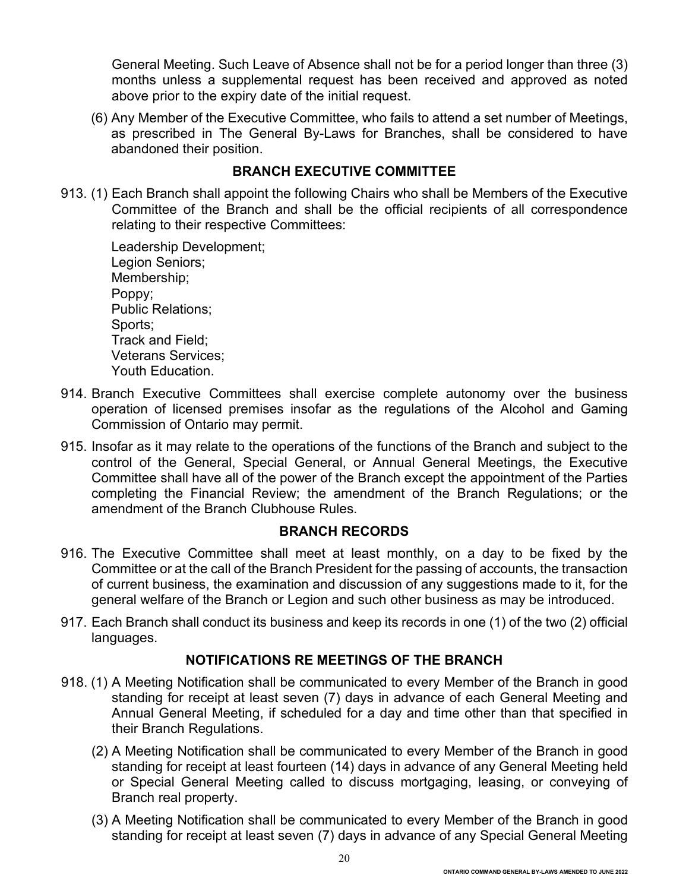General Meeting. Such Leave of Absence shall not be for a period longer than three (3) months unless a supplemental request has been received and approved as noted above prior to the expiry date of the initial request.

(6) Any Member of the Executive Committee, who fails to attend a set number of Meetings, as prescribed in The General By-Laws for Branches, shall be considered to have abandoned their position.

### BRANCH EXECUTIVE COMMITTEE

913. (1) Each Branch shall appoint the following Chairs who shall be Members of the Executive Committee of the Branch and shall be the official recipients of all correspondence relating to their respective Committees:

Leadership Development;
Legion Seniors;
Membership;
Poppy;
Public Relations;
Sports;
Track and Field;
Veterans Services;
Youth Education.

914. Branch Executive Committees shall exercise complete autonomy over the business operation of licensed premises insofar as the regulations of the Alcohol and Gaming Commission of Ontario may permit.

915. Insofar as it may relate to the operations of the functions of the Branch and subject to the control of the General, Special General, or Annual General Meetings, the Executive Committee shall have all of the power of the Branch except the appointment of the Parties completing the Financial Review; the amendment of the Branch Regulations; or the amendment of the Branch Clubhouse Rules.

### BRANCH RECORDS

916. The Executive Committee shall meet at least monthly, on a day to be fixed by the Committee or at the call of the Branch President for the passing of accounts, the transaction of current business, the examination and discussion of any suggestions made to it, for the general welfare of the Branch or Legion and such other business as may be introduced.

917. Each Branch shall conduct its business and keep its records in one (1) of the two (2) official languages.

### NOTIFICATIONS RE MEETINGS OF THE BRANCH

918. (1) A Meeting Notification shall be communicated to every Member of the Branch in good standing for receipt at least seven (7) days in advance of each General Meeting and Annual General Meeting, if scheduled for a day and time other than that specified in their Branch Regulations.

(2) A Meeting Notification shall be communicated to every Member of the Branch in good standing for receipt at least fourteen (14) days in advance of any General Meeting held or Special General Meeting called to discuss mortgaging, leasing, or conveying of Branch real property.

(3) A Meeting Notification shall be communicated to every Member of the Branch in good standing for receipt at least seven (7) days in advance of any Special General Meeting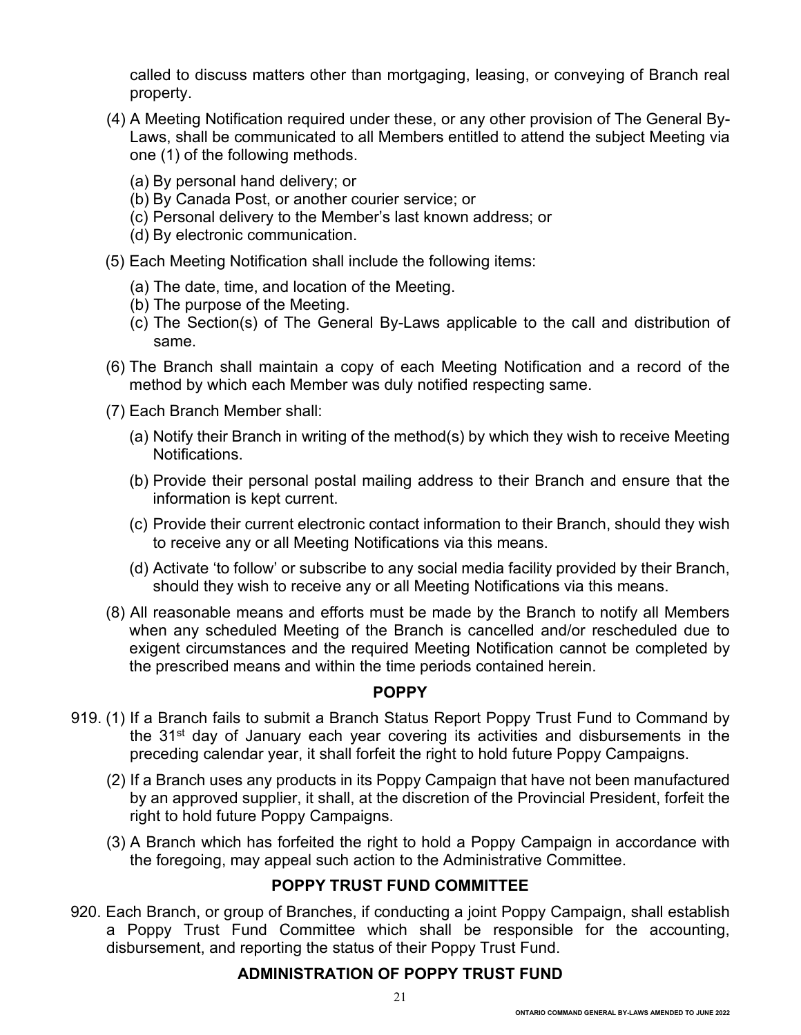called to discuss matters other than mortgaging, leasing, or conveying of Branch real property.

(4) A Meeting Notification required under these, or any other provision of The General By-Laws, shall be communicated to all Members entitled to attend the subject Meeting via one (1) of the following methods.

(a) By personal hand delivery; or
(b) By Canada Post, or another courier service; or
(c) Personal delivery to the Member's last known address; or
(d) By electronic communication.

(5) Each Meeting Notification shall include the following items:

(a) The date, time, and location of the Meeting.
(b) The purpose of the Meeting.
(c) The Section(s) of The General By-Laws applicable to the call and distribution of same.

(6) The Branch shall maintain a copy of each Meeting Notification and a record of the method by which each Member was duly notified respecting same.

(7) Each Branch Member shall:

(a) Notify their Branch in writing of the method(s) by which they wish to receive Meeting Notifications.

(b) Provide their personal postal mailing address to their Branch and ensure that the information is kept current.

(c) Provide their current electronic contact information to their Branch, should they wish to receive any or all Meeting Notifications via this means.

(d) Activate 'to follow' or subscribe to any social media facility provided by their Branch, should they wish to receive any or all Meeting Notifications via this means.

(8) All reasonable means and efforts must be made by the Branch to notify all Members when any scheduled Meeting of the Branch is cancelled and/or rescheduled due to exigent circumstances and the required Meeting Notification cannot be completed by the prescribed means and within the time periods contained herein.

### POPPY

919. (1) If a Branch fails to submit a Branch Status Report Poppy Trust Fund to Command by the 31st day of January each year covering its activities and disbursements in the preceding calendar year, it shall forfeit the right to hold future Poppy Campaigns.

(2) If a Branch uses any products in its Poppy Campaign that have not been manufactured by an approved supplier, it shall, at the discretion of the Provincial President, forfeit the right to hold future Poppy Campaigns.

(3) A Branch which has forfeited the right to hold a Poppy Campaign in accordance with the foregoing, may appeal such action to the Administrative Committee.

### POPPY TRUST FUND COMMITTEE

920. Each Branch, or group of Branches, if conducting a joint Poppy Campaign, shall establish a Poppy Trust Fund Committee which shall be responsible for the accounting, disbursement, and reporting the status of their Poppy Trust Fund.

### ADMINISTRATION OF POPPY TRUST FUND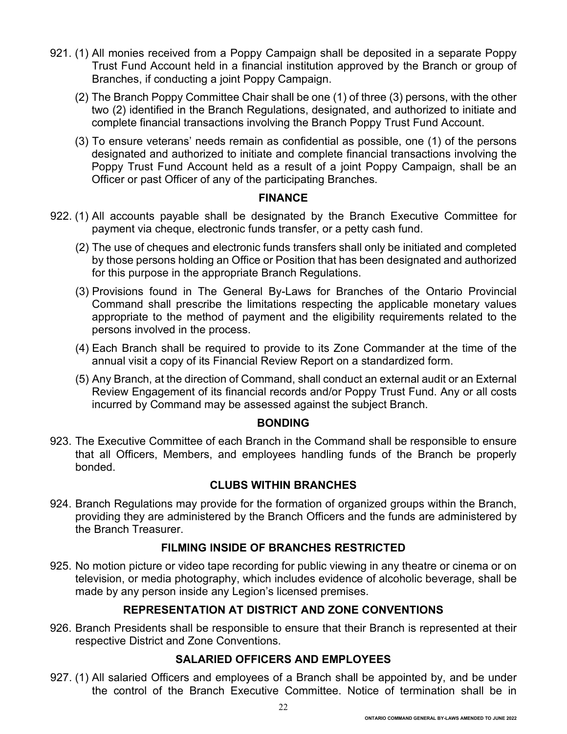921. (1) All monies received from a Poppy Campaign shall be deposited in a separate Poppy Trust Fund Account held in a financial institution approved by the Branch or group of Branches, if conducting a joint Poppy Campaign.

(2) The Branch Poppy Committee Chair shall be one (1) of three (3) persons, with the other two (2) identified in the Branch Regulations, designated, and authorized to initiate and complete financial transactions involving the Branch Poppy Trust Fund Account.

(3) To ensure veterans' needs remain as confidential as possible, one (1) of the persons designated and authorized to initiate and complete financial transactions involving the Poppy Trust Fund Account held as a result of a joint Poppy Campaign, shall be an Officer or past Officer of any of the participating Branches.

## FINANCE

922. (1) All accounts payable shall be designated by the Branch Executive Committee for payment via cheque, electronic funds transfer, or a petty cash fund.

(2) The use of cheques and electronic funds transfers shall only be initiated and completed by those persons holding an Office or Position that has been designated and authorized for this purpose in the appropriate Branch Regulations.

(3) Provisions found in The General By-Laws for Branches of the Ontario Provincial Command shall prescribe the limitations respecting the applicable monetary values appropriate to the method of payment and the eligibility requirements related to the persons involved in the process.

(4) Each Branch shall be required to provide to its Zone Commander at the time of the annual visit a copy of its Financial Review Report on a standardized form.

(5) Any Branch, at the direction of Command, shall conduct an external audit or an External Review Engagement of its financial records and/or Poppy Trust Fund. Any or all costs incurred by Command may be assessed against the subject Branch.

## BONDING

923. The Executive Committee of each Branch in the Command shall be responsible to ensure that all Officers, Members, and employees handling funds of the Branch be properly bonded.

## CLUBS WITHIN BRANCHES

924. Branch Regulations may provide for the formation of organized groups within the Branch, providing they are administered by the Branch Officers and the funds are administered by the Branch Treasurer.

## FILMING INSIDE OF BRANCHES RESTRICTED

925. No motion picture or video tape recording for public viewing in any theatre or cinema or on television, or media photography, which includes evidence of alcoholic beverage, shall be made by any person inside any Legion's licensed premises.

## REPRESENTATION AT DISTRICT AND ZONE CONVENTIONS

926. Branch Presidents shall be responsible to ensure that their Branch is represented at their respective District and Zone Conventions.

## SALARIED OFFICERS AND EMPLOYEES

927. (1) All salaried Officers and employees of a Branch shall be appointed by, and be under the control of the Branch Executive Committee. Notice of termination shall be in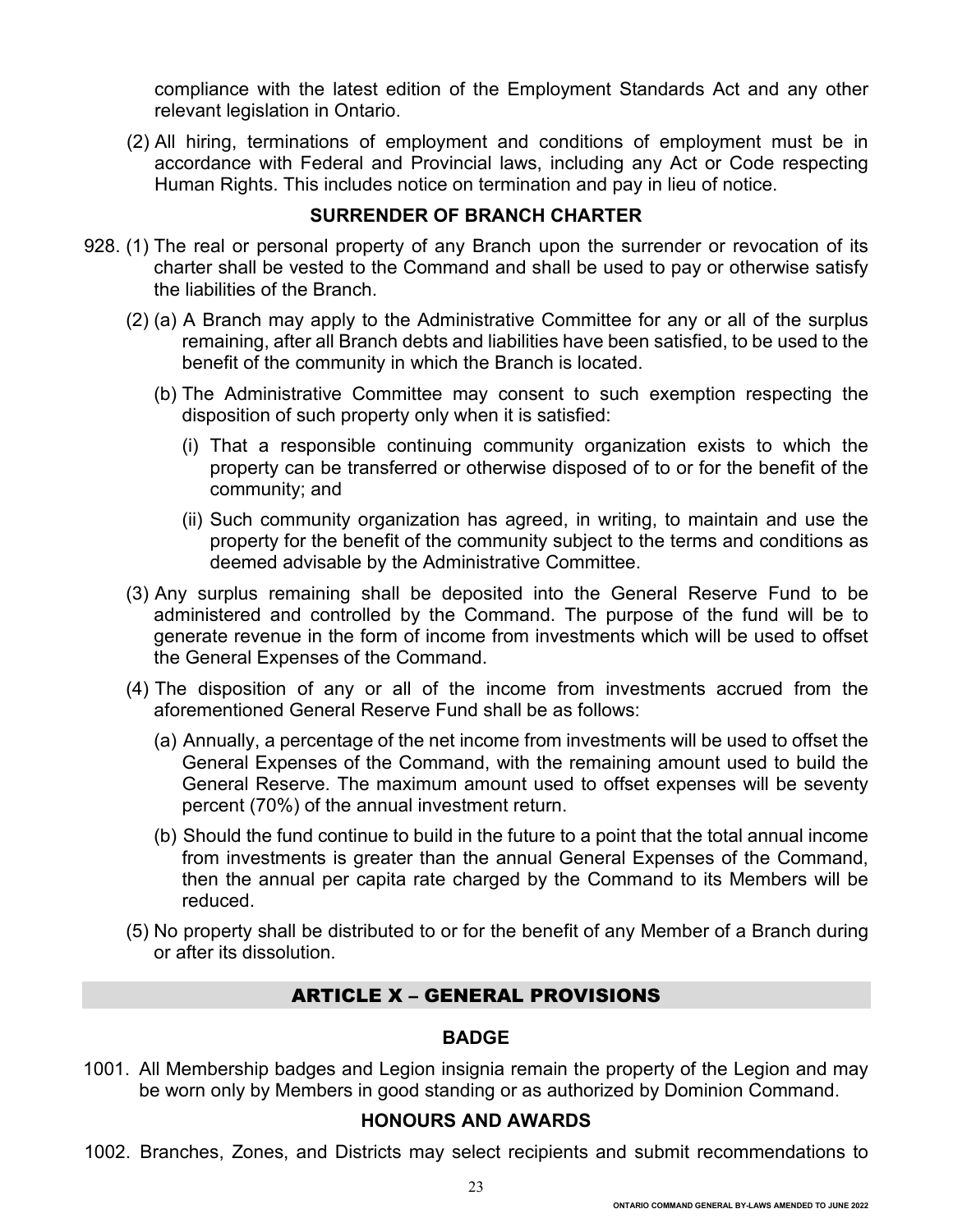compliance with the latest edition of the Employment Standards Act and any other relevant legislation in Ontario.

(2) All hiring, terminations of employment and conditions of employment must be in accordance with Federal and Provincial laws, including any Act or Code respecting Human Rights. This includes notice on termination and pay in lieu of notice.

### SURRENDER OF BRANCH CHARTER

928. (1) The real or personal property of any Branch upon the surrender or revocation of its charter shall be vested to the Command and shall be used to pay or otherwise satisfy the liabilities of the Branch.

(2) (a) A Branch may apply to the Administrative Committee for any or all of the surplus remaining, after all Branch debts and liabilities have been satisfied, to be used to the benefit of the community in which the Branch is located.

(b) The Administrative Committee may consent to such exemption respecting the disposition of such property only when it is satisfied:

(i) That a responsible continuing community organization exists to which the property can be transferred or otherwise disposed of to or for the benefit of the community; and

(ii) Such community organization has agreed, in writing, to maintain and use the property for the benefit of the community subject to the terms and conditions as deemed advisable by the Administrative Committee.

(3) Any surplus remaining shall be deposited into the General Reserve Fund to be administered and controlled by the Command. The purpose of the fund will be to generate revenue in the form of income from investments which will be used to offset the General Expenses of the Command.

(4) The disposition of any or all of the income from investments accrued from the aforementioned General Reserve Fund shall be as follows:

(a) Annually, a percentage of the net income from investments will be used to offset the General Expenses of the Command, with the remaining amount used to build the General Reserve. The maximum amount used to offset expenses will be seventy percent (70%) of the annual investment return.

(b) Should the fund continue to build in the future to a point that the total annual income from investments is greater than the annual General Expenses of the Command, then the annual per capita rate charged by the Command to its Members will be reduced.

(5) No property shall be distributed to or for the benefit of any Member of a Branch during or after its dissolution.

## ARTICLE X – GENERAL PROVISIONS

### BADGE

1001. All Membership badges and Legion insignia remain the property of the Legion and may be worn only by Members in good standing or as authorized by Dominion Command.

### HONOURS AND AWARDS

1002. Branches, Zones, and Districts may select recipients and submit recommendations to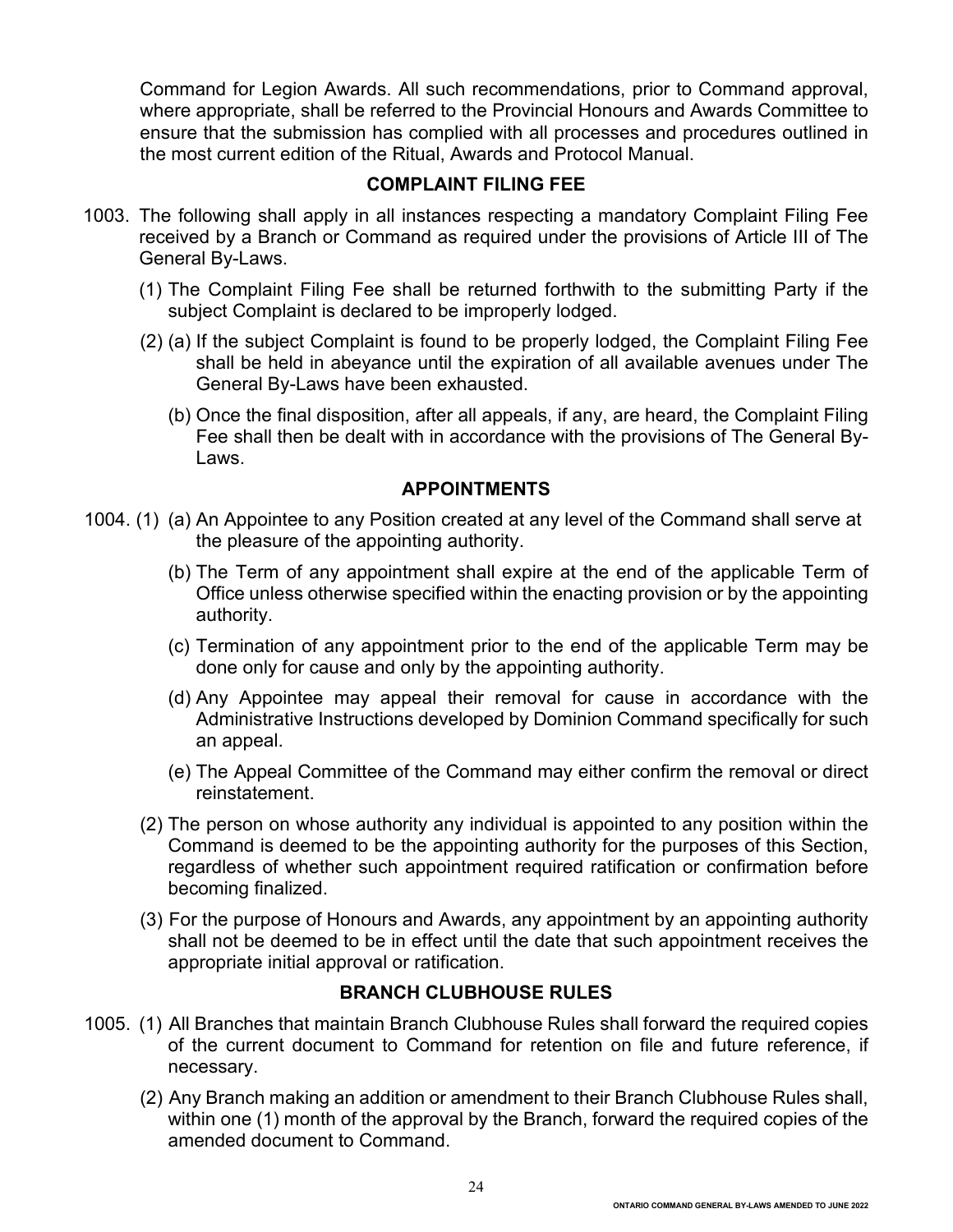Command for Legion Awards. All such recommendations, prior to Command approval, where appropriate, shall be referred to the Provincial Honours and Awards Committee to ensure that the submission has complied with all processes and procedures outlined in the most current edition of the Ritual, Awards and Protocol Manual.

### COMPLAINT FILING FEE

1003. The following shall apply in all instances respecting a mandatory Complaint Filing Fee received by a Branch or Command as required under the provisions of Article III of The General By-Laws.

   (1) The Complaint Filing Fee shall be returned forthwith to the submitting Party if the subject Complaint is declared to be improperly lodged.

   (2) (a) If the subject Complaint is found to be properly lodged, the Complaint Filing Fee shall be held in abeyance until the expiration of all available avenues under The General By-Laws have been exhausted.

   (b) Once the final disposition, after all appeals, if any, are heard, the Complaint Filing Fee shall then be dealt with in accordance with the provisions of The General By-Laws.

### APPOINTMENTS

1004. (1) (a) An Appointee to any Position created at any level of the Command shall serve at the pleasure of the appointing authority.

   (b) The Term of any appointment shall expire at the end of the applicable Term of Office unless otherwise specified within the enacting provision or by the appointing authority.

   (c) Termination of any appointment prior to the end of the applicable Term may be done only for cause and only by the appointing authority.

   (d) Any Appointee may appeal their removal for cause in accordance with the Administrative Instructions developed by Dominion Command specifically for such an appeal.

   (e) The Appeal Committee of the Command may either confirm the removal or direct reinstatement.

   (2) The person on whose authority any individual is appointed to any position within the Command is deemed to be the appointing authority for the purposes of this Section, regardless of whether such appointment required ratification or confirmation before becoming finalized.

   (3) For the purpose of Honours and Awards, any appointment by an appointing authority shall not be deemed to be in effect until the date that such appointment receives the appropriate initial approval or ratification.

### BRANCH CLUBHOUSE RULES

1005. (1) All Branches that maintain Branch Clubhouse Rules shall forward the required copies of the current document to Command for retention on file and future reference, if necessary.

   (2) Any Branch making an addition or amendment to their Branch Clubhouse Rules shall, within one (1) month of the approval by the Branch, forward the required copies of the amended document to Command.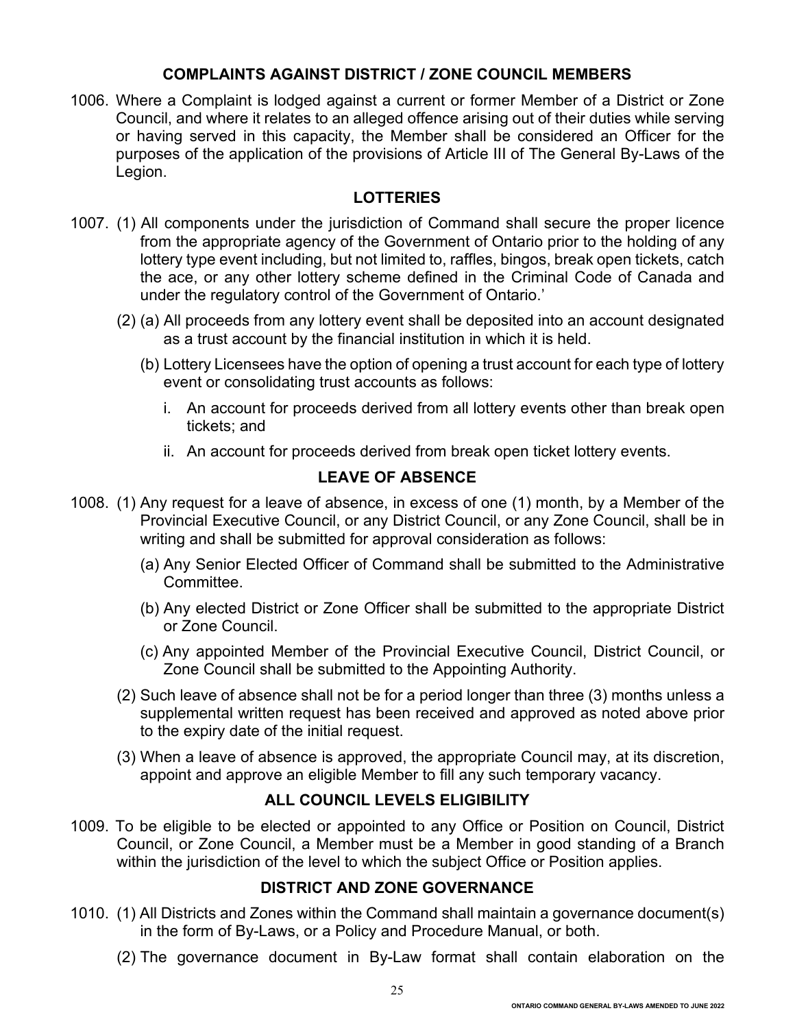## COMPLAINTS AGAINST DISTRICT / ZONE COUNCIL MEMBERS

1006. Where a Complaint is lodged against a current or former Member of a District or Zone Council, and where it relates to an alleged offence arising out of their duties while serving or having served in this capacity, the Member shall be considered an Officer for the purposes of the application of the provisions of Article III of The General By-Laws of the Legion.

## LOTTERIES

1007. (1) All components under the jurisdiction of Command shall secure the proper licence from the appropriate agency of the Government of Ontario prior to the holding of any lottery type event including, but not limited to, raffles, bingos, break open tickets, catch the ace, or any other lottery scheme defined in the Criminal Code of Canada and under the regulatory control of the Government of Ontario.'

   (2) (a) All proceeds from any lottery event shall be deposited into an account designated as a trust account by the financial institution in which it is held.

   (b) Lottery Licensees have the option of opening a trust account for each type of lottery event or consolidating trust accounts as follows:

      i. An account for proceeds derived from all lottery events other than break open tickets; and

      ii. An account for proceeds derived from break open ticket lottery events.

## LEAVE OF ABSENCE

1008. (1) Any request for a leave of absence, in excess of one (1) month, by a Member of the Provincial Executive Council, or any District Council, or any Zone Council, shall be in writing and shall be submitted for approval consideration as follows:

   (a) Any Senior Elected Officer of Command shall be submitted to the Administrative Committee.

   (b) Any elected District or Zone Officer shall be submitted to the appropriate District or Zone Council.

   (c) Any appointed Member of the Provincial Executive Council, District Council, or Zone Council shall be submitted to the Appointing Authority.

   (2) Such leave of absence shall not be for a period longer than three (3) months unless a supplemental written request has been received and approved as noted above prior to the expiry date of the initial request.

   (3) When a leave of absence is approved, the appropriate Council may, at its discretion, appoint and approve an eligible Member to fill any such temporary vacancy.

## ALL COUNCIL LEVELS ELIGIBILITY

1009. To be eligible to be elected or appointed to any Office or Position on Council, District Council, or Zone Council, a Member must be a Member in good standing of a Branch within the jurisdiction of the level to which the subject Office or Position applies.

## DISTRICT AND ZONE GOVERNANCE

1010. (1) All Districts and Zones within the Command shall maintain a governance document(s) in the form of By-Laws, or a Policy and Procedure Manual, or both.

   (2) The governance document in By-Law format shall contain elaboration on the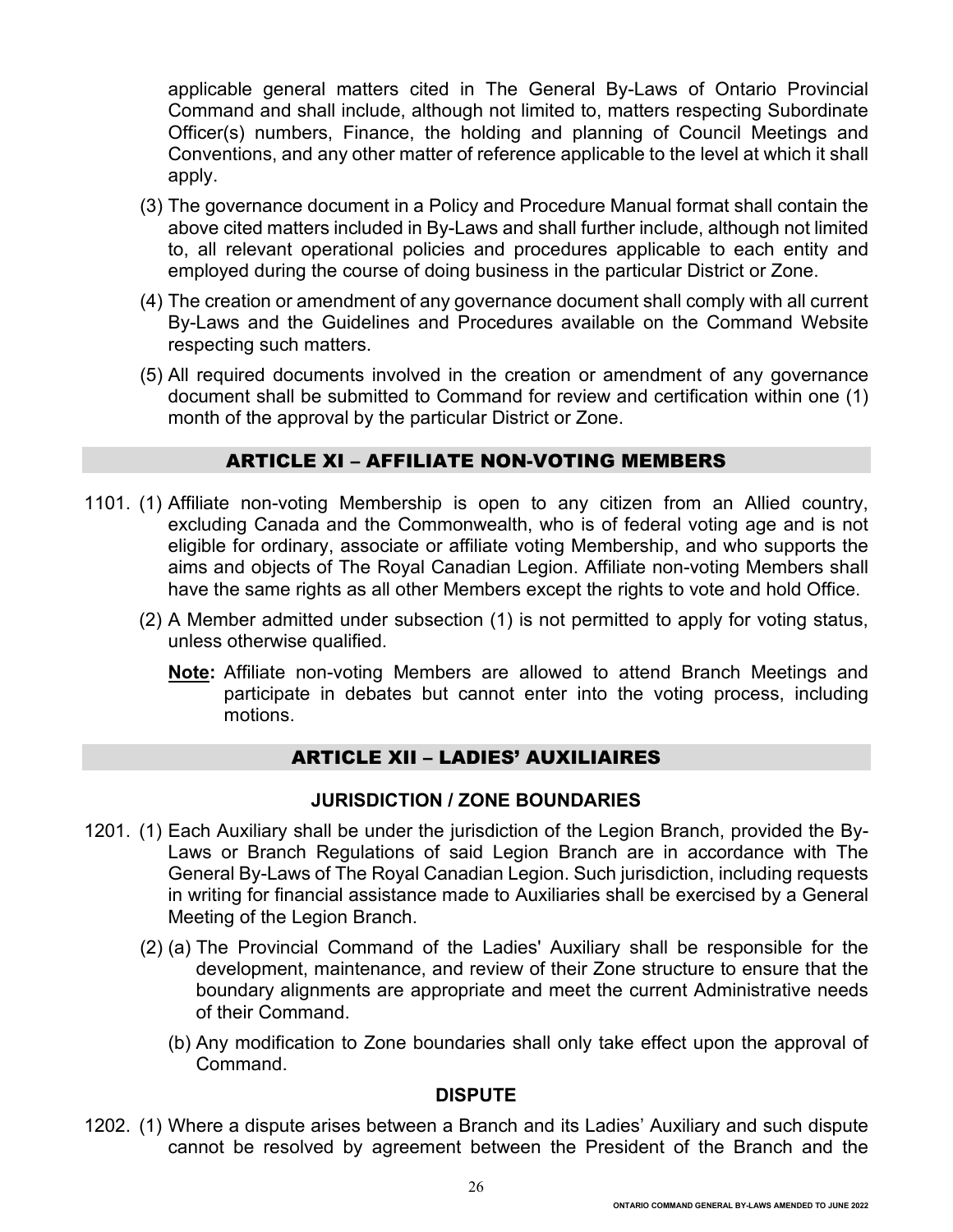applicable general matters cited in The General By-Laws of Ontario Provincial Command and shall include, although not limited to, matters respecting Subordinate Officer(s) numbers, Finance, the holding and planning of Council Meetings and Conventions, and any other matter of reference applicable to the level at which it shall apply.

(3) The governance document in a Policy and Procedure Manual format shall contain the above cited matters included in By-Laws and shall further include, although not limited to, all relevant operational policies and procedures applicable to each entity and employed during the course of doing business in the particular District or Zone.

(4) The creation or amendment of any governance document shall comply with all current By-Laws and the Guidelines and Procedures available on the Command Website respecting such matters.

(5) All required documents involved in the creation or amendment of any governance document shall be submitted to Command for review and certification within one (1) month of the approval by the particular District or Zone.

## ARTICLE XI – AFFILIATE NON-VOTING MEMBERS

1101. (1) Affiliate non-voting Membership is open to any citizen from an Allied country, excluding Canada and the Commonwealth, who is of federal voting age and is not eligible for ordinary, associate or affiliate voting Membership, and who supports the aims and objects of The Royal Canadian Legion. Affiliate non-voting Members shall have the same rights as all other Members except the rights to vote and hold Office.

(2) A Member admitted under subsection (1) is not permitted to apply for voting status, unless otherwise qualified.

**Note:** Affiliate non-voting Members are allowed to attend Branch Meetings and participate in debates but cannot enter into the voting process, including motions.

## ARTICLE XII – LADIES' AUXILIAIRES

### JURISDICTION / ZONE BOUNDARIES

1201. (1) Each Auxiliary shall be under the jurisdiction of the Legion Branch, provided the By-Laws or Branch Regulations of said Legion Branch are in accordance with The General By-Laws of The Royal Canadian Legion. Such jurisdiction, including requests in writing for financial assistance made to Auxiliaries shall be exercised by a General Meeting of the Legion Branch.

(2) (a) The Provincial Command of the Ladies' Auxiliary shall be responsible for the development, maintenance, and review of their Zone structure to ensure that the boundary alignments are appropriate and meet the current Administrative needs of their Command.

(b) Any modification to Zone boundaries shall only take effect upon the approval of Command.

### DISPUTE

1202. (1) Where a dispute arises between a Branch and its Ladies' Auxiliary and such dispute cannot be resolved by agreement between the President of the Branch and the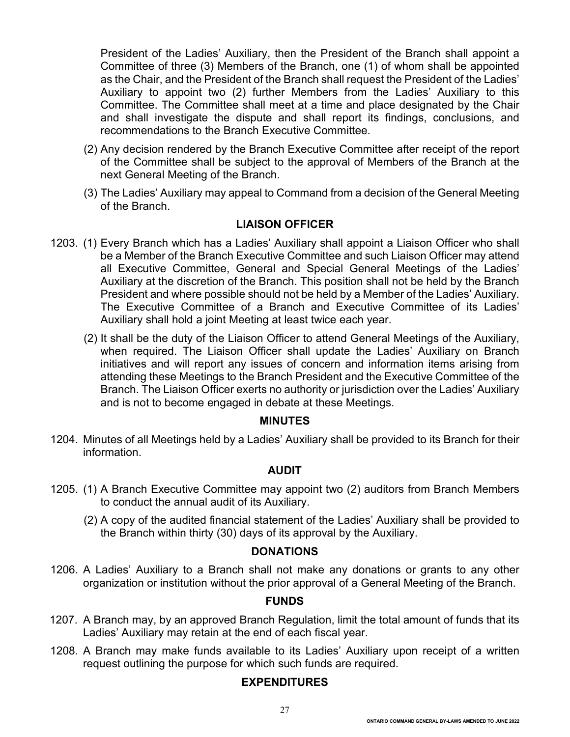President of the Ladies' Auxiliary, then the President of the Branch shall appoint a Committee of three (3) Members of the Branch, one (1) of whom shall be appointed as the Chair, and the President of the Branch shall request the President of the Ladies' Auxiliary to appoint two (2) further Members from the Ladies' Auxiliary to this Committee. The Committee shall meet at a time and place designated by the Chair and shall investigate the dispute and shall report its findings, conclusions, and recommendations to the Branch Executive Committee.

(2) Any decision rendered by the Branch Executive Committee after receipt of the report of the Committee shall be subject to the approval of Members of the Branch at the next General Meeting of the Branch.

(3) The Ladies' Auxiliary may appeal to Command from a decision of the General Meeting of the Branch.

### LIAISON OFFICER

1203. (1) Every Branch which has a Ladies' Auxiliary shall appoint a Liaison Officer who shall be a Member of the Branch Executive Committee and such Liaison Officer may attend all Executive Committee, General and Special General Meetings of the Ladies' Auxiliary at the discretion of the Branch. This position shall not be held by the Branch President and where possible should not be held by a Member of the Ladies' Auxiliary. The Executive Committee of a Branch and Executive Committee of its Ladies' Auxiliary shall hold a joint Meeting at least twice each year.

(2) It shall be the duty of the Liaison Officer to attend General Meetings of the Auxiliary, when required. The Liaison Officer shall update the Ladies' Auxiliary on Branch initiatives and will report any issues of concern and information items arising from attending these Meetings to the Branch President and the Executive Committee of the Branch. The Liaison Officer exerts no authority or jurisdiction over the Ladies' Auxiliary and is not to become engaged in debate at these Meetings.

### MINUTES

1204. Minutes of all Meetings held by a Ladies' Auxiliary shall be provided to its Branch for their information.

### AUDIT

1205. (1) A Branch Executive Committee may appoint two (2) auditors from Branch Members to conduct the annual audit of its Auxiliary.

(2) A copy of the audited financial statement of the Ladies' Auxiliary shall be provided to the Branch within thirty (30) days of its approval by the Auxiliary.

### DONATIONS

1206. A Ladies' Auxiliary to a Branch shall not make any donations or grants to any other organization or institution without the prior approval of a General Meeting of the Branch.

### FUNDS

1207. A Branch may, by an approved Branch Regulation, limit the total amount of funds that its Ladies' Auxiliary may retain at the end of each fiscal year.

1208. A Branch may make funds available to its Ladies' Auxiliary upon receipt of a written request outlining the purpose for which such funds are required.

### EXPENDITURES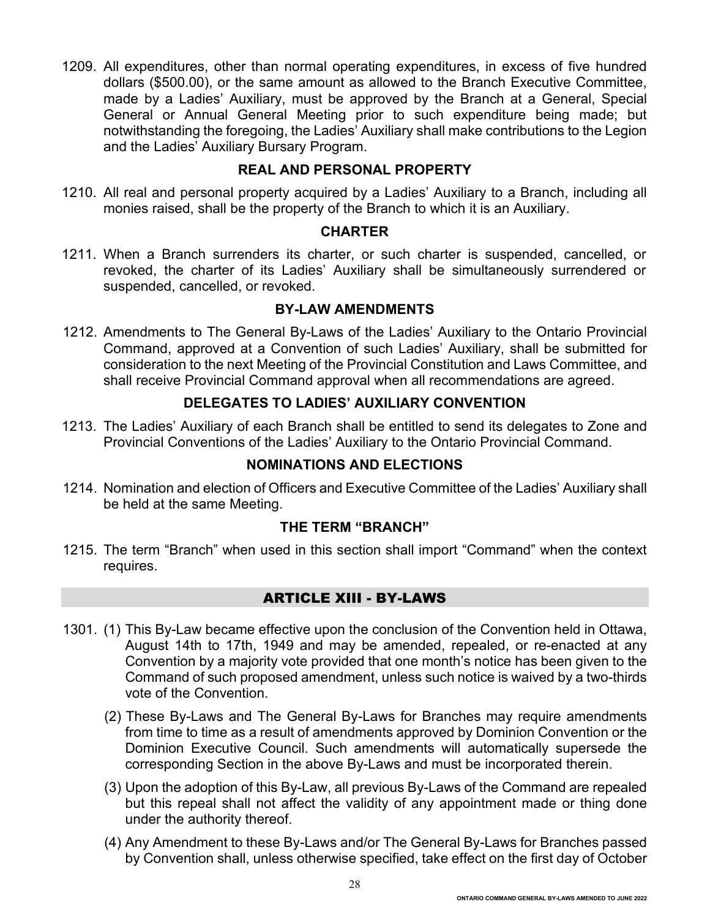1209. All expenditures, other than normal operating expenditures, in excess of five hundred dollars ($500.00), or the same amount as allowed to the Branch Executive Committee, made by a Ladies' Auxiliary, must be approved by the Branch at a General, Special General or Annual General Meeting prior to such expenditure being made; but notwithstanding the foregoing, the Ladies' Auxiliary shall make contributions to the Legion and the Ladies' Auxiliary Bursary Program.

### REAL AND PERSONAL PROPERTY

1210. All real and personal property acquired by a Ladies' Auxiliary to a Branch, including all monies raised, shall be the property of the Branch to which it is an Auxiliary.

### CHARTER

1211. When a Branch surrenders its charter, or such charter is suspended, cancelled, or revoked, the charter of its Ladies' Auxiliary shall be simultaneously surrendered or suspended, cancelled, or revoked.

### BY-LAW AMENDMENTS

1212. Amendments to The General By-Laws of the Ladies' Auxiliary to the Ontario Provincial Command, approved at a Convention of such Ladies' Auxiliary, shall be submitted for consideration to the next Meeting of the Provincial Constitution and Laws Committee, and shall receive Provincial Command approval when all recommendations are agreed.

### DELEGATES TO LADIES' AUXILIARY CONVENTION

1213. The Ladies' Auxiliary of each Branch shall be entitled to send its delegates to Zone and Provincial Conventions of the Ladies' Auxiliary to the Ontario Provincial Command.

### NOMINATIONS AND ELECTIONS

1214. Nomination and election of Officers and Executive Committee of the Ladies' Auxiliary shall be held at the same Meeting.

### THE TERM "BRANCH"

1215. The term "Branch" when used in this section shall import "Command" when the context requires.

## ARTICLE XIII - BY-LAWS

1301. (1) This By-Law became effective upon the conclusion of the Convention held in Ottawa, August 14th to 17th, 1949 and may be amended, repealed, or re-enacted at any Convention by a majority vote provided that one month's notice has been given to the Command of such proposed amendment, unless such notice is waived by a two-thirds vote of the Convention.

(2) These By-Laws and The General By-Laws for Branches may require amendments from time to time as a result of amendments approved by Dominion Convention or the Dominion Executive Council. Such amendments will automatically supersede the corresponding Section in the above By-Laws and must be incorporated therein.

(3) Upon the adoption of this By-Law, all previous By-Laws of the Command are repealed but this repeal shall not affect the validity of any appointment made or thing done under the authority thereof.

(4) Any Amendment to these By-Laws and/or The General By-Laws for Branches passed by Convention shall, unless otherwise specified, take effect on the first day of October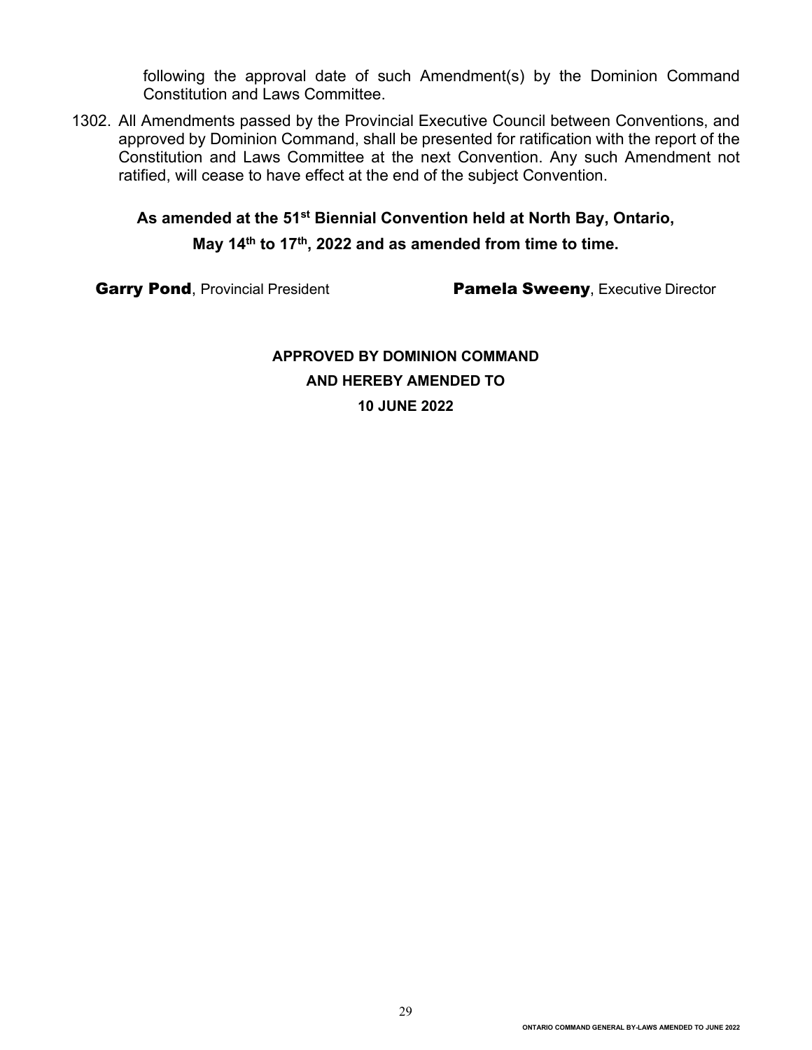following the approval date of such Amendment(s) by the Dominion Command Constitution and Laws Committee.

1302. All Amendments passed by the Provincial Executive Council between Conventions, and approved by Dominion Command, shall be presented for ratification with the report of the Constitution and Laws Committee at the next Convention. Any such Amendment not ratified, will cease to have effect at the end of the subject Convention.

**As amended at the 51st Biennial Convention held at North Bay, Ontario,**

**May 14th to 17th, 2022 and as amended from time to time.**

**Garry Pond**, Provincial President **Pamela Sweeny**, Executive Director

**APPROVED BY DOMINION COMMAND**

**AND HEREBY AMENDED TO**

**10 JUNE 2022**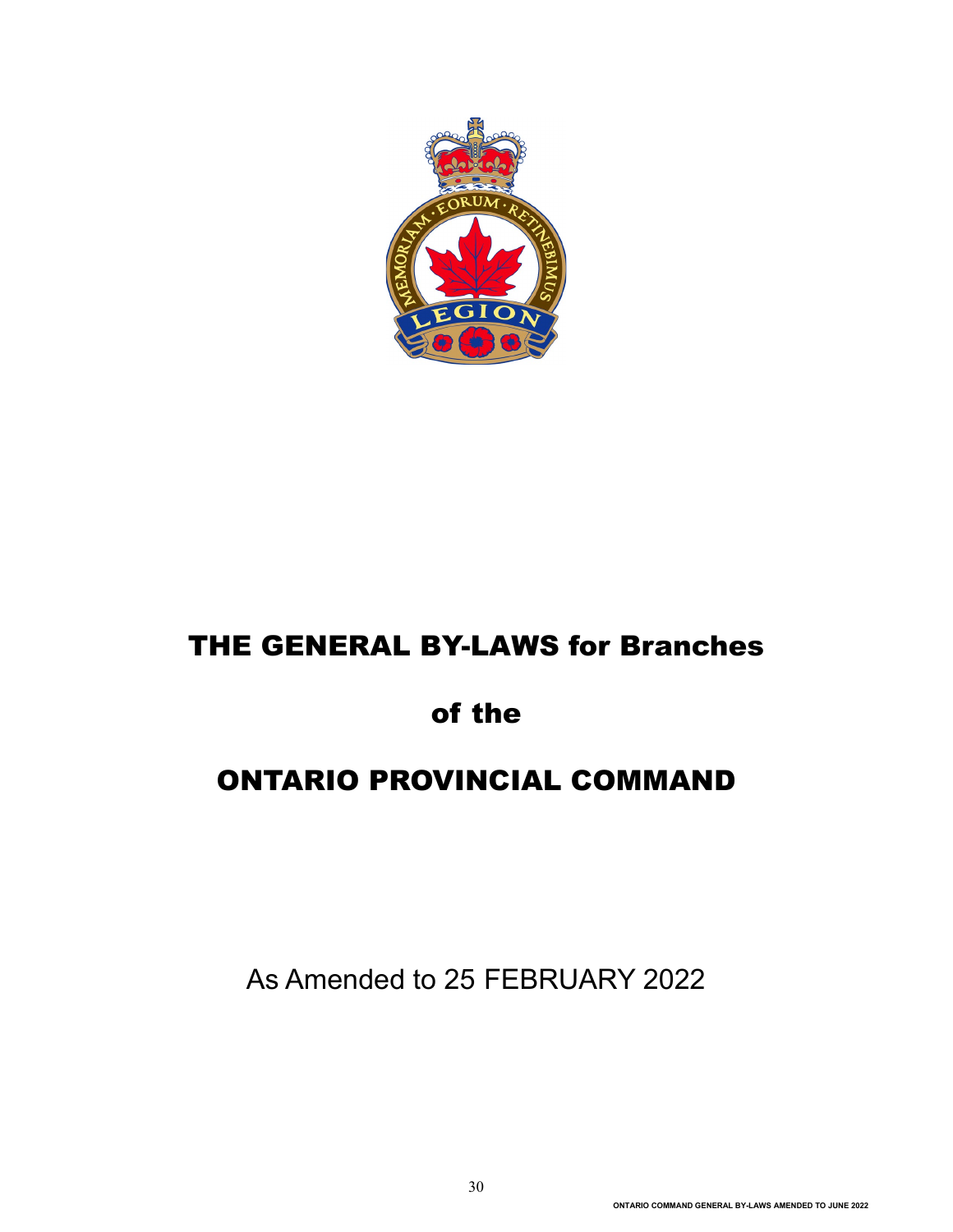# THE GENERAL BY-LAWS for Branches

# of the

# ONTARIO PROVINCIAL COMMAND

As Amended to 25 FEBRUARY 2022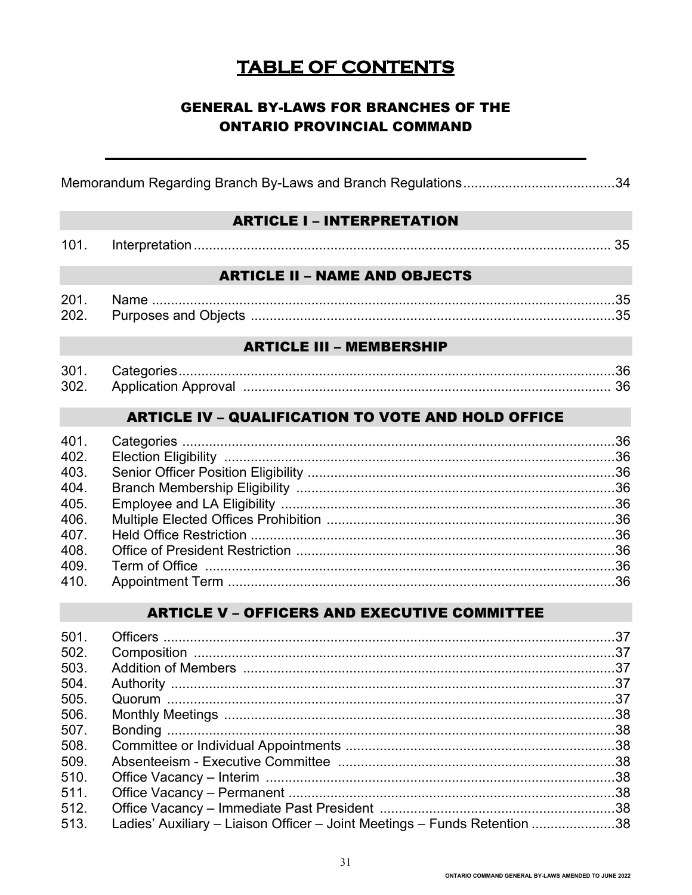# TABLE OF CONTENTS

## GENERAL BY-LAWS FOR BRANCHES OF THE ONTARIO PROVINCIAL COMMAND

Memorandum Regarding Branch By-Laws and Branch Regulations........................................34

### ARTICLE I – INTERPRETATION

| | | |
|---|---|---|
| 101. | Interpretation | 35 |

### ARTICLE II – NAME AND OBJECTS

| | | |
|---|---|---|
| 201. | Name | 35 |
| 202. | Purposes and Objects | 35 |

### ARTICLE III – MEMBERSHIP

| | | |
|---|---|---|
| 301. | Categories | 36 |
| 302. | Application Approval | 36 |

### ARTICLE IV – QUALIFICATION TO VOTE AND HOLD OFFICE

| | | |
|---|---|---|
| 401. | Categories | 36 |
| 402. | Election Eligibility | 36 |
| 403. | Senior Officer Position Eligibility | 36 |
| 404. | Branch Membership Eligibility | 36 |
| 405. | Employee and LA Eligibility | 36 |
| 406. | Multiple Elected Offices Prohibition | 36 |
| 407. | Held Office Restriction | 36 |
| 408. | Office of President Restriction | 36 |
| 409. | Term of Office | 36 |
| 410. | Appointment Term | 36 |

### ARTICLE V – OFFICERS AND EXECUTIVE COMMITTEE

| | | |
|---|---|---|
| 501. | Officers | 37 |
| 502. | Composition | 37 |
| 503. | Addition of Members | 37 |
| 504. | Authority | 37 |
| 505. | Quorum | 37 |
| 506. | Monthly Meetings | 38 |
| 507. | Bonding | 38 |
| 508. | Committee or Individual Appointments | 38 |
| 509. | Absenteeism - Executive Committee | 38 |
| 510. | Office Vacancy – Interim | 38 |
| 511. | Office Vacancy – Permanent | 38 |
| 512. | Office Vacancy – Immediate Past President | 38 |
| 513. | Ladies' Auxiliary – Liaison Officer – Joint Meetings – Funds Retention | 38 |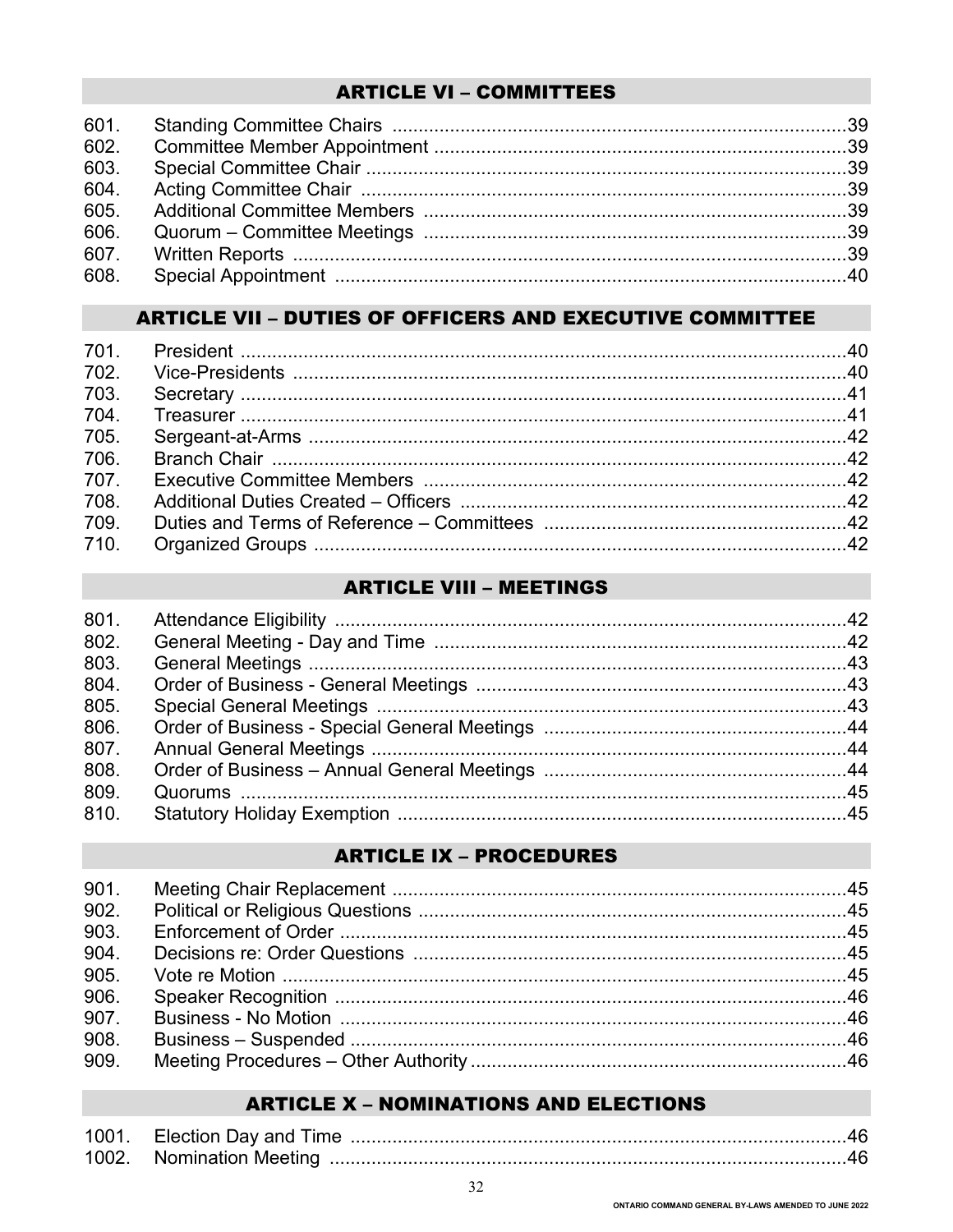## ARTICLE VI – COMMITTEES

| | | |
|---|---|---|
| 601. | Standing Committee Chairs | 39 |
| 602. | Committee Member Appointment | 39 |
| 603. | Special Committee Chair | 39 |
| 604. | Acting Committee Chair | 39 |
| 605. | Additional Committee Members | 39 |
| 606. | Quorum – Committee Meetings | 39 |
| 607. | Written Reports | 39 |
| 608. | Special Appointment | 40 |

## ARTICLE VII – DUTIES OF OFFICERS AND EXECUTIVE COMMITTEE

| | | |
|---|---|---|
| 701. | President | 40 |
| 702. | Vice-Presidents | 40 |
| 703. | Secretary | 41 |
| 704. | Treasurer | 41 |
| 705. | Sergeant-at-Arms | 42 |
| 706. | Branch Chair | 42 |
| 707. | Executive Committee Members | 42 |
| 708. | Additional Duties Created – Officers | 42 |
| 709. | Duties and Terms of Reference – Committees | 42 |
| 710. | Organized Groups | 42 |

## ARTICLE VIII – MEETINGS

| | | |
|---|---|---|
| 801. | Attendance Eligibility | 42 |
| 802. | General Meeting - Day and Time | 42 |
| 803. | General Meetings | 43 |
| 804. | Order of Business - General Meetings | 43 |
| 805. | Special General Meetings | 43 |
| 806. | Order of Business - Special General Meetings | 44 |
| 807. | Annual General Meetings | 44 |
| 808. | Order of Business – Annual General Meetings | 44 |
| 809. | Quorums | 45 |
| 810. | Statutory Holiday Exemption | 45 |

## ARTICLE IX – PROCEDURES

| | | |
|---|---|---|
| 901. | Meeting Chair Replacement | 45 |
| 902. | Political or Religious Questions | 45 |
| 903. | Enforcement of Order | 45 |
| 904. | Decisions re: Order Questions | 45 |
| 905. | Vote re Motion | 45 |
| 906. | Speaker Recognition | 46 |
| 907. | Business - No Motion | 46 |
| 908. | Business – Suspended | 46 |
| 909. | Meeting Procedures – Other Authority | 46 |

## ARTICLE X – NOMINATIONS AND ELECTIONS

| | | |
|---|---|---|
| 1001. | Election Day and Time | 46 |
| 1002. | Nomination Meeting | 46 |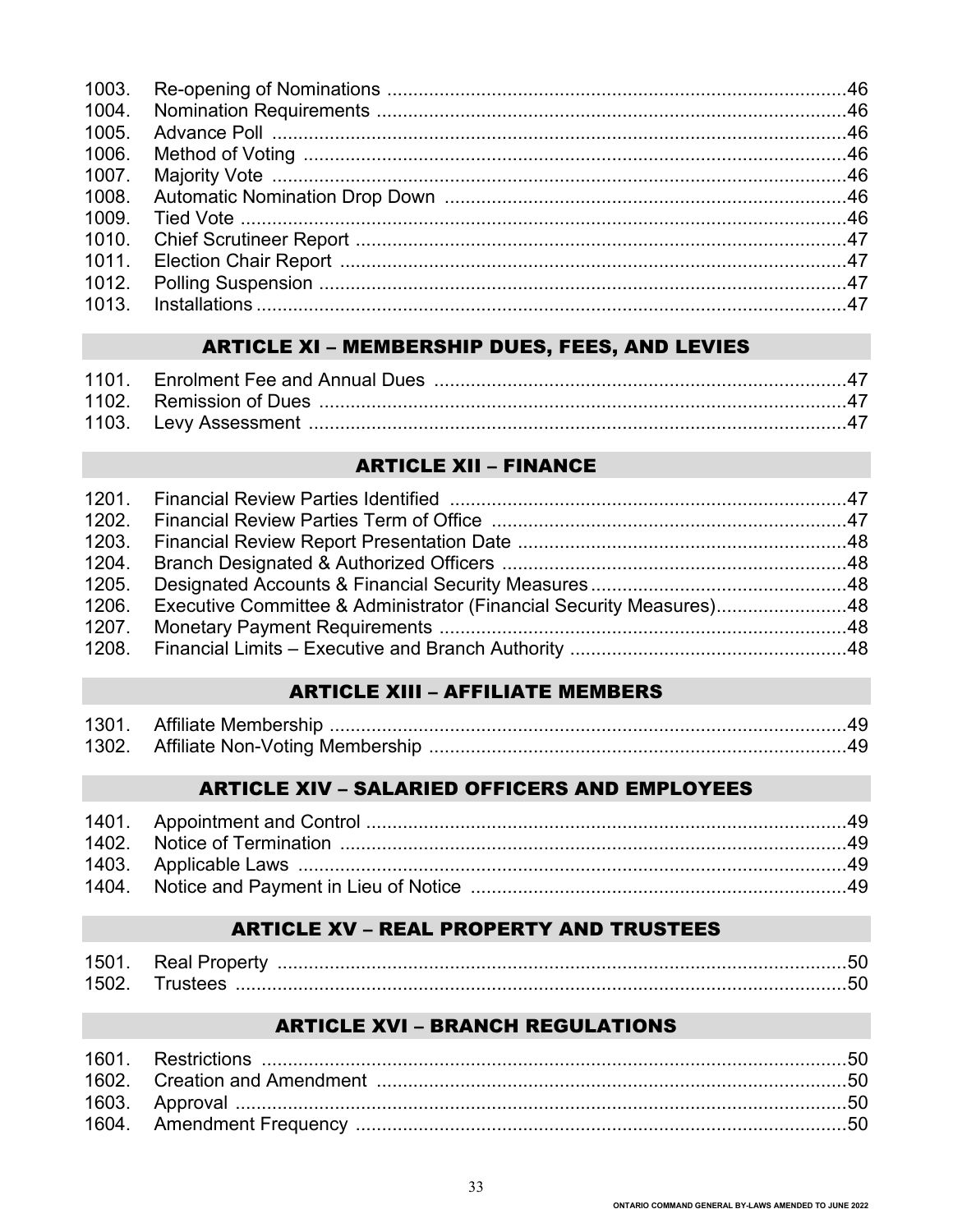1003. Re-opening of Nominations ........................................................................................46
1004. Nomination Requirements ..........................................................................................46
1005. Advance Poll ...............................................................................................................46
1006. Method of Voting .........................................................................................................46
1007. Majority Vote ...............................................................................................................46
1008. Automatic Nomination Drop Down ............................................................................46
1009. Tied Vote .....................................................................................................................46
1010. Chief Scrutineer Report ..............................................................................................47
1011. Election Chair Report .................................................................................................47
1012. Polling Suspension .....................................................................................................47
1013. Installations .................................................................................................................47

## ARTICLE XI – MEMBERSHIP DUES, FEES, AND LEVIES

1101. Enrolment Fee and Annual Dues ..............................................................................47
1102. Remission of Dues .....................................................................................................47
1103. Levy Assessment .......................................................................................................47

## ARTICLE XII – FINANCE

1201. Financial Review Parties Identified ............................................................................47
1202. Financial Review Parties Term of Office ....................................................................47
1203. Financial Review Report Presentation Date ...............................................................48
1204. Branch Designated & Authorized Officers .................................................................48
1205. Designated Accounts & Financial Security Measures.................................................48
1206. Executive Committee & Administrator (Financial Security Measures).........................48
1207. Monetary Payment Requirements ..............................................................................48
1208. Financial Limits – Executive and Branch Authority .....................................................48

## ARTICLE XIII – AFFILIATE MEMBERS

1301. Affiliate Membership ...................................................................................................49
1302. Affiliate Non-Voting Membership ................................................................................49

## ARTICLE XIV – SALARIED OFFICERS AND EMPLOYEES

1401. Appointment and Control ............................................................................................49
1402. Notice of Termination .................................................................................................49
1403. Applicable Laws .........................................................................................................49
1404. Notice and Payment in Lieu of Notice ........................................................................49

## ARTICLE XV – REAL PROPERTY AND TRUSTEES

1501. Real Property .............................................................................................................50
1502. Trustees .....................................................................................................................50

## ARTICLE XVI – BRANCH REGULATIONS

1601. Restrictions ................................................................................................................50
1602. Creation and Amendment ..........................................................................................50
1603. Approval .....................................................................................................................50
1604. Amendment Frequency ..............................................................................................50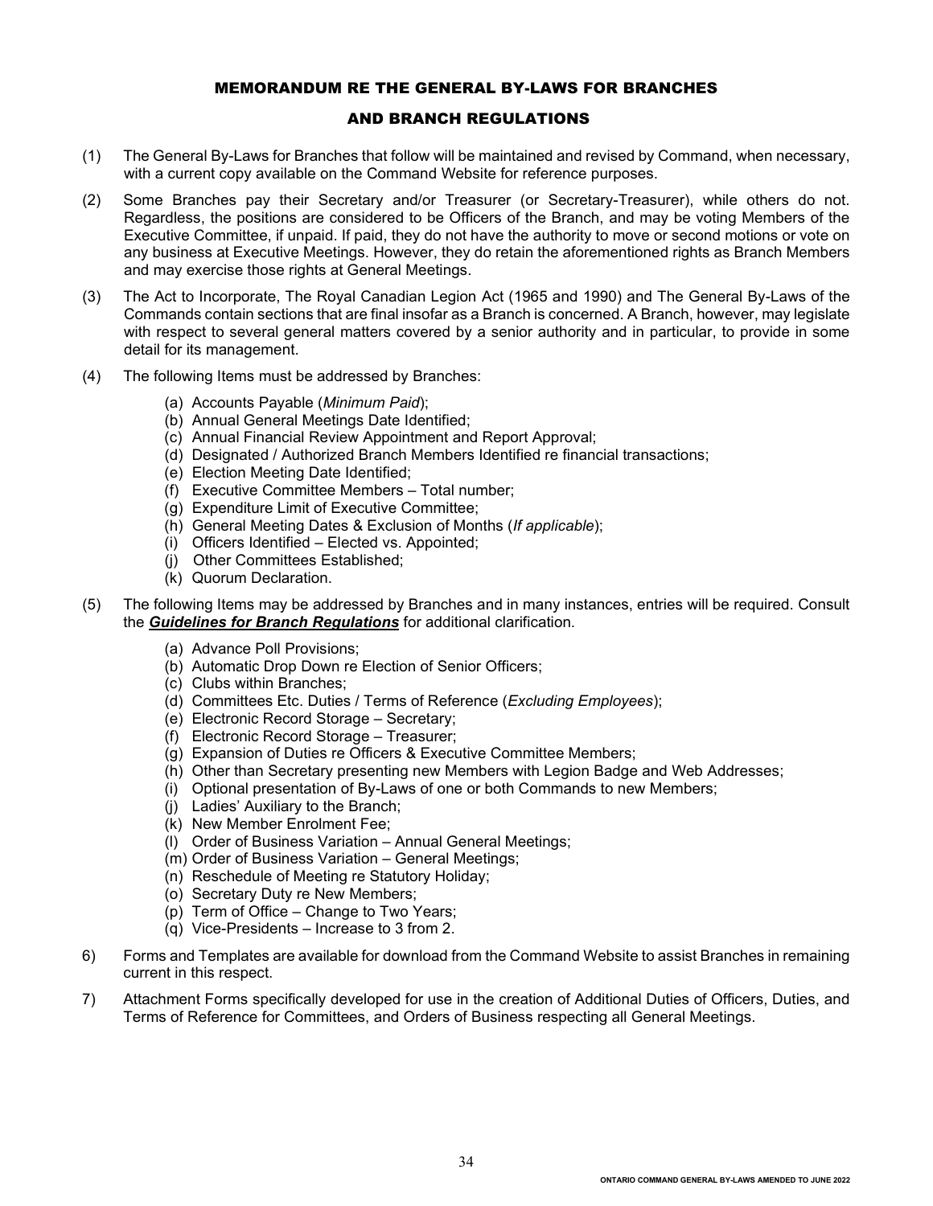# MEMORANDUM RE THE GENERAL BY-LAWS FOR BRANCHES AND BRANCH REGULATIONS

(1) The General By-Laws for Branches that follow will be maintained and revised by Command, when necessary, with a current copy available on the Command Website for reference purposes.

(2) Some Branches pay their Secretary and/or Treasurer (or Secretary-Treasurer), while others do not. Regardless, the positions are considered to be Officers of the Branch, and may be voting Members of the Executive Committee, if unpaid. If paid, they do not have the authority to move or second motions or vote on any business at Executive Meetings. However, they do retain the aforementioned rights as Branch Members and may exercise those rights at General Meetings.

(3) The Act to Incorporate, The Royal Canadian Legion Act (1965 and 1990) and The General By-Laws of the Commands contain sections that are final insofar as a Branch is concerned. A Branch, however, may legislate with respect to several general matters covered by a senior authority and in particular, to provide in some detail for its management.

(4) The following Items must be addressed by Branches:

- (a) Accounts Payable (*Minimum Paid*);
- (b) Annual General Meetings Date Identified;
- (c) Annual Financial Review Appointment and Report Approval;
- (d) Designated / Authorized Branch Members Identified re financial transactions;
- (e) Election Meeting Date Identified;
- (f) Executive Committee Members – Total number;
- (g) Expenditure Limit of Executive Committee;
- (h) General Meeting Dates & Exclusion of Months (*If applicable*);
- (i) Officers Identified – Elected vs. Appointed;
- (j) Other Committees Established;
- (k) Quorum Declaration.

(5) The following Items may be addressed by Branches and in many instances, entries will be required. Consult the ***Guidelines for Branch Regulations*** for additional clarification.

- (a) Advance Poll Provisions;
- (b) Automatic Drop Down re Election of Senior Officers;
- (c) Clubs within Branches;
- (d) Committees Etc. Duties / Terms of Reference (*Excluding Employees*);
- (e) Electronic Record Storage – Secretary;
- (f) Electronic Record Storage – Treasurer;
- (g) Expansion of Duties re Officers & Executive Committee Members;
- (h) Other than Secretary presenting new Members with Legion Badge and Web Addresses;
- (i) Optional presentation of By-Laws of one or both Commands to new Members;
- (j) Ladies' Auxiliary to the Branch;
- (k) New Member Enrolment Fee;
- (l) Order of Business Variation – Annual General Meetings;
- (m) Order of Business Variation – General Meetings;
- (n) Reschedule of Meeting re Statutory Holiday;
- (o) Secretary Duty re New Members;
- (p) Term of Office – Change to Two Years;
- (q) Vice-Presidents – Increase to 3 from 2.

6) Forms and Templates are available for download from the Command Website to assist Branches in remaining current in this respect.

7) Attachment Forms specifically developed for use in the creation of Additional Duties of Officers, Duties, and Terms of Reference for Committees, and Orders of Business respecting all General Meetings.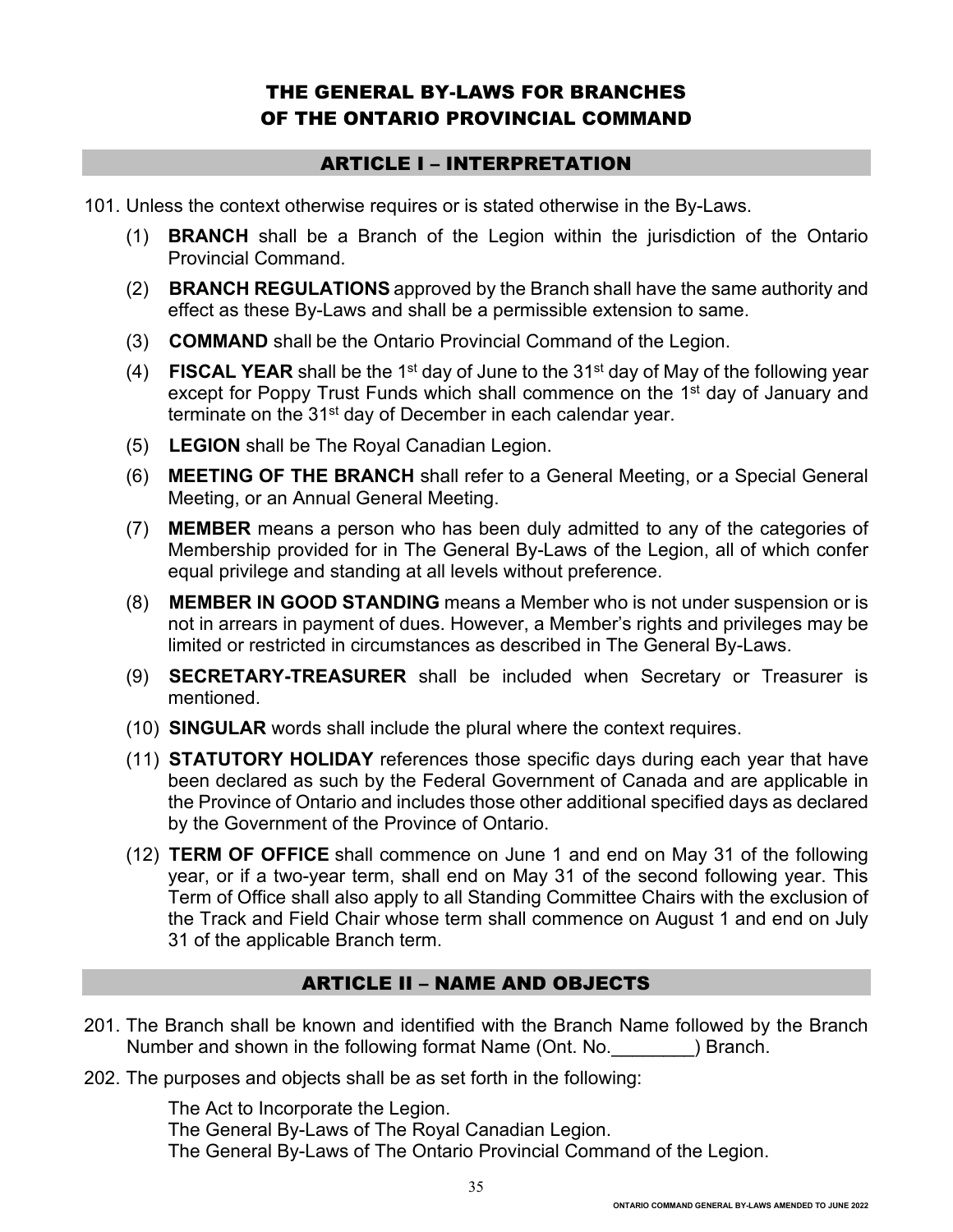# THE GENERAL BY-LAWS FOR BRANCHES OF THE ONTARIO PROVINCIAL COMMAND

## ARTICLE I – INTERPRETATION

101. Unless the context otherwise requires or is stated otherwise in the By-Laws.

   (1) **BRANCH** shall be a Branch of the Legion within the jurisdiction of the Ontario Provincial Command.

   (2) **BRANCH REGULATIONS** approved by the Branch shall have the same authority and effect as these By-Laws and shall be a permissible extension to same.

   (3) **COMMAND** shall be the Ontario Provincial Command of the Legion.

   (4) **FISCAL YEAR** shall be the 1st day of June to the 31st day of May of the following year except for Poppy Trust Funds which shall commence on the 1st day of January and terminate on the 31st day of December in each calendar year.

   (5) **LEGION** shall be The Royal Canadian Legion.

   (6) **MEETING OF THE BRANCH** shall refer to a General Meeting, or a Special General Meeting, or an Annual General Meeting.

   (7) **MEMBER** means a person who has been duly admitted to any of the categories of Membership provided for in The General By-Laws of the Legion, all of which confer equal privilege and standing at all levels without preference.

   (8) **MEMBER IN GOOD STANDING** means a Member who is not under suspension or is not in arrears in payment of dues. However, a Member's rights and privileges may be limited or restricted in circumstances as described in The General By-Laws.

   (9) **SECRETARY-TREASURER** shall be included when Secretary or Treasurer is mentioned.

   (10) **SINGULAR** words shall include the plural where the context requires.

   (11) **STATUTORY HOLIDAY** references those specific days during each year that have been declared as such by the Federal Government of Canada and are applicable in the Province of Ontario and includes those other additional specified days as declared by the Government of the Province of Ontario.

   (12) **TERM OF OFFICE** shall commence on June 1 and end on May 31 of the following year, or if a two-year term, shall end on May 31 of the second following year. This Term of Office shall also apply to all Standing Committee Chairs with the exclusion of the Track and Field Chair whose term shall commence on August 1 and end on July 31 of the applicable Branch term.

## ARTICLE II – NAME AND OBJECTS

201. The Branch shall be known and identified with the Branch Name followed by the Branch Number and shown in the following format Name (Ont. No.________) Branch.

202. The purposes and objects shall be as set forth in the following:

   The Act to Incorporate the Legion.
   The General By-Laws of The Royal Canadian Legion.
   The General By-Laws of The Ontario Provincial Command of the Legion.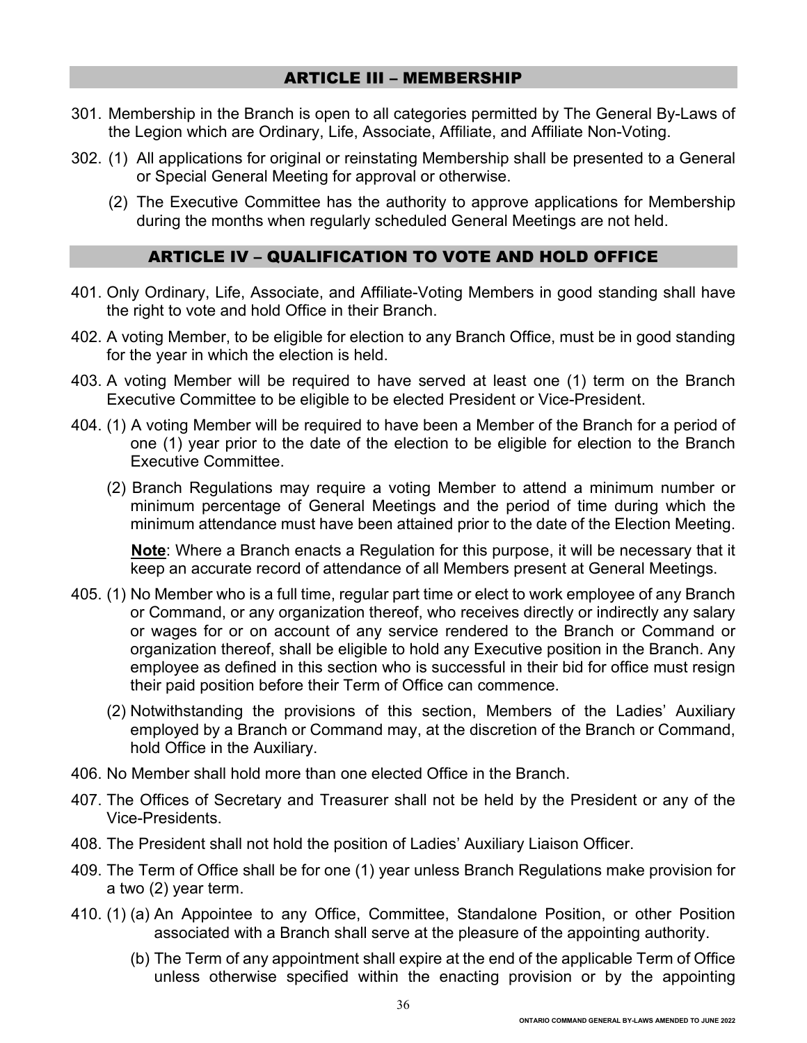## ARTICLE III – MEMBERSHIP

301. Membership in the Branch is open to all categories permitted by The General By-Laws of the Legion which are Ordinary, Life, Associate, Affiliate, and Affiliate Non-Voting.

302. (1) All applications for original or reinstating Membership shall be presented to a General or Special General Meeting for approval or otherwise.

   (2) The Executive Committee has the authority to approve applications for Membership during the months when regularly scheduled General Meetings are not held.

## ARTICLE IV – QUALIFICATION TO VOTE AND HOLD OFFICE

401. Only Ordinary, Life, Associate, and Affiliate-Voting Members in good standing shall have the right to vote and hold Office in their Branch.

402. A voting Member, to be eligible for election to any Branch Office, must be in good standing for the year in which the election is held.

403. A voting Member will be required to have served at least one (1) term on the Branch Executive Committee to be eligible to be elected President or Vice-President.

404. (1) A voting Member will be required to have been a Member of the Branch for a period of one (1) year prior to the date of the election to be eligible for election to the Branch Executive Committee.

   (2) Branch Regulations may require a voting Member to attend a minimum number or minimum percentage of General Meetings and the period of time during which the minimum attendance must have been attained prior to the date of the Election Meeting.

   **Note**: Where a Branch enacts a Regulation for this purpose, it will be necessary that it keep an accurate record of attendance of all Members present at General Meetings.

405. (1) No Member who is a full time, regular part time or elect to work employee of any Branch or Command, or any organization thereof, who receives directly or indirectly any salary or wages for or on account of any service rendered to the Branch or Command or organization thereof, shall be eligible to hold any Executive position in the Branch. Any employee as defined in this section who is successful in their bid for office must resign their paid position before their Term of Office can commence.

   (2) Notwithstanding the provisions of this section, Members of the Ladies' Auxiliary employed by a Branch or Command may, at the discretion of the Branch or Command, hold Office in the Auxiliary.

406. No Member shall hold more than one elected Office in the Branch.

407. The Offices of Secretary and Treasurer shall not be held by the President or any of the Vice-Presidents.

408. The President shall not hold the position of Ladies' Auxiliary Liaison Officer.

409. The Term of Office shall be for one (1) year unless Branch Regulations make provision for a two (2) year term.

410. (1) (a) An Appointee to any Office, Committee, Standalone Position, or other Position associated with a Branch shall serve at the pleasure of the appointing authority.

   (b) The Term of any appointment shall expire at the end of the applicable Term of Office unless otherwise specified within the enacting provision or by the appointing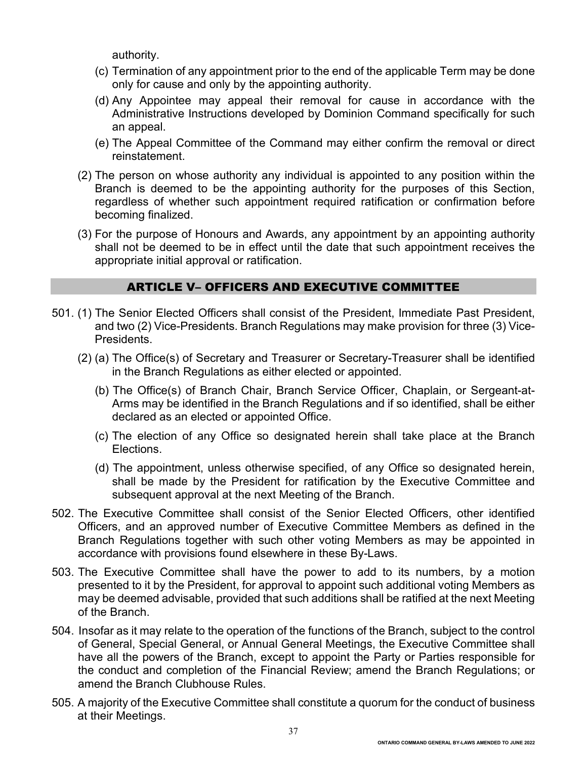authority.

(c) Termination of any appointment prior to the end of the applicable Term may be done only for cause and only by the appointing authority.

(d) Any Appointee may appeal their removal for cause in accordance with the Administrative Instructions developed by Dominion Command specifically for such an appeal.

(e) The Appeal Committee of the Command may either confirm the removal or direct reinstatement.

(2) The person on whose authority any individual is appointed to any position within the Branch is deemed to be the appointing authority for the purposes of this Section, regardless of whether such appointment required ratification or confirmation before becoming finalized.

(3) For the purpose of Honours and Awards, any appointment by an appointing authority shall not be deemed to be in effect until the date that such appointment receives the appropriate initial approval or ratification.

## ARTICLE V– OFFICERS AND EXECUTIVE COMMITTEE

501. (1) The Senior Elected Officers shall consist of the President, Immediate Past President, and two (2) Vice-Presidents. Branch Regulations may make provision for three (3) Vice-Presidents.

(2) (a) The Office(s) of Secretary and Treasurer or Secretary-Treasurer shall be identified in the Branch Regulations as either elected or appointed.

(b) The Office(s) of Branch Chair, Branch Service Officer, Chaplain, or Sergeant-at-Arms may be identified in the Branch Regulations and if so identified, shall be either declared as an elected or appointed Office.

(c) The election of any Office so designated herein shall take place at the Branch Elections.

(d) The appointment, unless otherwise specified, of any Office so designated herein, shall be made by the President for ratification by the Executive Committee and subsequent approval at the next Meeting of the Branch.

502. The Executive Committee shall consist of the Senior Elected Officers, other identified Officers, and an approved number of Executive Committee Members as defined in the Branch Regulations together with such other voting Members as may be appointed in accordance with provisions found elsewhere in these By-Laws.

503. The Executive Committee shall have the power to add to its numbers, by a motion presented to it by the President, for approval to appoint such additional voting Members as may be deemed advisable, provided that such additions shall be ratified at the next Meeting of the Branch.

504. Insofar as it may relate to the operation of the functions of the Branch, subject to the control of General, Special General, or Annual General Meetings, the Executive Committee shall have all the powers of the Branch, except to appoint the Party or Parties responsible for the conduct and completion of the Financial Review; amend the Branch Regulations; or amend the Branch Clubhouse Rules.

505. A majority of the Executive Committee shall constitute a quorum for the conduct of business at their Meetings.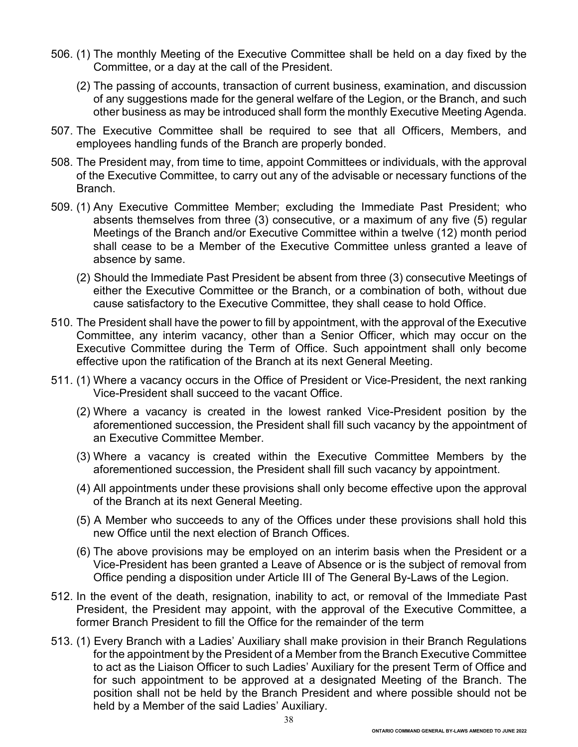506. (1) The monthly Meeting of the Executive Committee shall be held on a day fixed by the Committee, or a day at the call of the President.

     (2) The passing of accounts, transaction of current business, examination, and discussion of any suggestions made for the general welfare of the Legion, or the Branch, and such other business as may be introduced shall form the monthly Executive Meeting Agenda.

507. The Executive Committee shall be required to see that all Officers, Members, and employees handling funds of the Branch are properly bonded.

508. The President may, from time to time, appoint Committees or individuals, with the approval of the Executive Committee, to carry out any of the advisable or necessary functions of the Branch.

509. (1) Any Executive Committee Member; excluding the Immediate Past President; who absents themselves from three (3) consecutive, or a maximum of any five (5) regular Meetings of the Branch and/or Executive Committee within a twelve (12) month period shall cease to be a Member of the Executive Committee unless granted a leave of absence by same.

     (2) Should the Immediate Past President be absent from three (3) consecutive Meetings of either the Executive Committee or the Branch, or a combination of both, without due cause satisfactory to the Executive Committee, they shall cease to hold Office.

510. The President shall have the power to fill by appointment, with the approval of the Executive Committee, any interim vacancy, other than a Senior Officer, which may occur on the Executive Committee during the Term of Office. Such appointment shall only become effective upon the ratification of the Branch at its next General Meeting.

511. (1) Where a vacancy occurs in the Office of President or Vice-President, the next ranking Vice-President shall succeed to the vacant Office.

     (2) Where a vacancy is created in the lowest ranked Vice-President position by the aforementioned succession, the President shall fill such vacancy by the appointment of an Executive Committee Member.

     (3) Where a vacancy is created within the Executive Committee Members by the aforementioned succession, the President shall fill such vacancy by appointment.

     (4) All appointments under these provisions shall only become effective upon the approval of the Branch at its next General Meeting.

     (5) A Member who succeeds to any of the Offices under these provisions shall hold this new Office until the next election of Branch Offices.

     (6) The above provisions may be employed on an interim basis when the President or a Vice-President has been granted a Leave of Absence or is the subject of removal from Office pending a disposition under Article III of The General By-Laws of the Legion.

512. In the event of the death, resignation, inability to act, or removal of the Immediate Past President, the President may appoint, with the approval of the Executive Committee, a former Branch President to fill the Office for the remainder of the term

513. (1) Every Branch with a Ladies' Auxiliary shall make provision in their Branch Regulations for the appointment by the President of a Member from the Branch Executive Committee to act as the Liaison Officer to such Ladies' Auxiliary for the present Term of Office and for such appointment to be approved at a designated Meeting of the Branch. The position shall not be held by the Branch President and where possible should not be held by a Member of the said Ladies' Auxiliary.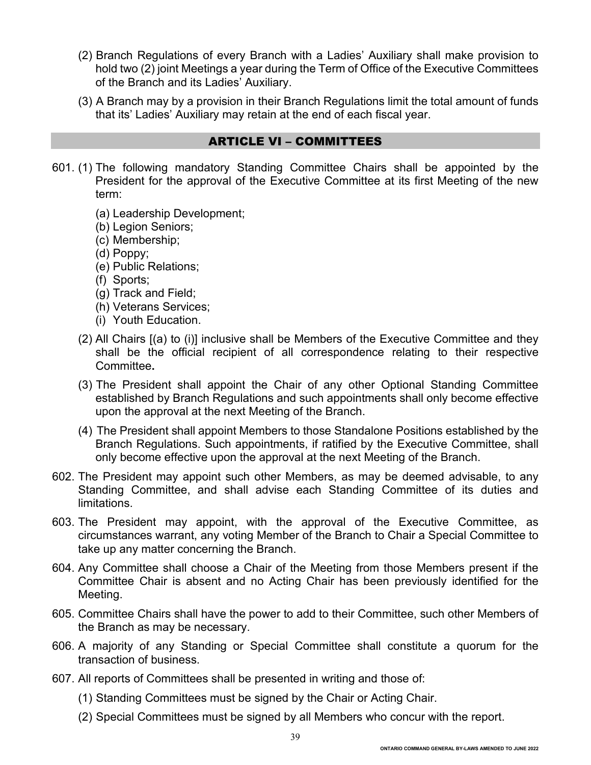(2) Branch Regulations of every Branch with a Ladies' Auxiliary shall make provision to hold two (2) joint Meetings a year during the Term of Office of the Executive Committees of the Branch and its Ladies' Auxiliary.

(3) A Branch may by a provision in their Branch Regulations limit the total amount of funds that its' Ladies' Auxiliary may retain at the end of each fiscal year.

## ARTICLE VI – COMMITTEES

601. (1) The following mandatory Standing Committee Chairs shall be appointed by the President for the approval of the Executive Committee at its first Meeting of the new term:

   (a) Leadership Development;
   (b) Legion Seniors;
   (c) Membership;
   (d) Poppy;
   (e) Public Relations;
   (f) Sports;
   (g) Track and Field;
   (h) Veterans Services;
   (i) Youth Education.

   (2) All Chairs [(a) to (i)] inclusive shall be Members of the Executive Committee and they shall be the official recipient of all correspondence relating to their respective Committee**.**

   (3) The President shall appoint the Chair of any other Optional Standing Committee established by Branch Regulations and such appointments shall only become effective upon the approval at the next Meeting of the Branch.

   (4) The President shall appoint Members to those Standalone Positions established by the Branch Regulations. Such appointments, if ratified by the Executive Committee, shall only become effective upon the approval at the next Meeting of the Branch.

602. The President may appoint such other Members, as may be deemed advisable, to any Standing Committee, and shall advise each Standing Committee of its duties and limitations.

603. The President may appoint, with the approval of the Executive Committee, as circumstances warrant, any voting Member of the Branch to Chair a Special Committee to take up any matter concerning the Branch.

604. Any Committee shall choose a Chair of the Meeting from those Members present if the Committee Chair is absent and no Acting Chair has been previously identified for the Meeting.

605. Committee Chairs shall have the power to add to their Committee, such other Members of the Branch as may be necessary.

606. A majority of any Standing or Special Committee shall constitute a quorum for the transaction of business.

607. All reports of Committees shall be presented in writing and those of:

   (1) Standing Committees must be signed by the Chair or Acting Chair.

   (2) Special Committees must be signed by all Members who concur with the report.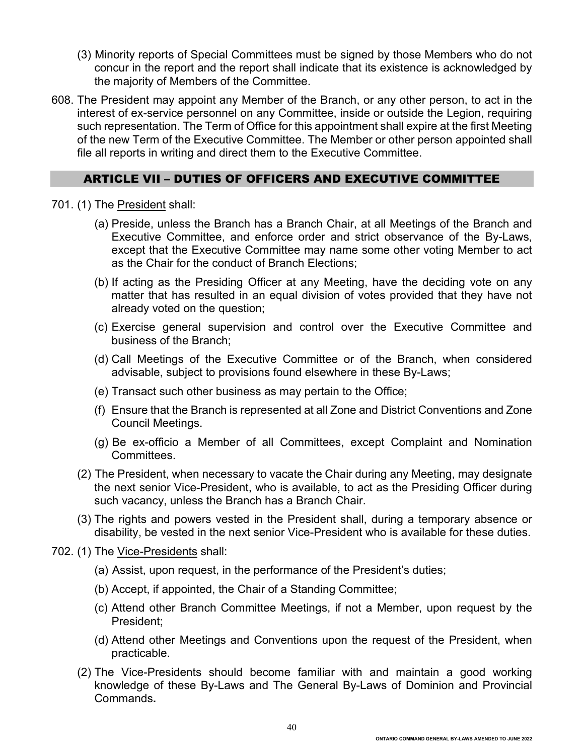(3) Minority reports of Special Committees must be signed by those Members who do not concur in the report and the report shall indicate that its existence is acknowledged by the majority of Members of the Committee.

608. The President may appoint any Member of the Branch, or any other person, to act in the interest of ex-service personnel on any Committee, inside or outside the Legion, requiring such representation. The Term of Office for this appointment shall expire at the first Meeting of the new Term of the Executive Committee. The Member or other person appointed shall file all reports in writing and direct them to the Executive Committee.

## ARTICLE VII – DUTIES OF OFFICERS AND EXECUTIVE COMMITTEE

701. (1) The President shall:

(a) Preside, unless the Branch has a Branch Chair, at all Meetings of the Branch and Executive Committee, and enforce order and strict observance of the By-Laws, except that the Executive Committee may name some other voting Member to act as the Chair for the conduct of Branch Elections;

(b) If acting as the Presiding Officer at any Meeting, have the deciding vote on any matter that has resulted in an equal division of votes provided that they have not already voted on the question;

(c) Exercise general supervision and control over the Executive Committee and business of the Branch;

(d) Call Meetings of the Executive Committee or of the Branch, when considered advisable, subject to provisions found elsewhere in these By-Laws;

(e) Transact such other business as may pertain to the Office;

(f) Ensure that the Branch is represented at all Zone and District Conventions and Zone Council Meetings.

(g) Be ex-officio a Member of all Committees, except Complaint and Nomination Committees.

(2) The President, when necessary to vacate the Chair during any Meeting, may designate the next senior Vice-President, who is available, to act as the Presiding Officer during such vacancy, unless the Branch has a Branch Chair.

(3) The rights and powers vested in the President shall, during a temporary absence or disability, be vested in the next senior Vice-President who is available for these duties.

702. (1) The Vice-Presidents shall:

(a) Assist, upon request, in the performance of the President's duties;

(b) Accept, if appointed, the Chair of a Standing Committee;

(c) Attend other Branch Committee Meetings, if not a Member, upon request by the President;

(d) Attend other Meetings and Conventions upon the request of the President, when practicable.

(2) The Vice-Presidents should become familiar with and maintain a good working knowledge of these By-Laws and The General By-Laws of Dominion and Provincial Commands.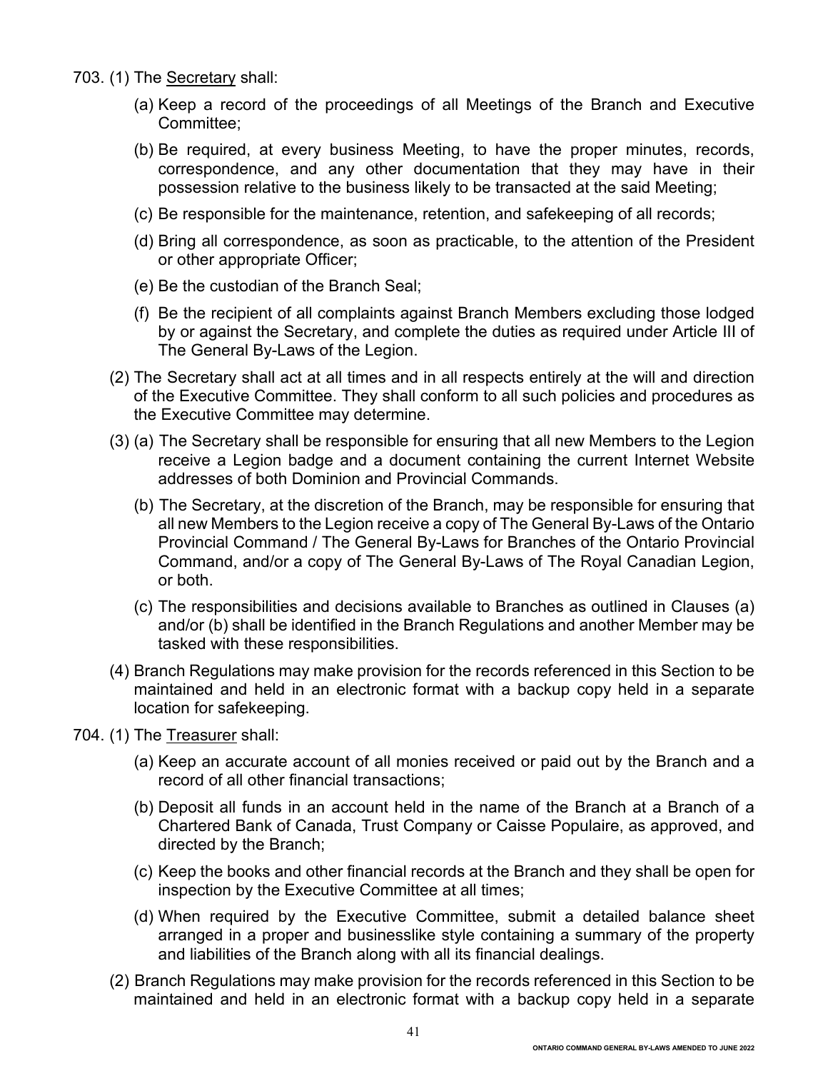703. (1) The <u>Secretary</u> shall:

(a) Keep a record of the proceedings of all Meetings of the Branch and Executive Committee;

(b) Be required, at every business Meeting, to have the proper minutes, records, correspondence, and any other documentation that they may have in their possession relative to the business likely to be transacted at the said Meeting;

(c) Be responsible for the maintenance, retention, and safekeeping of all records;

(d) Bring all correspondence, as soon as practicable, to the attention of the President or other appropriate Officer;

(e) Be the custodian of the Branch Seal;

(f) Be the recipient of all complaints against Branch Members excluding those lodged by or against the Secretary, and complete the duties as required under Article III of The General By-Laws of the Legion.

(2) The Secretary shall act at all times and in all respects entirely at the will and direction of the Executive Committee. They shall conform to all such policies and procedures as the Executive Committee may determine.

(3) (a) The Secretary shall be responsible for ensuring that all new Members to the Legion receive a Legion badge and a document containing the current Internet Website addresses of both Dominion and Provincial Commands.

(b) The Secretary, at the discretion of the Branch, may be responsible for ensuring that all new Members to the Legion receive a copy of The General By-Laws of the Ontario Provincial Command / The General By-Laws for Branches of the Ontario Provincial Command, and/or a copy of The General By-Laws of The Royal Canadian Legion, or both.

(c) The responsibilities and decisions available to Branches as outlined in Clauses (a) and/or (b) shall be identified in the Branch Regulations and another Member may be tasked with these responsibilities.

(4) Branch Regulations may make provision for the records referenced in this Section to be maintained and held in an electronic format with a backup copy held in a separate location for safekeeping.

704. (1) The <u>Treasurer</u> shall:

(a) Keep an accurate account of all monies received or paid out by the Branch and a record of all other financial transactions;

(b) Deposit all funds in an account held in the name of the Branch at a Branch of a Chartered Bank of Canada, Trust Company or Caisse Populaire, as approved, and directed by the Branch;

(c) Keep the books and other financial records at the Branch and they shall be open for inspection by the Executive Committee at all times;

(d) When required by the Executive Committee, submit a detailed balance sheet arranged in a proper and businesslike style containing a summary of the property and liabilities of the Branch along with all its financial dealings.

(2) Branch Regulations may make provision for the records referenced in this Section to be maintained and held in an electronic format with a backup copy held in a separate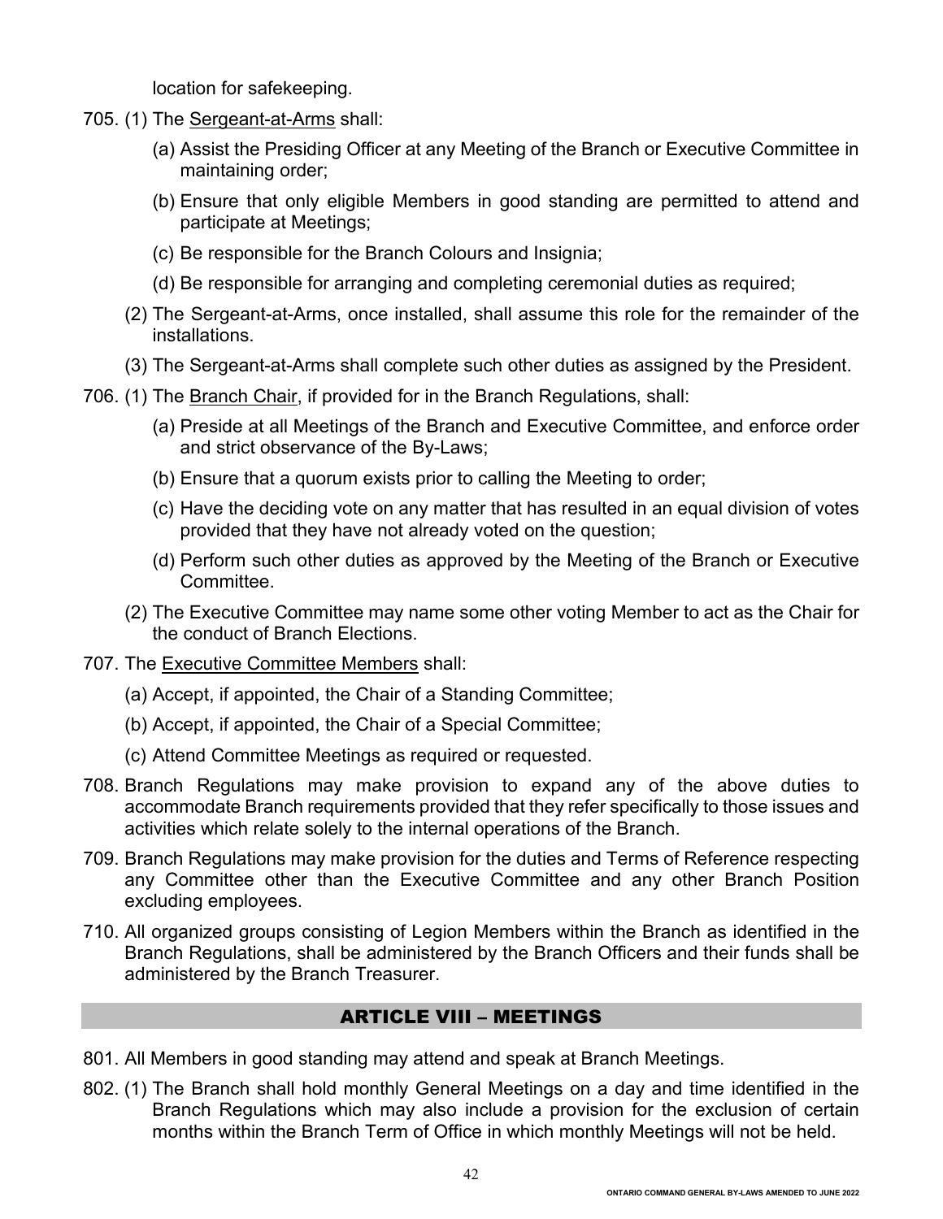location for safekeeping.

705. (1) The <u>Sergeant-at-Arms</u> shall:

  (a) Assist the Presiding Officer at any Meeting of the Branch or Executive Committee in maintaining order;

  (b) Ensure that only eligible Members in good standing are permitted to attend and participate at Meetings;

  (c) Be responsible for the Branch Colours and Insignia;

  (d) Be responsible for arranging and completing ceremonial duties as required;

(2) The Sergeant-at-Arms, once installed, shall assume this role for the remainder of the installations.

(3) The Sergeant-at-Arms shall complete such other duties as assigned by the President.

706. (1) The <u>Branch Chair</u>, if provided for in the Branch Regulations, shall:

  (a) Preside at all Meetings of the Branch and Executive Committee, and enforce order and strict observance of the By-Laws;

  (b) Ensure that a quorum exists prior to calling the Meeting to order;

  (c) Have the deciding vote on any matter that has resulted in an equal division of votes provided that they have not already voted on the question;

  (d) Perform such other duties as approved by the Meeting of the Branch or Executive Committee.

(2) The Executive Committee may name some other voting Member to act as the Chair for the conduct of Branch Elections.

707. The <u>Executive Committee Members</u> shall:

  (a) Accept, if appointed, the Chair of a Standing Committee;

  (b) Accept, if appointed, the Chair of a Special Committee;

  (c) Attend Committee Meetings as required or requested.

708. Branch Regulations may make provision to expand any of the above duties to accommodate Branch requirements provided that they refer specifically to those issues and activities which relate solely to the internal operations of the Branch.

709. Branch Regulations may make provision for the duties and Terms of Reference respecting any Committee other than the Executive Committee and any other Branch Position excluding employees.

710. All organized groups consisting of Legion Members within the Branch as identified in the Branch Regulations, shall be administered by the Branch Officers and their funds shall be administered by the Branch Treasurer.

## ARTICLE VIII – MEETINGS

801. All Members in good standing may attend and speak at Branch Meetings.

802. (1) The Branch shall hold monthly General Meetings on a day and time identified in the Branch Regulations which may also include a provision for the exclusion of certain months within the Branch Term of Office in which monthly Meetings will not be held.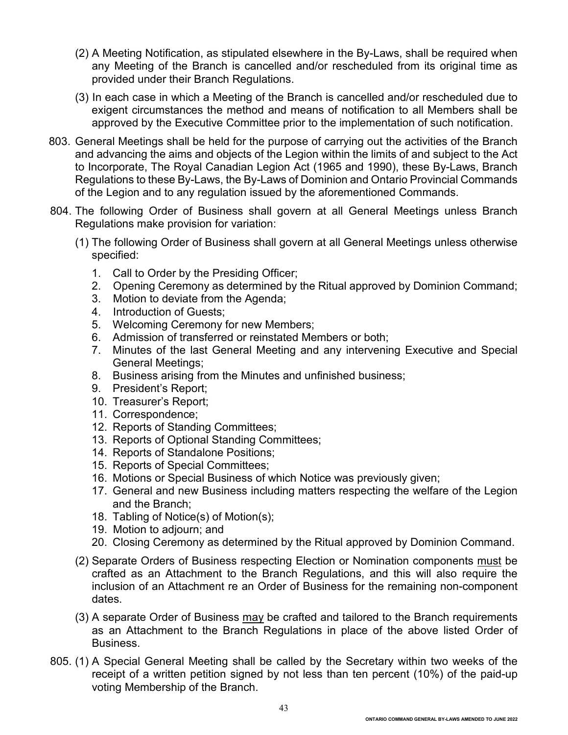(2) A Meeting Notification, as stipulated elsewhere in the By-Laws, shall be required when any Meeting of the Branch is cancelled and/or rescheduled from its original time as provided under their Branch Regulations.

(3) In each case in which a Meeting of the Branch is cancelled and/or rescheduled due to exigent circumstances the method and means of notification to all Members shall be approved by the Executive Committee prior to the implementation of such notification.

803. General Meetings shall be held for the purpose of carrying out the activities of the Branch and advancing the aims and objects of the Legion within the limits of and subject to the Act to Incorporate, The Royal Canadian Legion Act (1965 and 1990), these By-Laws, Branch Regulations to these By-Laws, the By-Laws of Dominion and Ontario Provincial Commands of the Legion and to any regulation issued by the aforementioned Commands.

804. The following Order of Business shall govern at all General Meetings unless Branch Regulations make provision for variation:

(1) The following Order of Business shall govern at all General Meetings unless otherwise specified:

1. Call to Order by the Presiding Officer;
2. Opening Ceremony as determined by the Ritual approved by Dominion Command;
3. Motion to deviate from the Agenda;
4. Introduction of Guests;
5. Welcoming Ceremony for new Members;
6. Admission of transferred or reinstated Members or both;
7. Minutes of the last General Meeting and any intervening Executive and Special General Meetings;
8. Business arising from the Minutes and unfinished business;
9. President's Report;
10. Treasurer's Report;
11. Correspondence;
12. Reports of Standing Committees;
13. Reports of Optional Standing Committees;
14. Reports of Standalone Positions;
15. Reports of Special Committees;
16. Motions or Special Business of which Notice was previously given;
17. General and new Business including matters respecting the welfare of the Legion and the Branch;
18. Tabling of Notice(s) of Motion(s);
19. Motion to adjourn; and
20. Closing Ceremony as determined by the Ritual approved by Dominion Command.

(2) Separate Orders of Business respecting Election or Nomination components <u>must</u> be crafted as an Attachment to the Branch Regulations, and this will also require the inclusion of an Attachment re an Order of Business for the remaining non-component dates.

(3) A separate Order of Business <u>may</u> be crafted and tailored to the Branch requirements as an Attachment to the Branch Regulations in place of the above listed Order of Business.

805. (1) A Special General Meeting shall be called by the Secretary within two weeks of the receipt of a written petition signed by not less than ten percent (10%) of the paid-up voting Membership of the Branch.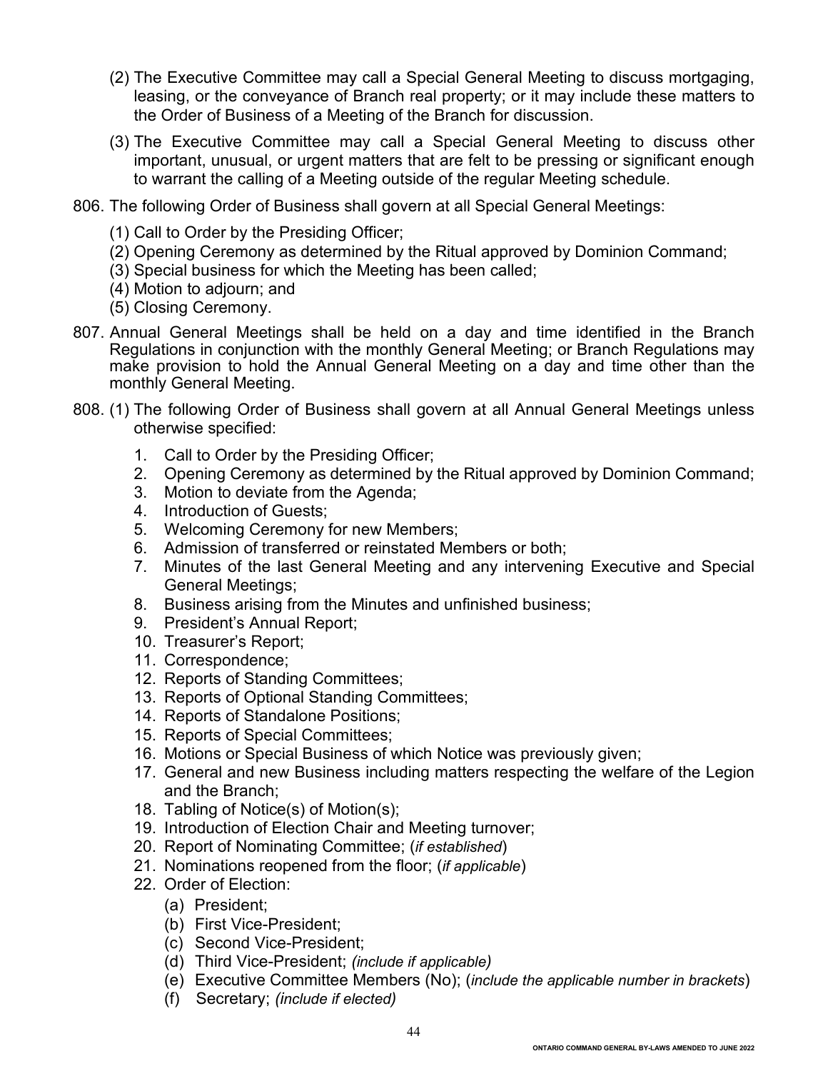(2) The Executive Committee may call a Special General Meeting to discuss mortgaging, leasing, or the conveyance of Branch real property; or it may include these matters to the Order of Business of a Meeting of the Branch for discussion.

(3) The Executive Committee may call a Special General Meeting to discuss other important, unusual, or urgent matters that are felt to be pressing or significant enough to warrant the calling of a Meeting outside of the regular Meeting schedule.

806. The following Order of Business shall govern at all Special General Meetings:

(1) Call to Order by the Presiding Officer;
(2) Opening Ceremony as determined by the Ritual approved by Dominion Command;
(3) Special business for which the Meeting has been called;
(4) Motion to adjourn; and
(5) Closing Ceremony.

807. Annual General Meetings shall be held on a day and time identified in the Branch Regulations in conjunction with the monthly General Meeting; or Branch Regulations may make provision to hold the Annual General Meeting on a day and time other than the monthly General Meeting.

808. (1) The following Order of Business shall govern at all Annual General Meetings unless otherwise specified:

1. Call to Order by the Presiding Officer;
2. Opening Ceremony as determined by the Ritual approved by Dominion Command;
3. Motion to deviate from the Agenda;
4. Introduction of Guests;
5. Welcoming Ceremony for new Members;
6. Admission of transferred or reinstated Members or both;
7. Minutes of the last General Meeting and any intervening Executive and Special General Meetings;
8. Business arising from the Minutes and unfinished business;
9. President's Annual Report;
10. Treasurer's Report;
11. Correspondence;
12. Reports of Standing Committees;
13. Reports of Optional Standing Committees;
14. Reports of Standalone Positions;
15. Reports of Special Committees;
16. Motions or Special Business of which Notice was previously given;
17. General and new Business including matters respecting the welfare of the Legion and the Branch;
18. Tabling of Notice(s) of Motion(s);
19. Introduction of Election Chair and Meeting turnover;
20. Report of Nominating Committee; (*if established*)
21. Nominations reopened from the floor; (*if applicable*)
22. Order of Election:
    (a) President;
    (b) First Vice-President;
    (c) Second Vice-President;
    (d) Third Vice-President; *(include if applicable)*
    (e) Executive Committee Members (No); (*include the applicable number in brackets*)
    (f) Secretary; *(include if elected)*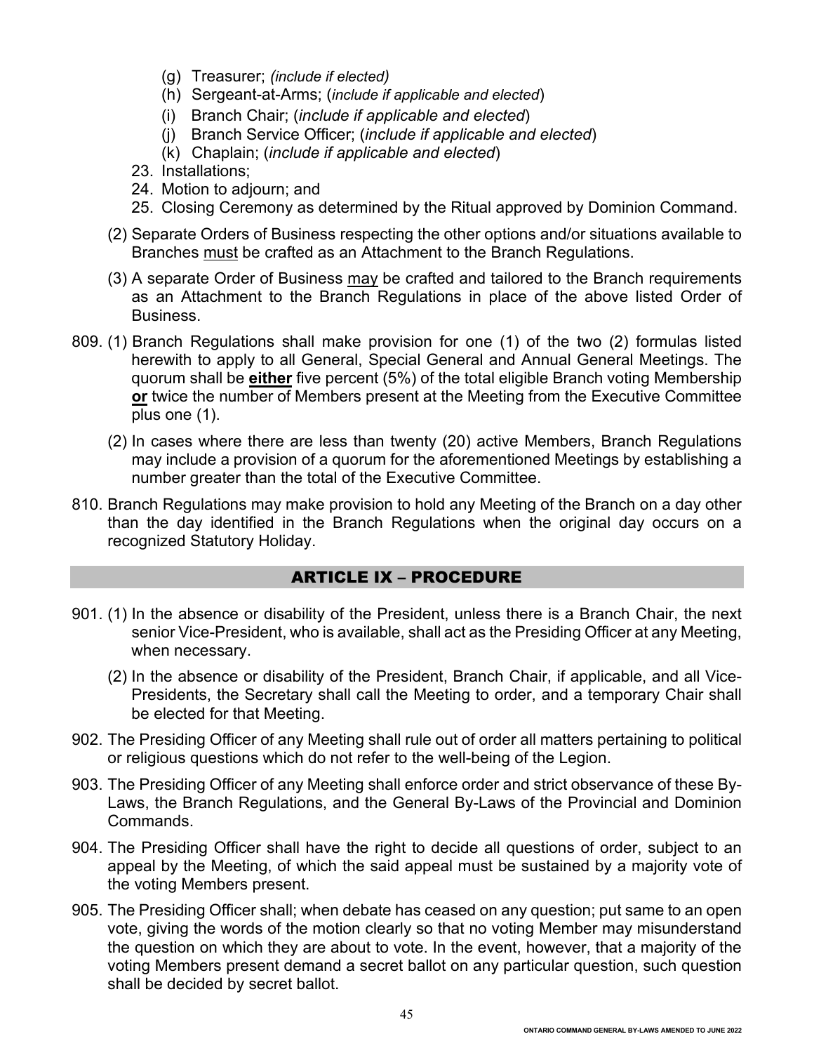(g) Treasurer; *(include if elected)*
   (h) Sergeant-at-Arms; (*include if applicable and elected*)
   (i) Branch Chair; (*include if applicable and elected*)
   (j) Branch Service Officer; (*include if applicable and elected*)
   (k) Chaplain; (*include if applicable and elected*)

23. Installations;
24. Motion to adjourn; and
25. Closing Ceremony as determined by the Ritual approved by Dominion Command.

(2) Separate Orders of Business respecting the other options and/or situations available to Branches <u>must</u> be crafted as an Attachment to the Branch Regulations.

(3) A separate Order of Business <u>may</u> be crafted and tailored to the Branch requirements as an Attachment to the Branch Regulations in place of the above listed Order of Business.

809. (1) Branch Regulations shall make provision for one (1) of the two (2) formulas listed herewith to apply to all General, Special General and Annual General Meetings. The quorum shall be <u>**either**</u> five percent (5%) of the total eligible Branch voting Membership <u>**or**</u> twice the number of Members present at the Meeting from the Executive Committee plus one (1).

(2) In cases where there are less than twenty (20) active Members, Branch Regulations may include a provision of a quorum for the aforementioned Meetings by establishing a number greater than the total of the Executive Committee.

810. Branch Regulations may make provision to hold any Meeting of the Branch on a day other than the day identified in the Branch Regulations when the original day occurs on a recognized Statutory Holiday.

## ARTICLE IX – PROCEDURE

901. (1) In the absence or disability of the President, unless there is a Branch Chair, the next senior Vice-President, who is available, shall act as the Presiding Officer at any Meeting, when necessary.

(2) In the absence or disability of the President, Branch Chair, if applicable, and all Vice-Presidents, the Secretary shall call the Meeting to order, and a temporary Chair shall be elected for that Meeting.

902. The Presiding Officer of any Meeting shall rule out of order all matters pertaining to political or religious questions which do not refer to the well-being of the Legion.

903. The Presiding Officer of any Meeting shall enforce order and strict observance of these By-Laws, the Branch Regulations, and the General By-Laws of the Provincial and Dominion Commands.

904. The Presiding Officer shall have the right to decide all questions of order, subject to an appeal by the Meeting, of which the said appeal must be sustained by a majority vote of the voting Members present.

905. The Presiding Officer shall; when debate has ceased on any question; put same to an open vote, giving the words of the motion clearly so that no voting Member may misunderstand the question on which they are about to vote. In the event, however, that a majority of the voting Members present demand a secret ballot on any particular question, such question shall be decided by secret ballot.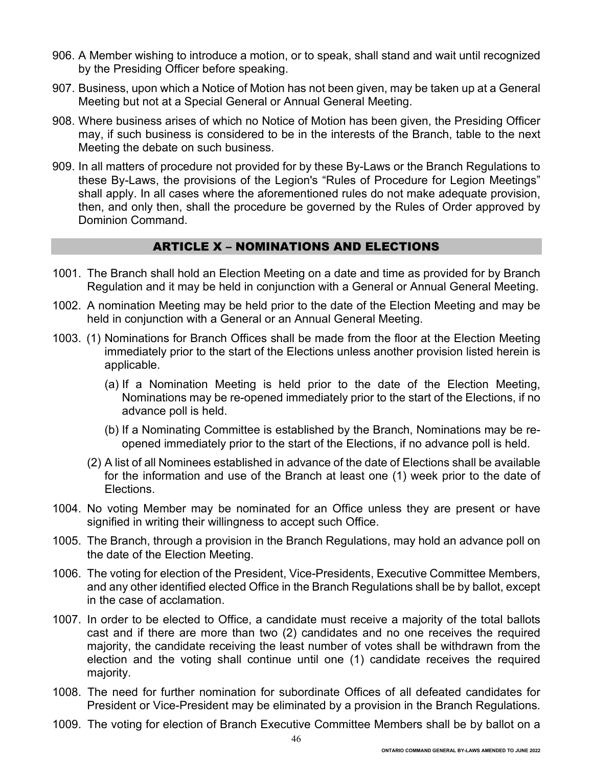906. A Member wishing to introduce a motion, or to speak, shall stand and wait until recognized by the Presiding Officer before speaking.

907. Business, upon which a Notice of Motion has not been given, may be taken up at a General Meeting but not at a Special General or Annual General Meeting.

908. Where business arises of which no Notice of Motion has been given, the Presiding Officer may, if such business is considered to be in the interests of the Branch, table to the next Meeting the debate on such business.

909. In all matters of procedure not provided for by these By-Laws or the Branch Regulations to these By-Laws, the provisions of the Legion's "Rules of Procedure for Legion Meetings" shall apply. In all cases where the aforementioned rules do not make adequate provision, then, and only then, shall the procedure be governed by the Rules of Order approved by Dominion Command.

## ARTICLE X – NOMINATIONS AND ELECTIONS

1001. The Branch shall hold an Election Meeting on a date and time as provided for by Branch Regulation and it may be held in conjunction with a General or Annual General Meeting.

1002. A nomination Meeting may be held prior to the date of the Election Meeting and may be held in conjunction with a General or an Annual General Meeting.

1003. (1) Nominations for Branch Offices shall be made from the floor at the Election Meeting immediately prior to the start of the Elections unless another provision listed herein is applicable.

(a) If a Nomination Meeting is held prior to the date of the Election Meeting, Nominations may be re-opened immediately prior to the start of the Elections, if no advance poll is held.

(b) If a Nominating Committee is established by the Branch, Nominations may be re-opened immediately prior to the start of the Elections, if no advance poll is held.

(2) A list of all Nominees established in advance of the date of Elections shall be available for the information and use of the Branch at least one (1) week prior to the date of Elections.

1004. No voting Member may be nominated for an Office unless they are present or have signified in writing their willingness to accept such Office.

1005. The Branch, through a provision in the Branch Regulations, may hold an advance poll on the date of the Election Meeting.

1006. The voting for election of the President, Vice-Presidents, Executive Committee Members, and any other identified elected Office in the Branch Regulations shall be by ballot, except in the case of acclamation.

1007. In order to be elected to Office, a candidate must receive a majority of the total ballots cast and if there are more than two (2) candidates and no one receives the required majority, the candidate receiving the least number of votes shall be withdrawn from the election and the voting shall continue until one (1) candidate receives the required majority.

1008. The need for further nomination for subordinate Offices of all defeated candidates for President or Vice-President may be eliminated by a provision in the Branch Regulations.

1009. The voting for election of Branch Executive Committee Members shall be by ballot on a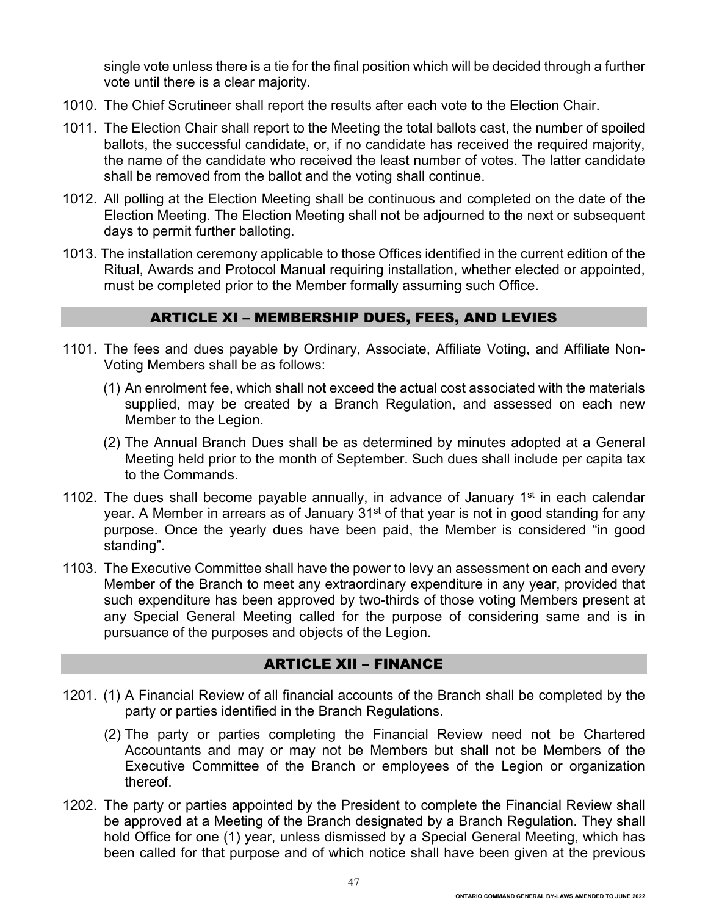single vote unless there is a tie for the final position which will be decided through a further vote until there is a clear majority.

1010. The Chief Scrutineer shall report the results after each vote to the Election Chair.

1011. The Election Chair shall report to the Meeting the total ballots cast, the number of spoiled ballots, the successful candidate, or, if no candidate has received the required majority, the name of the candidate who received the least number of votes. The latter candidate shall be removed from the ballot and the voting shall continue.

1012. All polling at the Election Meeting shall be continuous and completed on the date of the Election Meeting. The Election Meeting shall not be adjourned to the next or subsequent days to permit further balloting.

1013. The installation ceremony applicable to those Offices identified in the current edition of the Ritual, Awards and Protocol Manual requiring installation, whether elected or appointed, must be completed prior to the Member formally assuming such Office.

## ARTICLE XI – MEMBERSHIP DUES, FEES, AND LEVIES

1101. The fees and dues payable by Ordinary, Associate, Affiliate Voting, and Affiliate Non-Voting Members shall be as follows:

(1) An enrolment fee, which shall not exceed the actual cost associated with the materials supplied, may be created by a Branch Regulation, and assessed on each new Member to the Legion.

(2) The Annual Branch Dues shall be as determined by minutes adopted at a General Meeting held prior to the month of September. Such dues shall include per capita tax to the Commands.

1102. The dues shall become payable annually, in advance of January 1st in each calendar year. A Member in arrears as of January 31st of that year is not in good standing for any purpose. Once the yearly dues have been paid, the Member is considered "in good standing".

1103. The Executive Committee shall have the power to levy an assessment on each and every Member of the Branch to meet any extraordinary expenditure in any year, provided that such expenditure has been approved by two-thirds of those voting Members present at any Special General Meeting called for the purpose of considering same and is in pursuance of the purposes and objects of the Legion.

## ARTICLE XII – FINANCE

1201. (1) A Financial Review of all financial accounts of the Branch shall be completed by the party or parties identified in the Branch Regulations.

(2) The party or parties completing the Financial Review need not be Chartered Accountants and may or may not be Members but shall not be Members of the Executive Committee of the Branch or employees of the Legion or organization thereof.

1202. The party or parties appointed by the President to complete the Financial Review shall be approved at a Meeting of the Branch designated by a Branch Regulation. They shall hold Office for one (1) year, unless dismissed by a Special General Meeting, which has been called for that purpose and of which notice shall have been given at the previous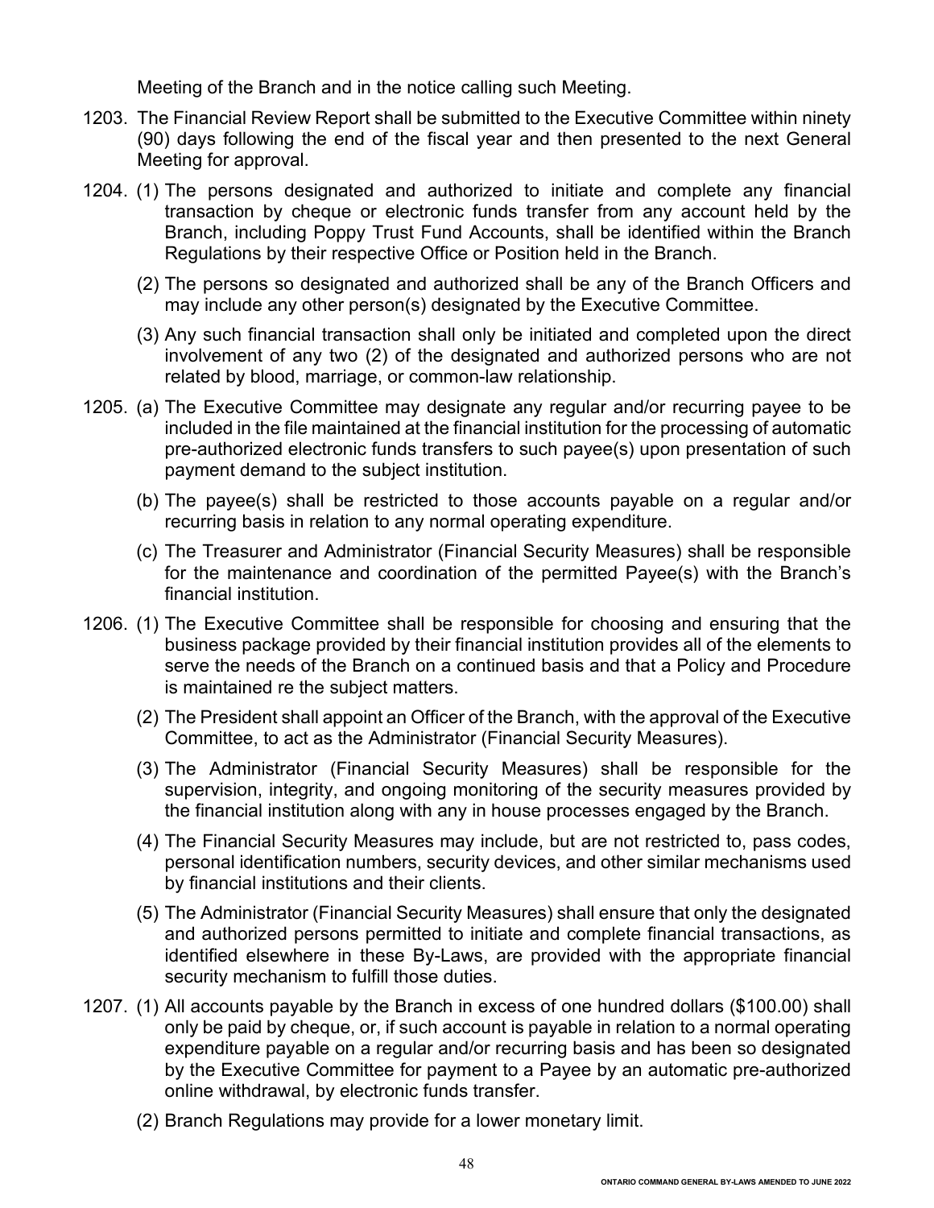Meeting of the Branch and in the notice calling such Meeting.

1203. The Financial Review Report shall be submitted to the Executive Committee within ninety (90) days following the end of the fiscal year and then presented to the next General Meeting for approval.

1204. (1) The persons designated and authorized to initiate and complete any financial transaction by cheque or electronic funds transfer from any account held by the Branch, including Poppy Trust Fund Accounts, shall be identified within the Branch Regulations by their respective Office or Position held in the Branch.

(2) The persons so designated and authorized shall be any of the Branch Officers and may include any other person(s) designated by the Executive Committee.

(3) Any such financial transaction shall only be initiated and completed upon the direct involvement of any two (2) of the designated and authorized persons who are not related by blood, marriage, or common-law relationship.

1205. (a) The Executive Committee may designate any regular and/or recurring payee to be included in the file maintained at the financial institution for the processing of automatic pre-authorized electronic funds transfers to such payee(s) upon presentation of such payment demand to the subject institution.

(b) The payee(s) shall be restricted to those accounts payable on a regular and/or recurring basis in relation to any normal operating expenditure.

(c) The Treasurer and Administrator (Financial Security Measures) shall be responsible for the maintenance and coordination of the permitted Payee(s) with the Branch's financial institution.

1206. (1) The Executive Committee shall be responsible for choosing and ensuring that the business package provided by their financial institution provides all of the elements to serve the needs of the Branch on a continued basis and that a Policy and Procedure is maintained re the subject matters.

(2) The President shall appoint an Officer of the Branch, with the approval of the Executive Committee, to act as the Administrator (Financial Security Measures).

(3) The Administrator (Financial Security Measures) shall be responsible for the supervision, integrity, and ongoing monitoring of the security measures provided by the financial institution along with any in house processes engaged by the Branch.

(4) The Financial Security Measures may include, but are not restricted to, pass codes, personal identification numbers, security devices, and other similar mechanisms used by financial institutions and their clients.

(5) The Administrator (Financial Security Measures) shall ensure that only the designated and authorized persons permitted to initiate and complete financial transactions, as identified elsewhere in these By-Laws, are provided with the appropriate financial security mechanism to fulfill those duties.

1207. (1) All accounts payable by the Branch in excess of one hundred dollars ($100.00) shall only be paid by cheque, or, if such account is payable in relation to a normal operating expenditure payable on a regular and/or recurring basis and has been so designated by the Executive Committee for payment to a Payee by an automatic pre-authorized online withdrawal, by electronic funds transfer.

(2) Branch Regulations may provide for a lower monetary limit.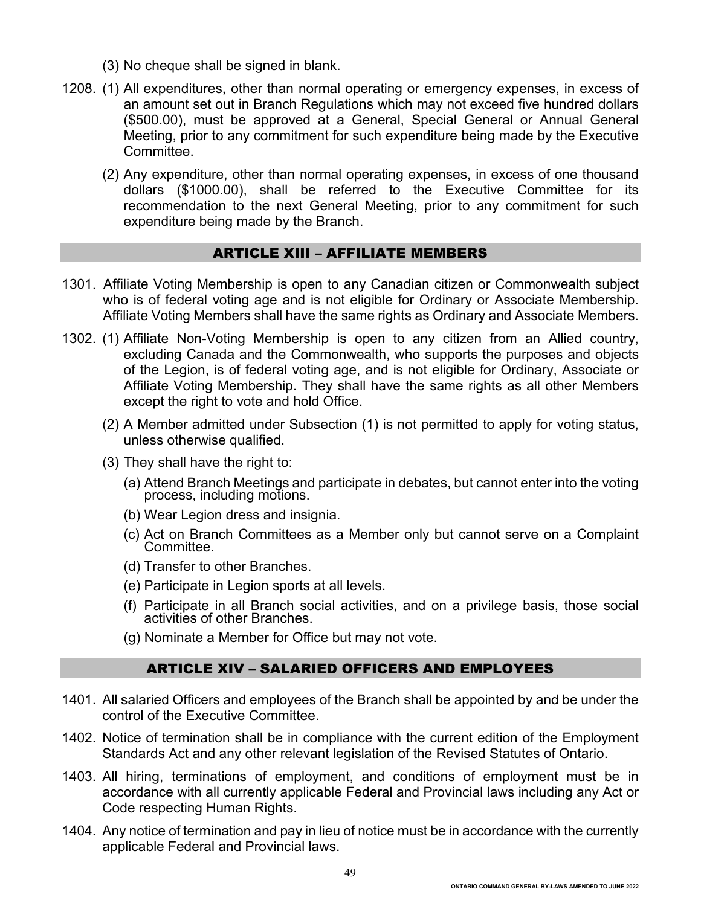(3) No cheque shall be signed in blank.

1208. (1) All expenditures, other than normal operating or emergency expenses, in excess of an amount set out in Branch Regulations which may not exceed five hundred dollars ($500.00), must be approved at a General, Special General or Annual General Meeting, prior to any commitment for such expenditure being made by the Executive Committee.

(2) Any expenditure, other than normal operating expenses, in excess of one thousand dollars ($1000.00), shall be referred to the Executive Committee for its recommendation to the next General Meeting, prior to any commitment for such expenditure being made by the Branch.

## ARTICLE XIII – AFFILIATE MEMBERS

1301. Affiliate Voting Membership is open to any Canadian citizen or Commonwealth subject who is of federal voting age and is not eligible for Ordinary or Associate Membership. Affiliate Voting Members shall have the same rights as Ordinary and Associate Members.

1302. (1) Affiliate Non-Voting Membership is open to any citizen from an Allied country, excluding Canada and the Commonwealth, who supports the purposes and objects of the Legion, is of federal voting age, and is not eligible for Ordinary, Associate or Affiliate Voting Membership. They shall have the same rights as all other Members except the right to vote and hold Office.

(2) A Member admitted under Subsection (1) is not permitted to apply for voting status, unless otherwise qualified.

(3) They shall have the right to:

(a) Attend Branch Meetings and participate in debates, but cannot enter into the voting process, including motions.

(b) Wear Legion dress and insignia.

(c) Act on Branch Committees as a Member only but cannot serve on a Complaint Committee.

(d) Transfer to other Branches.

(e) Participate in Legion sports at all levels.

(f) Participate in all Branch social activities, and on a privilege basis, those social activities of other Branches.

(g) Nominate a Member for Office but may not vote.

## ARTICLE XIV – SALARIED OFFICERS AND EMPLOYEES

1401. All salaried Officers and employees of the Branch shall be appointed by and be under the control of the Executive Committee.

1402. Notice of termination shall be in compliance with the current edition of the Employment Standards Act and any other relevant legislation of the Revised Statutes of Ontario.

1403. All hiring, terminations of employment, and conditions of employment must be in accordance with all currently applicable Federal and Provincial laws including any Act or Code respecting Human Rights.

1404. Any notice of termination and pay in lieu of notice must be in accordance with the currently applicable Federal and Provincial laws.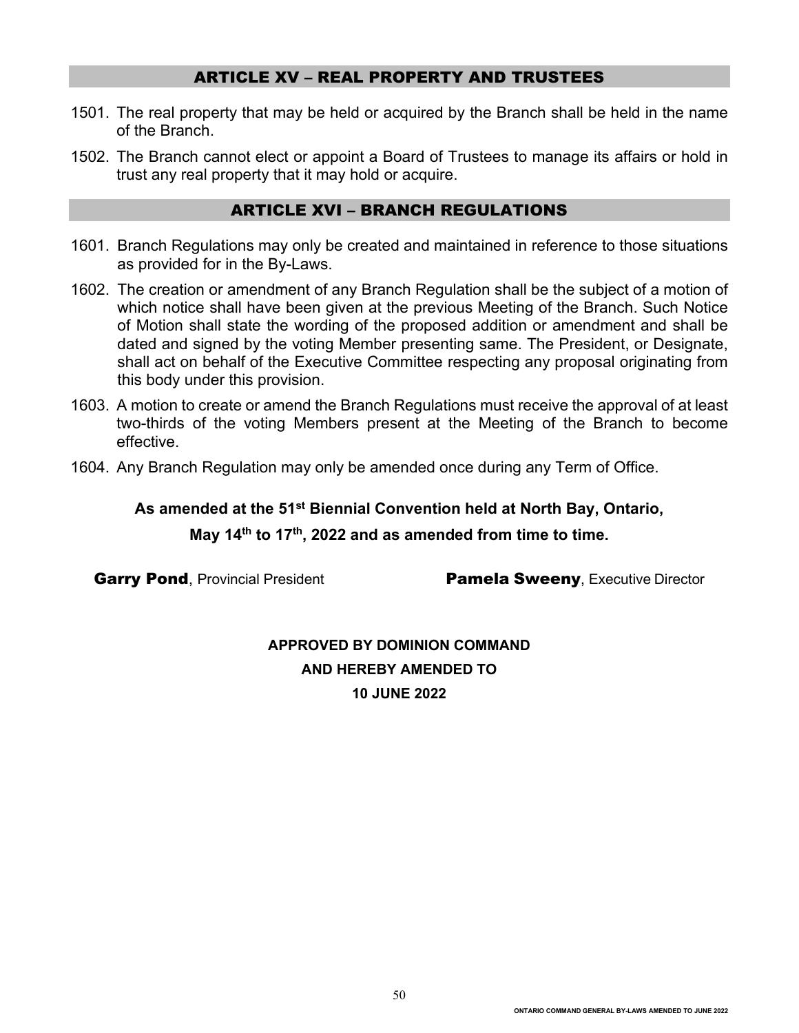## ARTICLE XV – REAL PROPERTY AND TRUSTEES

1501. The real property that may be held or acquired by the Branch shall be held in the name of the Branch.

1502. The Branch cannot elect or appoint a Board of Trustees to manage its affairs or hold in trust any real property that it may hold or acquire.

## ARTICLE XVI – BRANCH REGULATIONS

1601. Branch Regulations may only be created and maintained in reference to those situations as provided for in the By-Laws.

1602. The creation or amendment of any Branch Regulation shall be the subject of a motion of which notice shall have been given at the previous Meeting of the Branch. Such Notice of Motion shall state the wording of the proposed addition or amendment and shall be dated and signed by the voting Member presenting same. The President, or Designate, shall act on behalf of the Executive Committee respecting any proposal originating from this body under this provision.

1603. A motion to create or amend the Branch Regulations must receive the approval of at least two-thirds of the voting Members present at the Meeting of the Branch to become effective.

1604. Any Branch Regulation may only be amended once during any Term of Office.

**As amended at the 51st Biennial Convention held at North Bay, Ontario,**

**May 14th to 17th, 2022 and as amended from time to time.**

**Garry Pond**, Provincial President

**Pamela Sweeny**, Executive Director

**APPROVED BY DOMINION COMMAND**
**AND HEREBY AMENDED TO**
**10 JUNE 2022**